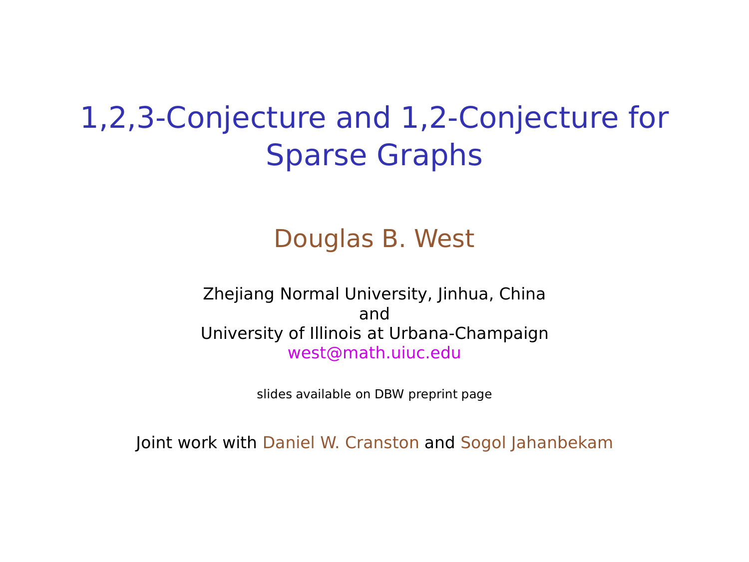# 1,2,3-Conjecture and 1,2-Conjecture for Sparse Graphs

Douglas B. West

Zhejiang Normal University, Jinhua, China
and
University of Illinois at Urbana-Champaign
west@math.uiuc.edu

slides available on DBW preprint page

Joint work with Daniel W. Cranston and Sogol Jahanbekam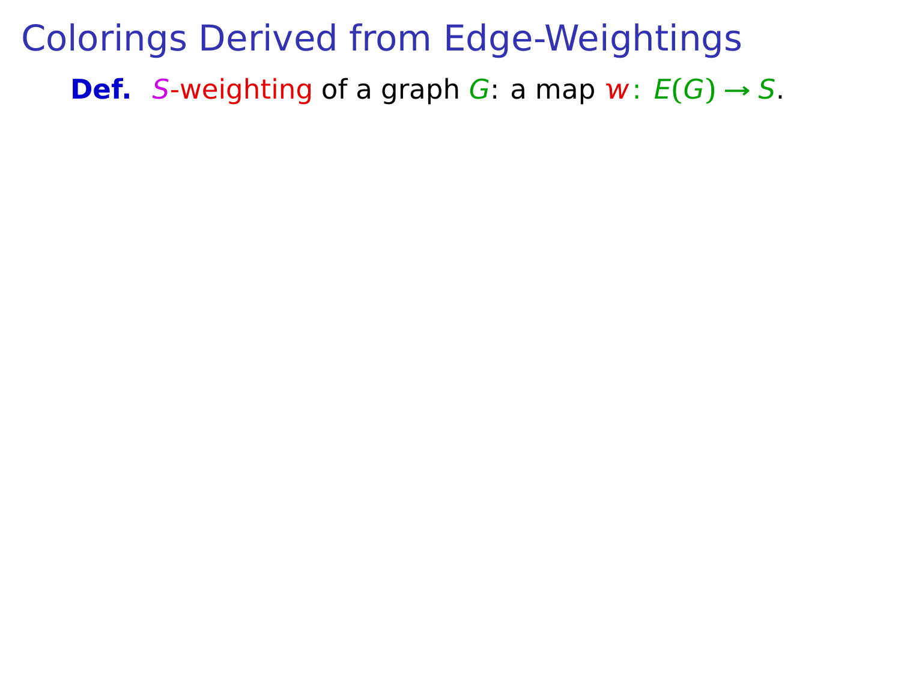# Colorings Derived from Edge-Weightings

**Def.** $S$-weighting of a graph $G$: a map $w\colon E(G) \to S$.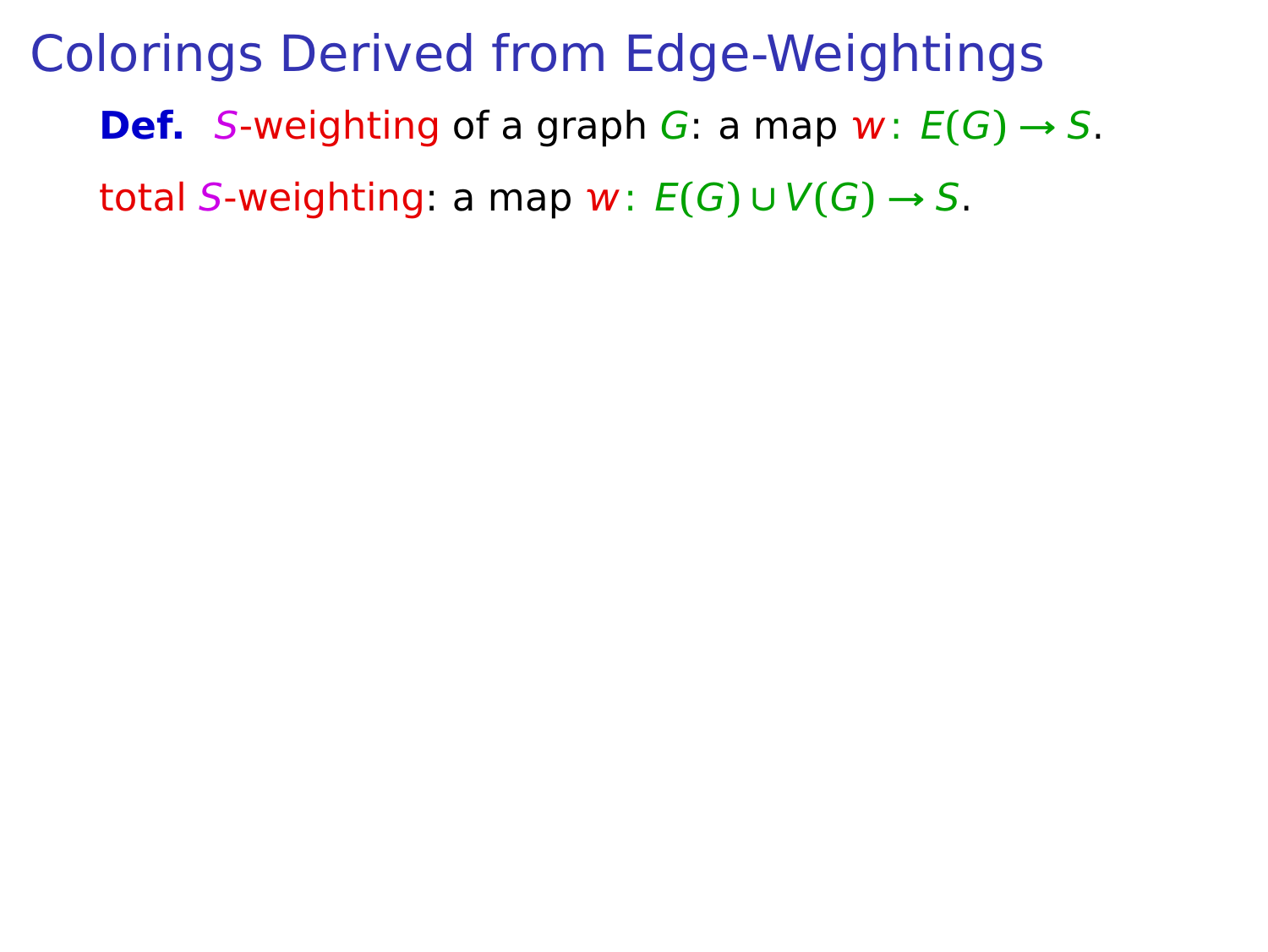# Colorings Derived from Edge-Weightings

**Def.** $S$-weighting of a graph $G$: a map $w\colon E(G) \to S$.

total $S$-weighting: a map $w\colon E(G) \cup V(G) \to S$.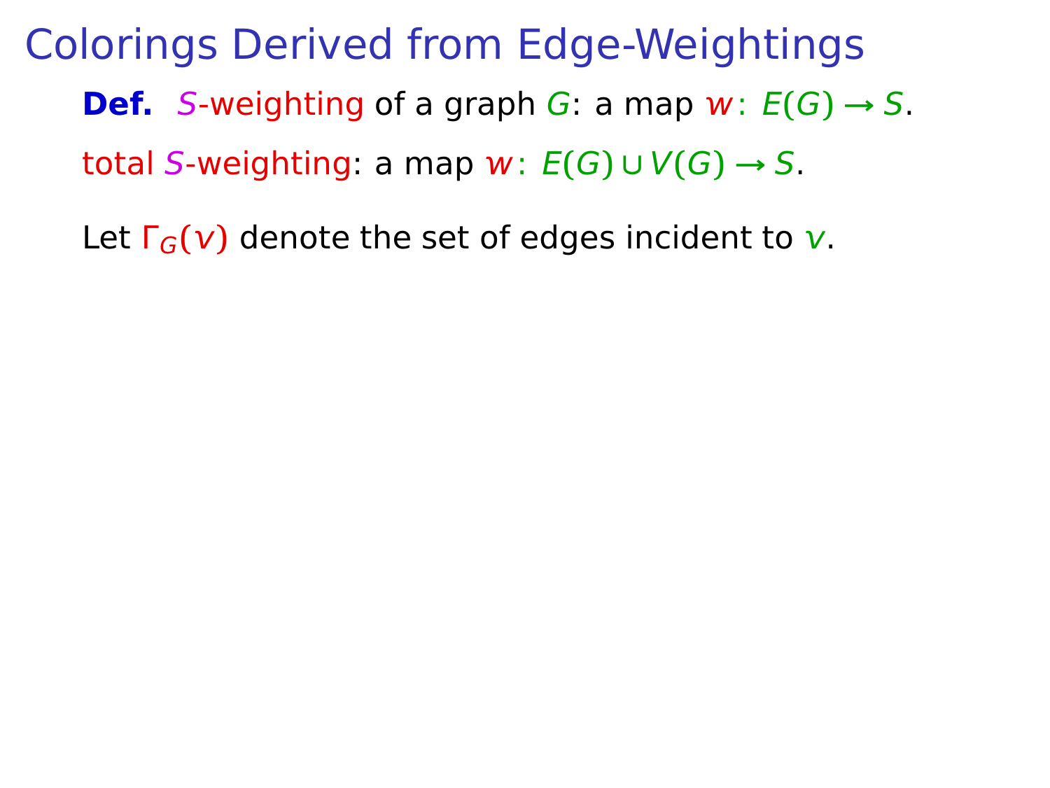# Colorings Derived from Edge-Weightings

**Def.** $S$-weighting of a graph $G$: a map $w\colon E(G) \to S$.

total $S$-weighting: a map $w\colon E(G) \cup V(G) \to S$.

Let $\Gamma_G(v)$ denote the set of edges incident to $v$.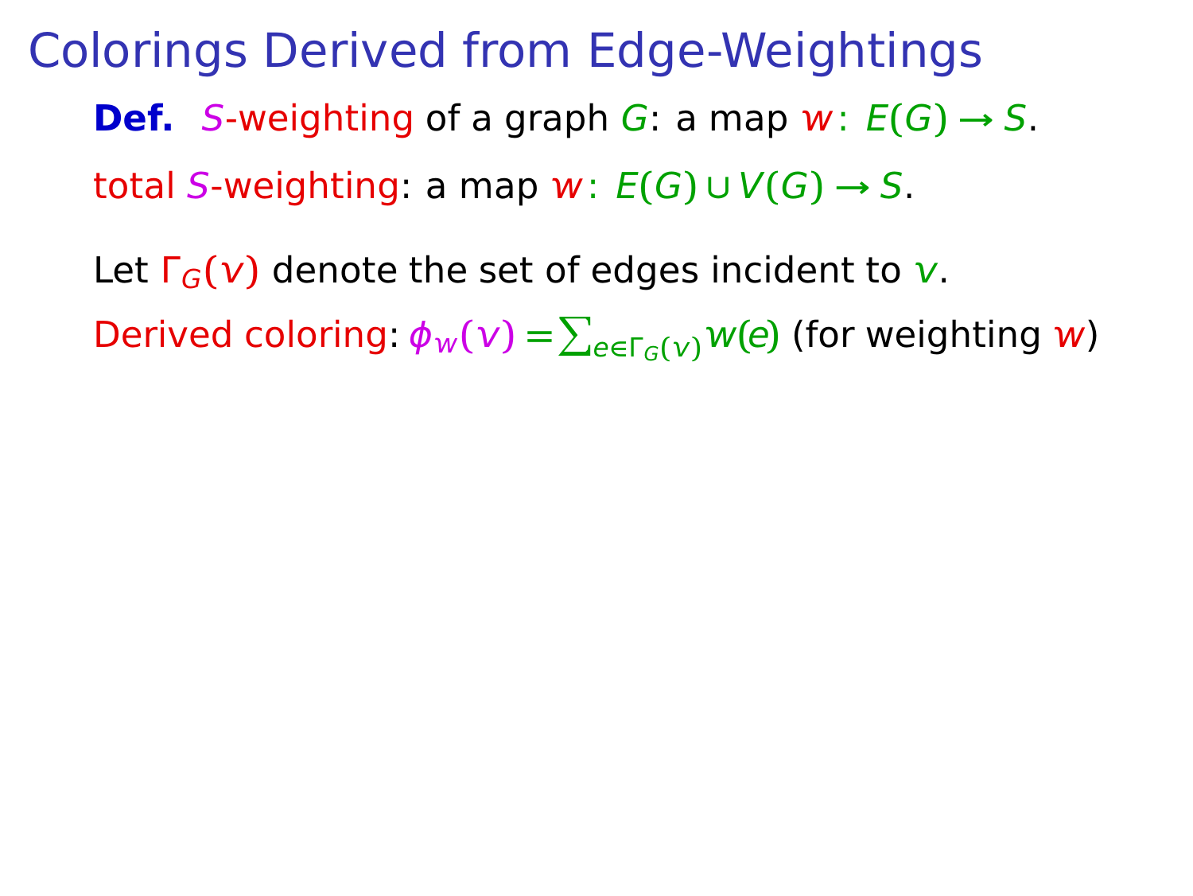# Colorings Derived from Edge-Weightings

**Def.** $S$-weighting of a graph $G$: a map $w\colon E(G) \to S$.

total $S$-weighting: a map $w\colon E(G) \cup V(G) \to S$.

Let $\Gamma_G(v)$ denote the set of edges incident to $v$.

Derived coloring: $\phi_w(v) = \sum_{e \in \Gamma_G(v)} w(e)$ (for weighting $w$)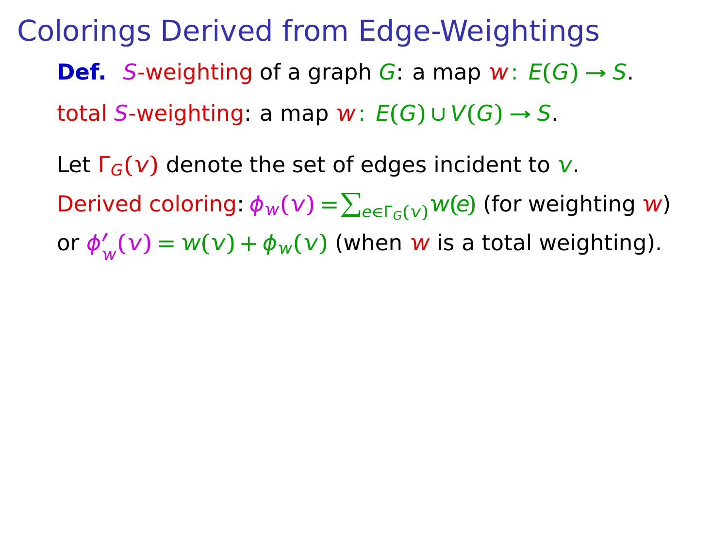# Colorings Derived from Edge-Weightings

**Def.** $S$-weighting of a graph $G$: a map $w\colon E(G) \to S$.

total $S$-weighting: a map $w\colon E(G) \cup V(G) \to S$.

Let $\Gamma_G(v)$ denote the set of edges incident to $v$.

Derived coloring: $\phi_w(v) = \sum_{e \in \Gamma_G(v)} w(e)$ (for weighting $w$)

or $\phi'_w(v) = w(v) + \phi_w(v)$ (when $w$ is a total weighting).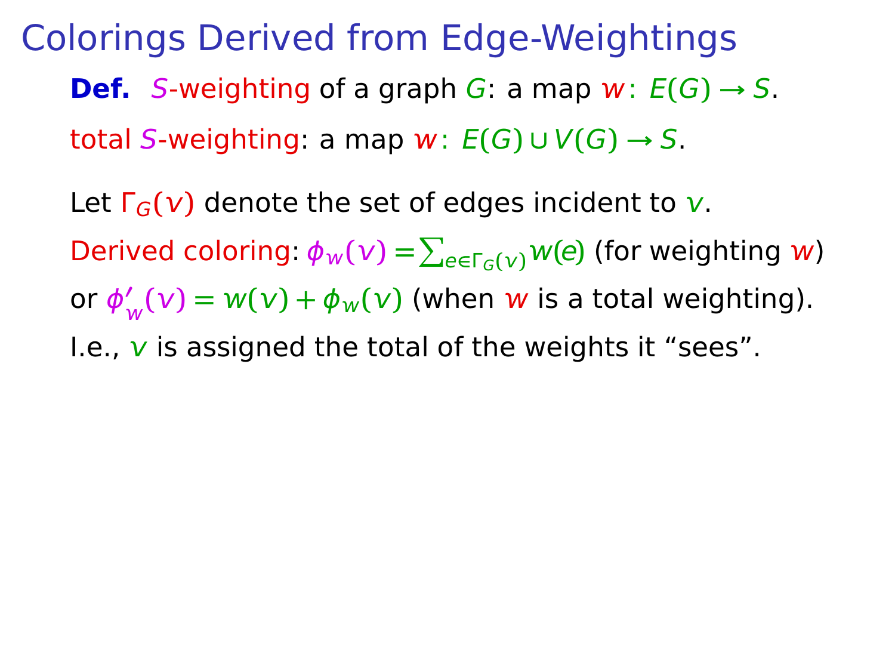# Colorings Derived from Edge-Weightings

**Def.** $S$-weighting of a graph $G$: a map $w\colon E(G) \to S$.

total $S$-weighting: a map $w\colon E(G) \cup V(G) \to S$.

Let $\Gamma_G(v)$ denote the set of edges incident to $v$.

Derived coloring: $\phi_w(v) = \sum_{e \in \Gamma_G(v)} w(e)$ (for weighting $w$)

or $\phi'_w(v) = w(v) + \phi_w(v)$ (when $w$ is a total weighting).

I.e., $v$ is assigned the total of the weights it “sees”.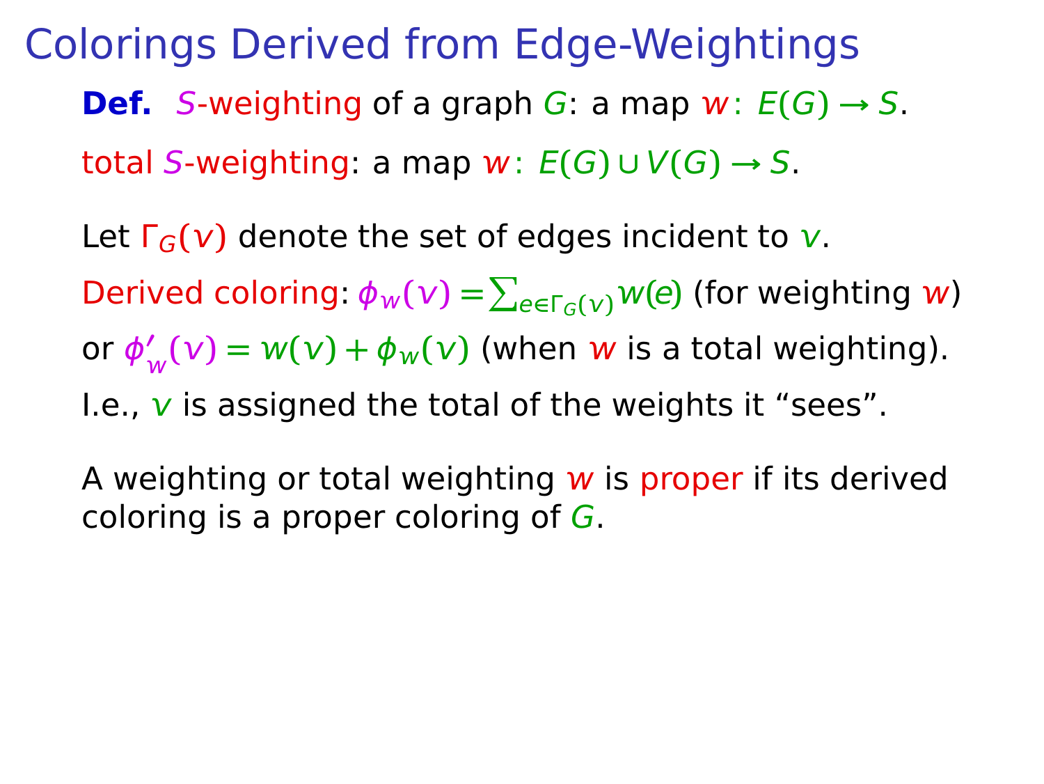# Colorings Derived from Edge-Weightings

**Def.** $S$-weighting of a graph $G$: a map $w\colon E(G) \to S$.

total $S$-weighting: a map $w\colon E(G) \cup V(G) \to S$.

Let $\Gamma_G(v)$ denote the set of edges incident to $v$.

Derived coloring: $\phi_w(v) = \sum_{e \in \Gamma_G(v)} w(e)$ (for weighting $w$)

or $\phi'_w(v) = w(v) + \phi_w(v)$ (when $w$ is a total weighting).

I.e., $v$ is assigned the total of the weights it "sees".

A weighting or total weighting $w$ is proper if its derived coloring is a proper coloring of $G$.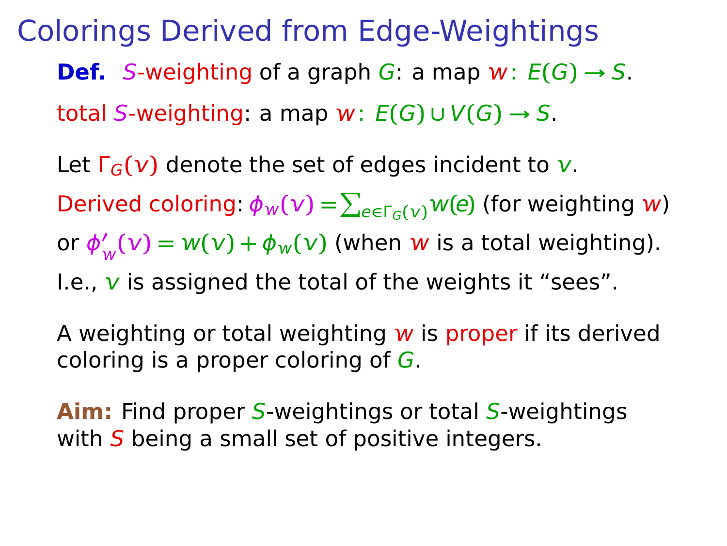# Colorings Derived from Edge-Weightings

**Def.** $S$-weighting of a graph $G$: a map $w \colon E(G) \to S$.

total $S$-weighting: a map $w \colon E(G) \cup V(G) \to S$.

Let $\Gamma_G(v)$ denote the set of edges incident to $v$.

Derived coloring: $\phi_w(v) = \sum_{e \in \Gamma_G(v)} w(e)$ (for weighting $w$)

or $\phi'_w(v) = w(v) + \phi_w(v)$ (when $w$ is a total weighting).

I.e., $v$ is assigned the total of the weights it "sees".

A weighting or total weighting $w$ is proper if its derived coloring is a proper coloring of $G$.

**Aim:** Find proper $S$-weightings or total $S$-weightings with $S$ being a small set of positive integers.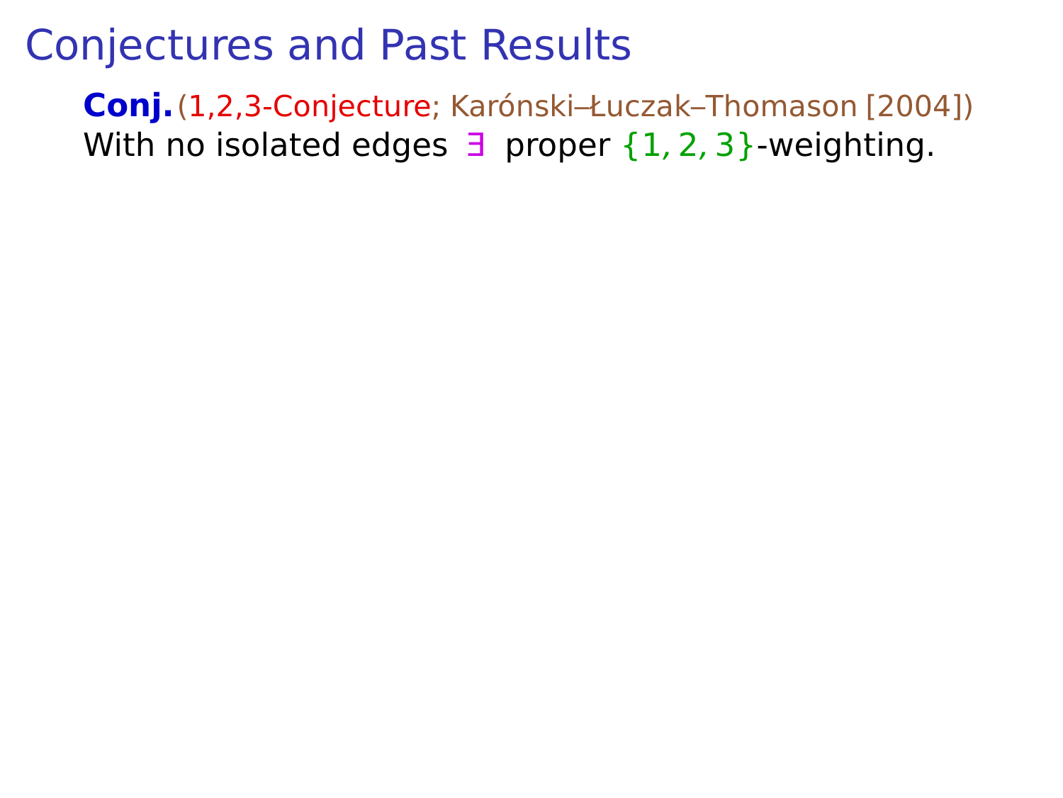# Conjectures and Past Results

**Conj.** (1,2,3-Conjecture; Karónski–Łuczak–Thomason [2004])
With no isolated edges $\exists$ proper $\{1, 2, 3\}$-weighting.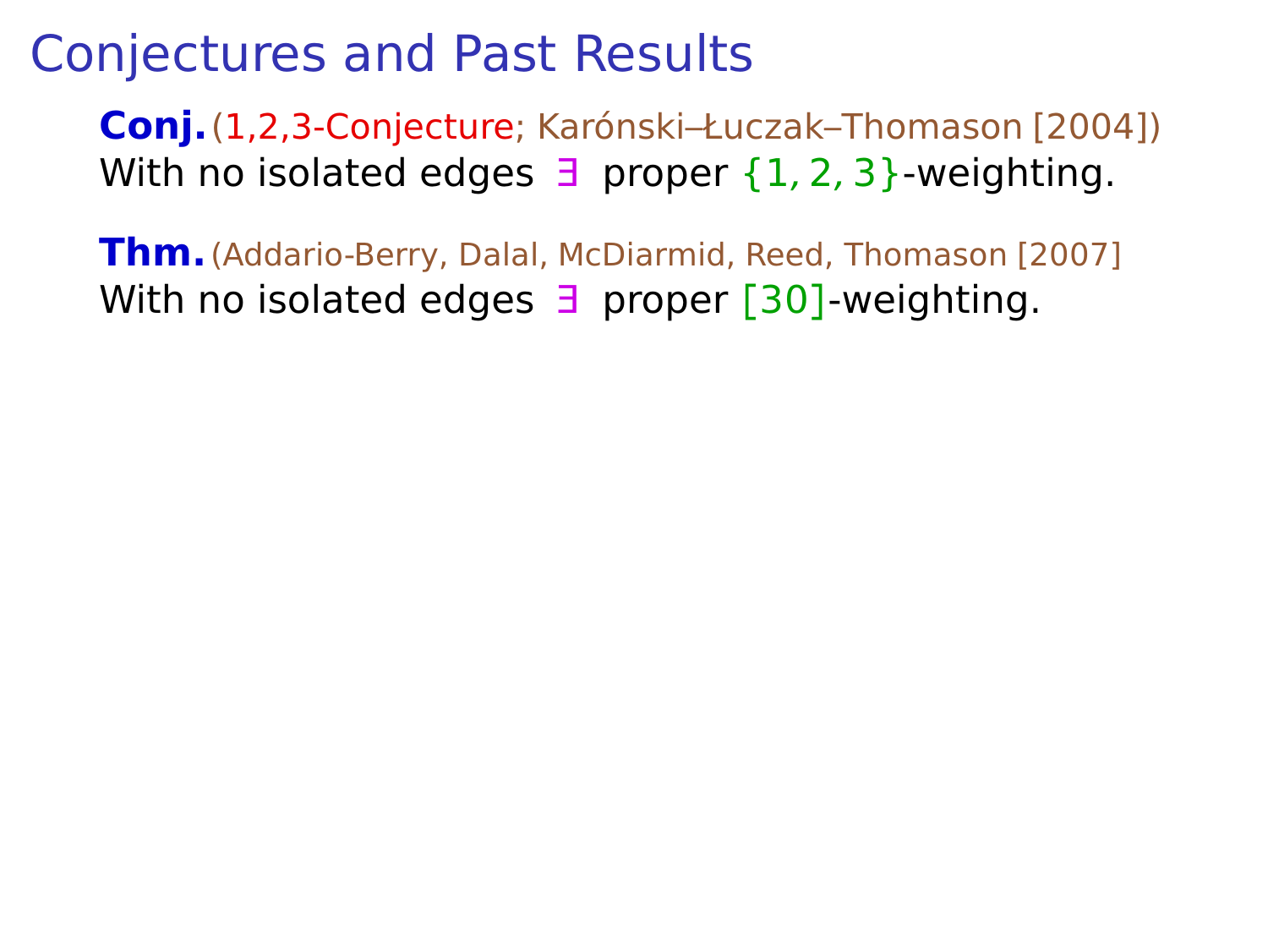# Conjectures and Past Results

**Conj.** (1,2,3-Conjecture; Karónski–Łuczak–Thomason [2004])
With no isolated edges $\exists$ proper $\{1, 2, 3\}$-weighting.

**Thm.** (Addario-Berry, Dalal, McDiarmid, Reed, Thomason [2007]
With no isolated edges $\exists$ proper $[30]$-weighting.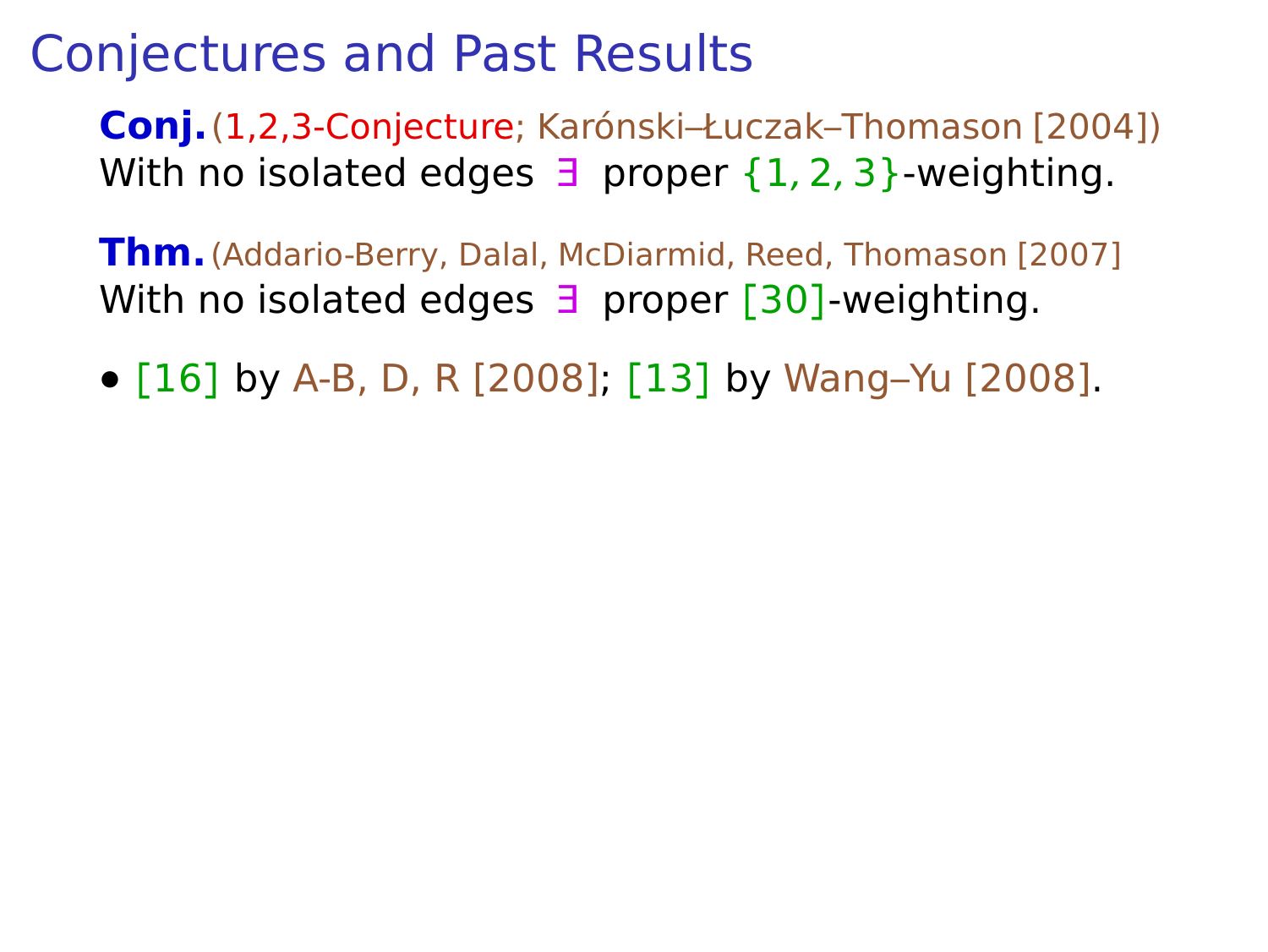# Conjectures and Past Results

**Conj.** (1,2,3-Conjecture; Karónski–Łuczak–Thomason [2004])
With no isolated edges ∃ proper $\{1, 2, 3\}$-weighting.

**Thm.** (Addario-Berry, Dalal, McDiarmid, Reed, Thomason [2007]
With no isolated edges ∃ proper [30]-weighting.

- [16] by A-B, D, R [2008]; [13] by Wang–Yu [2008].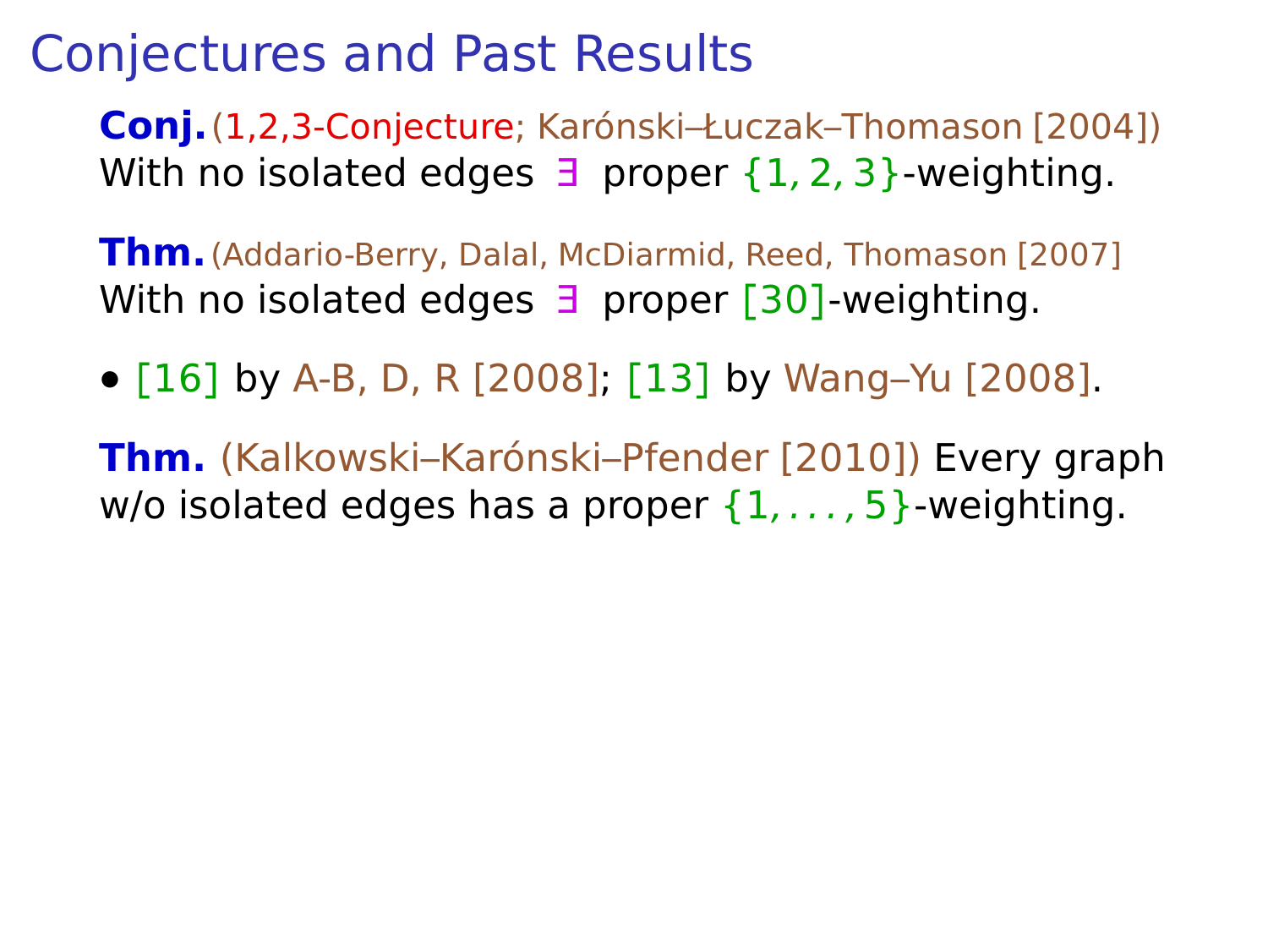# Conjectures and Past Results

**Conj.** (1,2,3-Conjecture; Karónski–Łuczak–Thomason [2004])
With no isolated edges ∃ proper $\{1, 2, 3\}$-weighting.

**Thm.** (Addario-Berry, Dalal, McDiarmid, Reed, Thomason [2007]
With no isolated edges ∃ proper [30]-weighting.

- [16] by A-B, D, R [2008]; [13] by Wang–Yu [2008].

**Thm.** (Kalkowski–Karónski–Pfender [2010]) Every graph w/o isolated edges has a proper $\{1, \ldots, 5\}$-weighting.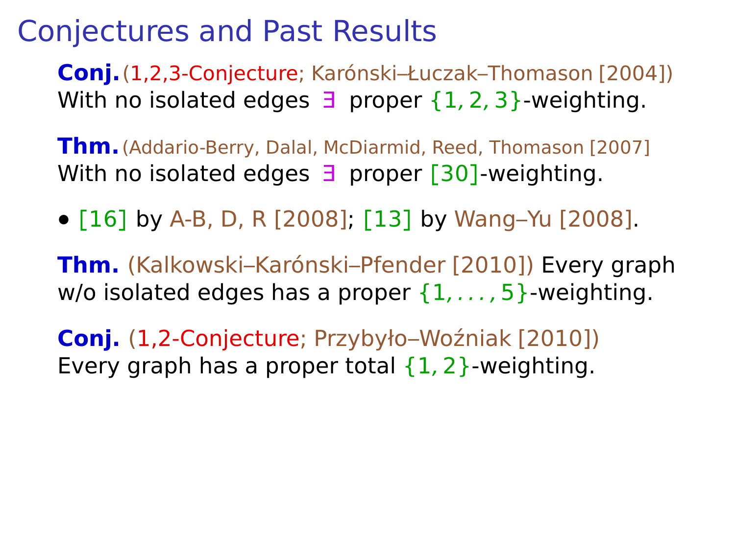# Conjectures and Past Results

**Conj.** (1,2,3-Conjecture; Karónski–Łuczak–Thomason [2004])
With no isolated edges $\exists$ proper $\{1, 2, 3\}$-weighting.

**Thm.** (Addario-Berry, Dalal, McDiarmid, Reed, Thomason [2007]
With no isolated edges $\exists$ proper [30]-weighting.

- [16] by A-B, D, R [2008]; [13] by Wang–Yu [2008].

**Thm.** (Kalkowski–Karónski–Pfender [2010]) Every graph w/o isolated edges has a proper $\{1, \ldots, 5\}$-weighting.

**Conj.** (1,2-Conjecture; Przybyło–Woźniak [2010])
Every graph has a proper total $\{1, 2\}$-weighting.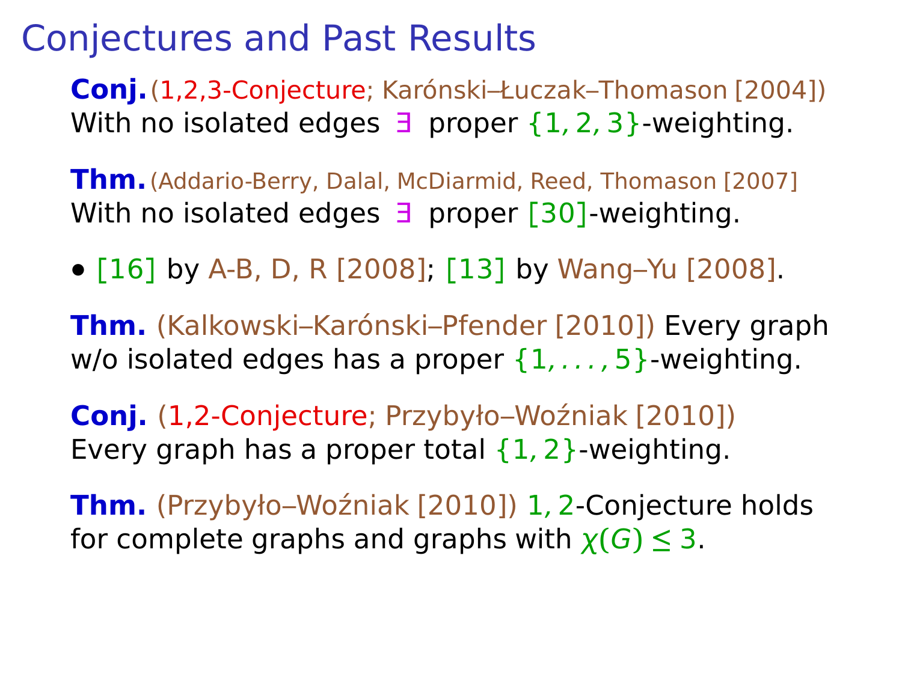# Conjectures and Past Results

**Conj.** (1,2,3-Conjecture; Karónski–Łuczak–Thomason [2004])
With no isolated edges $\exists$ proper $\{1, 2, 3\}$-weighting.

**Thm.** (Addario-Berry, Dalal, McDiarmid, Reed, Thomason [2007]
With no isolated edges $\exists$ proper $[30]$-weighting.

- $[16]$ by A-B, D, R [2008]; $[13]$ by Wang–Yu [2008].

**Thm.** (Kalkowski–Karónski–Pfender [2010]) Every graph w/o isolated edges has a proper $\{1, \ldots, 5\}$-weighting.

**Conj.** (1,2-Conjecture; Przybyło–Woźniak [2010])
Every graph has a proper total $\{1, 2\}$-weighting.

**Thm.** (Przybyło–Woźniak [2010]) $1, 2$-Conjecture holds for complete graphs and graphs with $\chi(G) \leq 3$.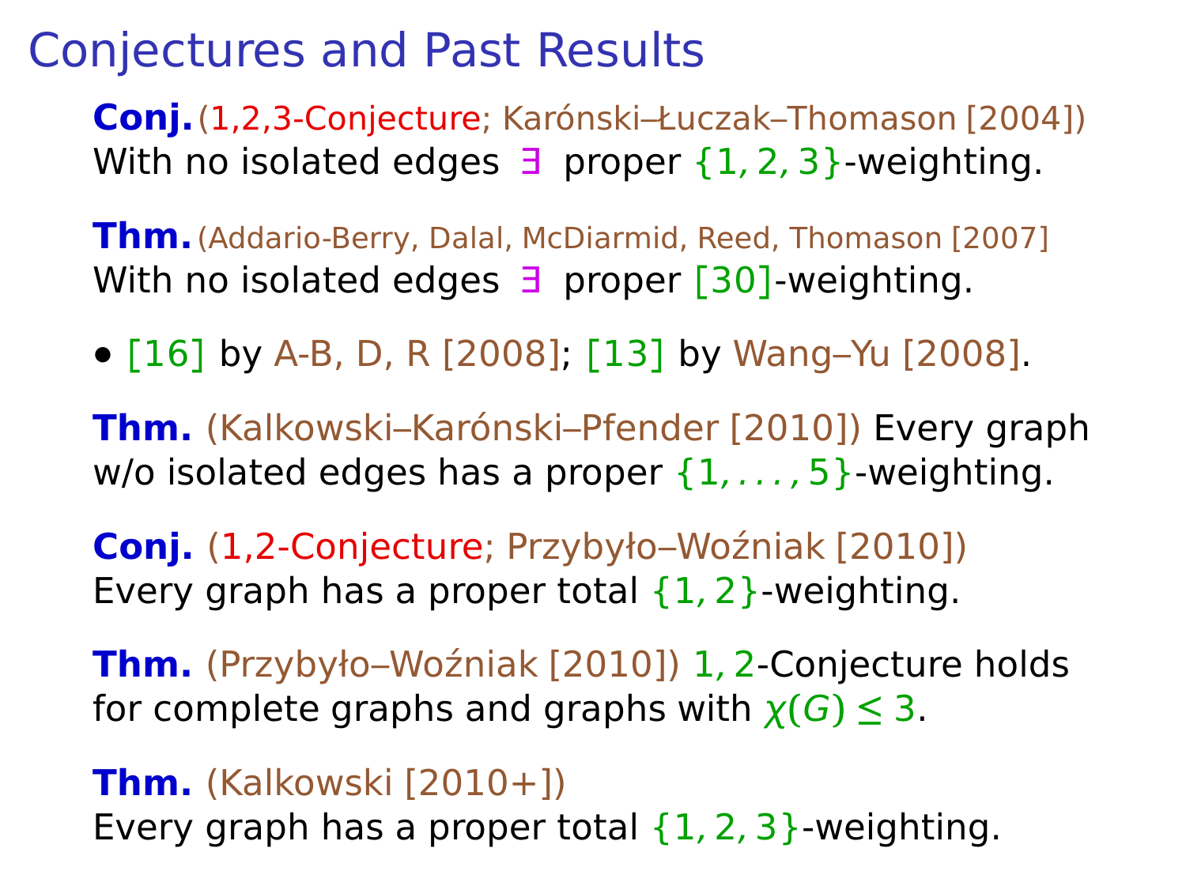# Conjectures and Past Results

**Conj.** (1,2,3-Conjecture; Karónski–Łuczak–Thomason [2004])
With no isolated edges $\exists$ proper $\{1, 2, 3\}$-weighting.

**Thm.** (Addario-Berry, Dalal, McDiarmid, Reed, Thomason [2007]
With no isolated edges $\exists$ proper $[30]$-weighting.

- $[16]$ by A-B, D, R [2008]; $[13]$ by Wang–Yu [2008].

**Thm.** (Kalkowski–Karónski–Pfender [2010]) Every graph w/o isolated edges has a proper $\{1, \ldots, 5\}$-weighting.

**Conj.** (1,2-Conjecture; Przybyło–Woźniak [2010])
Every graph has a proper total $\{1, 2\}$-weighting.

**Thm.** (Przybyło–Woźniak [2010]) $1, 2$-Conjecture holds for complete graphs and graphs with $\chi(G) \leq 3$.

**Thm.** (Kalkowski [2010+])
Every graph has a proper total $\{1, 2, 3\}$-weighting.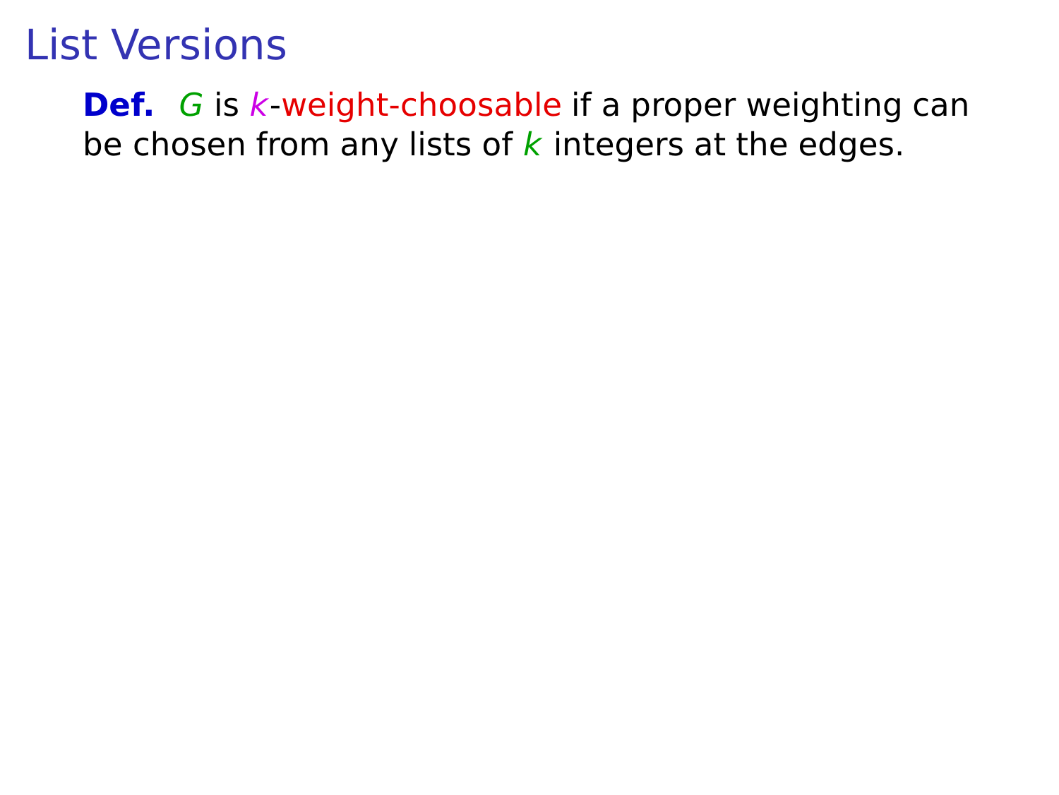# List Versions

**Def.** $G$ is $k$-weight-choosable if a proper weighting can be chosen from any lists of $k$ integers at the edges.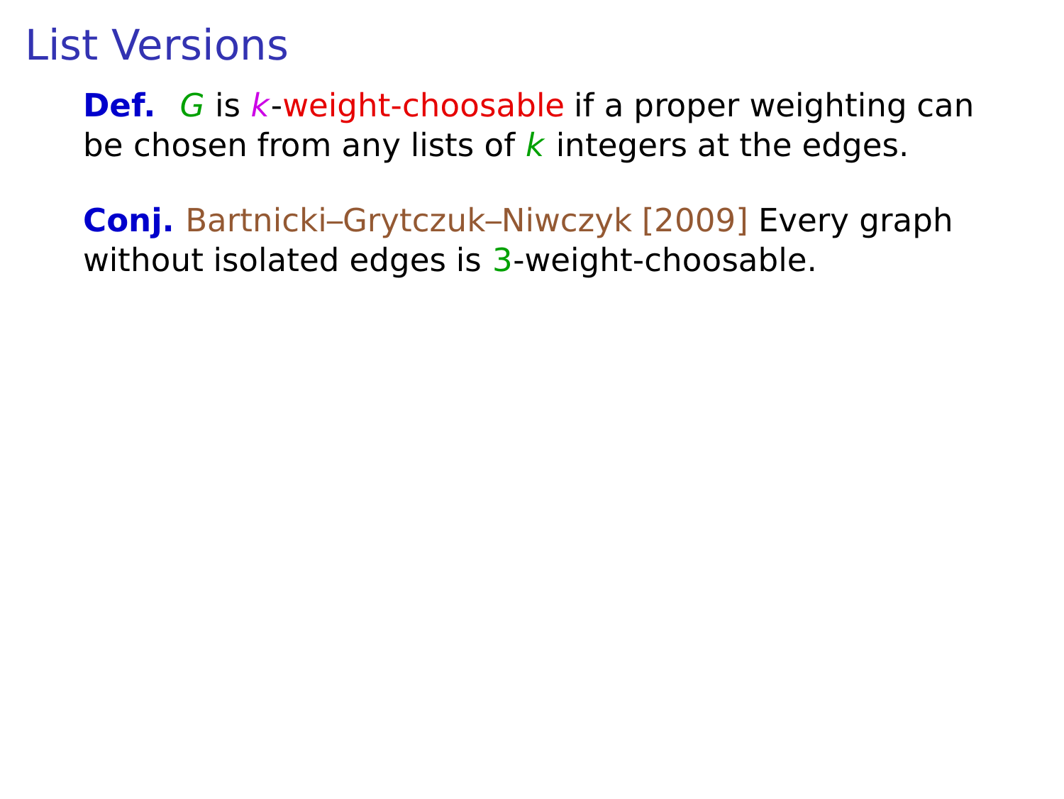# List Versions

**Def.** $G$ is $k$-weight-choosable if a proper weighting can be chosen from any lists of $k$ integers at the edges.

**Conj.** Bartnicki–Grytczuk–Niwczyk [2009] Every graph without isolated edges is 3-weight-choosable.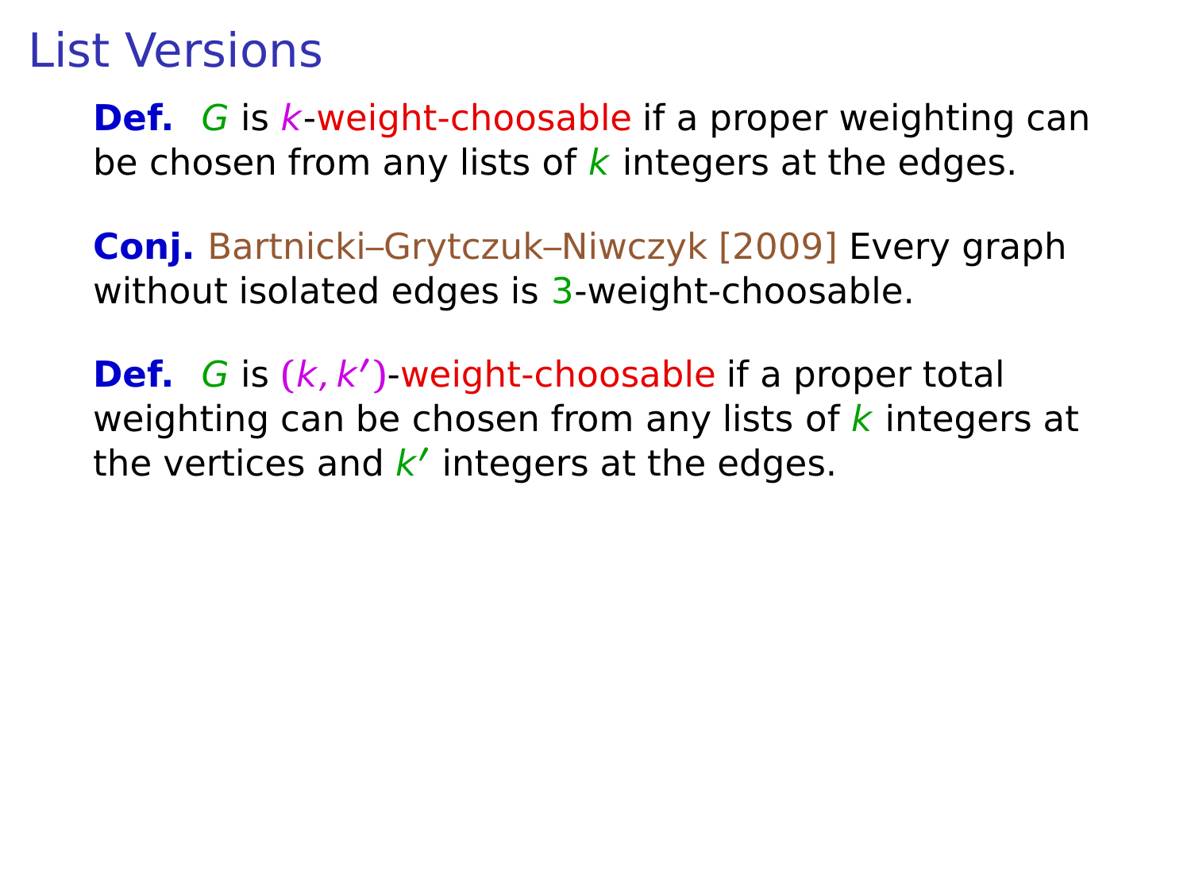# List Versions

**Def.** $G$ is $k$-weight-choosable if a proper weighting can be chosen from any lists of $k$ integers at the edges.

**Conj.** Bartnicki–Grytczuk–Niwczyk [2009] Every graph without isolated edges is 3-weight-choosable.

**Def.** $G$ is $(k, k')$-weight-choosable if a proper total weighting can be chosen from any lists of $k$ integers at the vertices and $k'$ integers at the edges.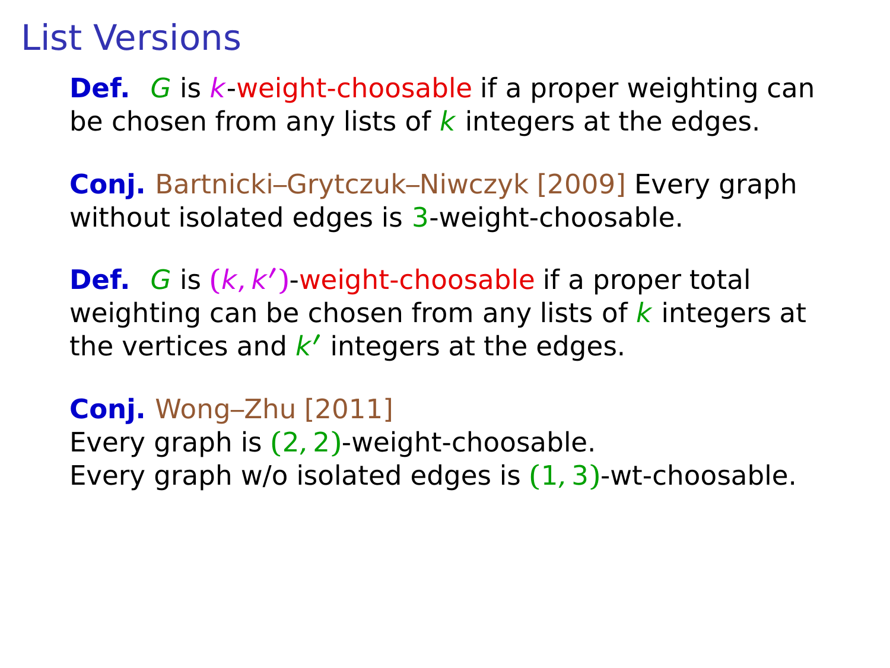# List Versions

**Def.** $G$ is $k$-weight-choosable if a proper weighting can be chosen from any lists of $k$ integers at the edges.

**Conj.** Bartnicki–Grytczuk–Niwczyk [2009] Every graph without isolated edges is 3-weight-choosable.

**Def.** $G$ is $(k, k')$-weight-choosable if a proper total weighting can be chosen from any lists of $k$ integers at the vertices and $k'$ integers at the edges.

**Conj.** Wong–Zhu [2011]
Every graph is $(2, 2)$-weight-choosable.
Every graph w/o isolated edges is $(1, 3)$-wt-choosable.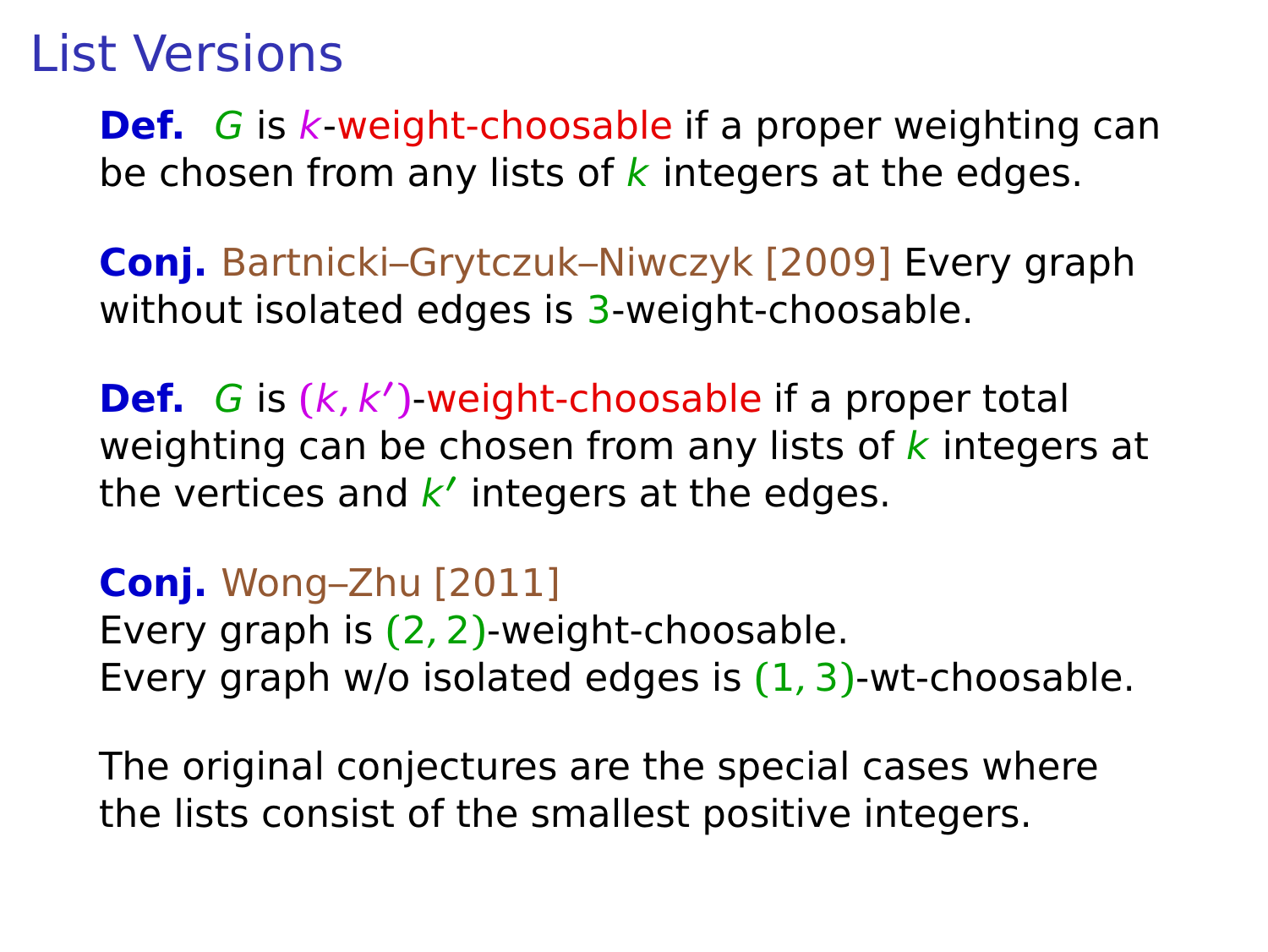# List Versions

**Def.** $G$ is $k$-weight-choosable if a proper weighting can be chosen from any lists of $k$ integers at the edges.

**Conj.** Bartnicki–Grytczuk–Niwczyk [2009] Every graph without isolated edges is $3$-weight-choosable.

**Def.** $G$ is $(k, k')$-weight-choosable if a proper total weighting can be chosen from any lists of $k$ integers at the vertices and $k'$ integers at the edges.

**Conj.** Wong–Zhu [2011]
Every graph is $(2, 2)$-weight-choosable.
Every graph w/o isolated edges is $(1, 3)$-wt-choosable.

The original conjectures are the special cases where the lists consist of the smallest positive integers.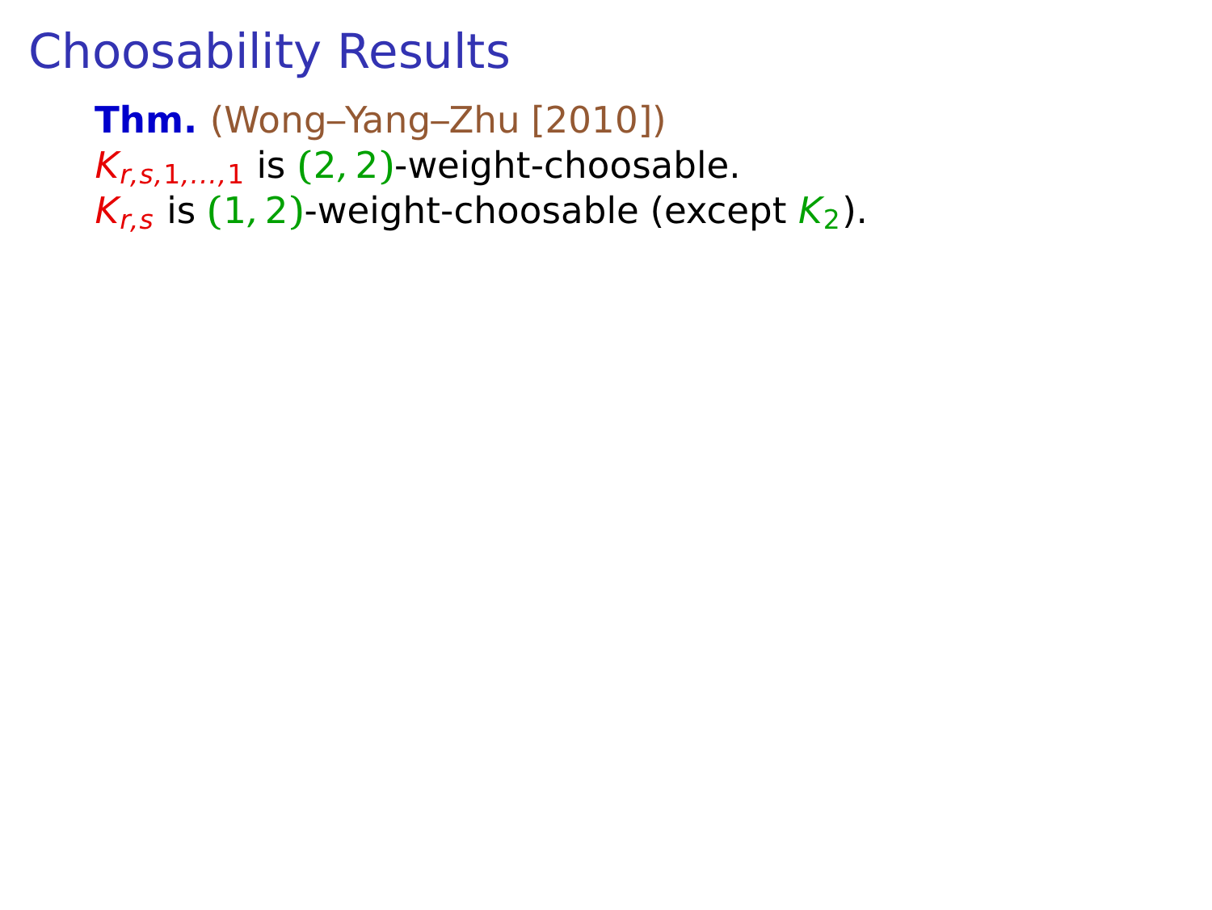# Choosability Results

**Thm.** (Wong–Yang–Zhu [2010])
$K_{r,s,1,\ldots,1}$ is $(2,2)$-weight-choosable.
$K_{r,s}$ is $(1,2)$-weight-choosable (except $K_2$).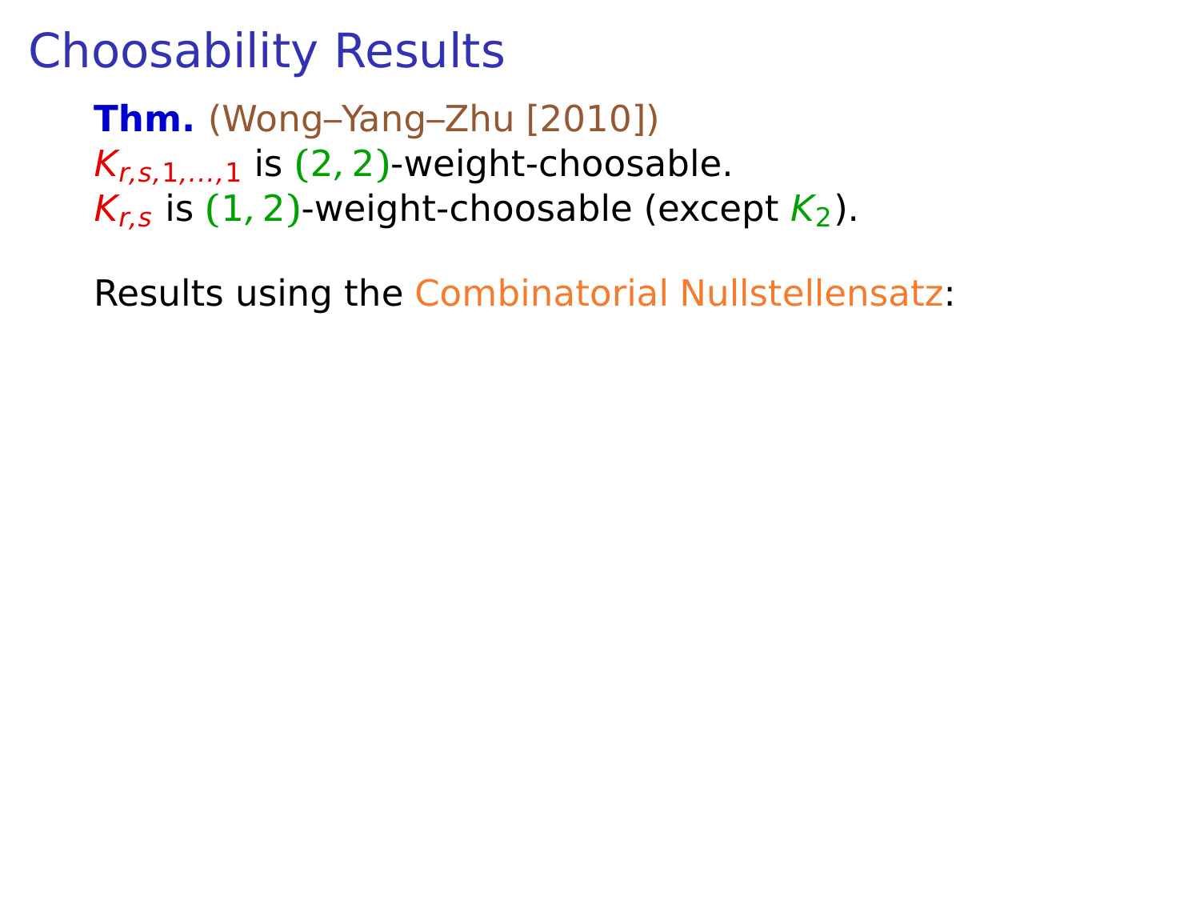# Choosability Results

**Thm.** (Wong–Yang–Zhu [2010])
$K_{r,s,1,\ldots,1}$ is $(2,2)$-weight-choosable.
$K_{r,s}$ is $(1,2)$-weight-choosable (except $K_2$).

Results using the Combinatorial Nullstellensatz: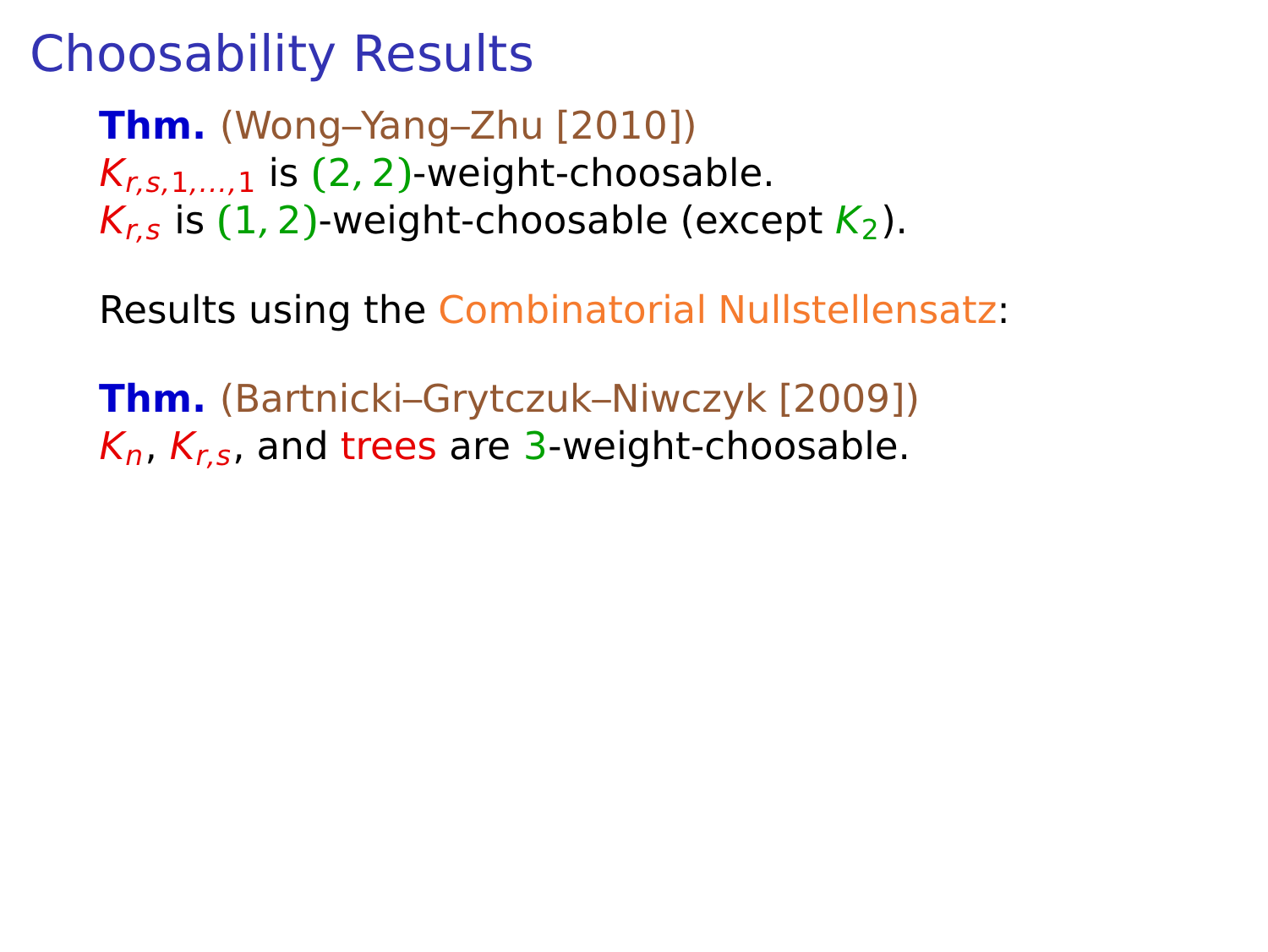# Choosability Results

**Thm.** (Wong–Yang–Zhu [2010])
$K_{r,s,1,\ldots,1}$ is $(2,2)$-weight-choosable.
$K_{r,s}$ is $(1,2)$-weight-choosable (except $K_2$).

Results using the Combinatorial Nullstellensatz:

**Thm.** (Bartnicki–Grytczuk–Niwczyk [2009])
$K_n$, $K_{r,s}$, and trees are $3$-weight-choosable.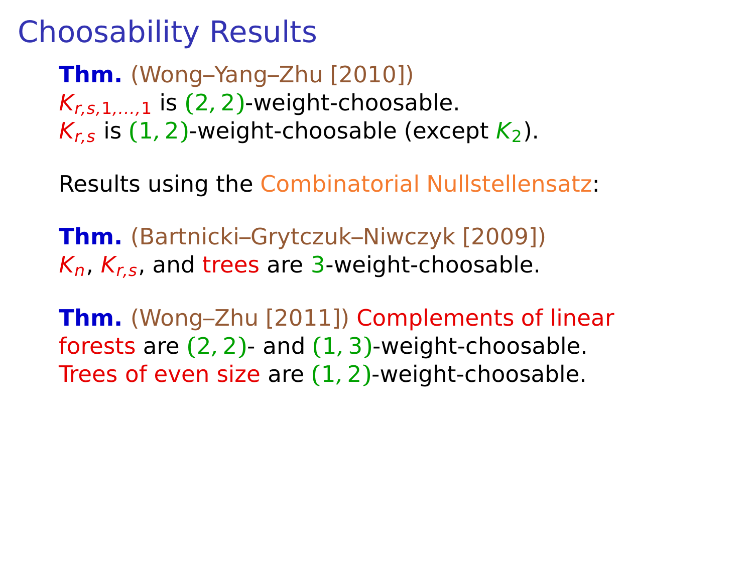# Choosability Results

**Thm.** (Wong–Yang–Zhu [2010])
$K_{r,s,1,\dots,1}$ is $(2,2)$-weight-choosable.
$K_{r,s}$ is $(1,2)$-weight-choosable (except $K_2$).

Results using the Combinatorial Nullstellensatz:

**Thm.** (Bartnicki–Grytczuk–Niwczyk [2009])
$K_n$, $K_{r,s}$, and trees are $3$-weight-choosable.

**Thm.** (Wong–Zhu [2011]) Complements of linear forests are $(2,2)$- and $(1,3)$-weight-choosable.
Trees of even size are $(1,2)$-weight-choosable.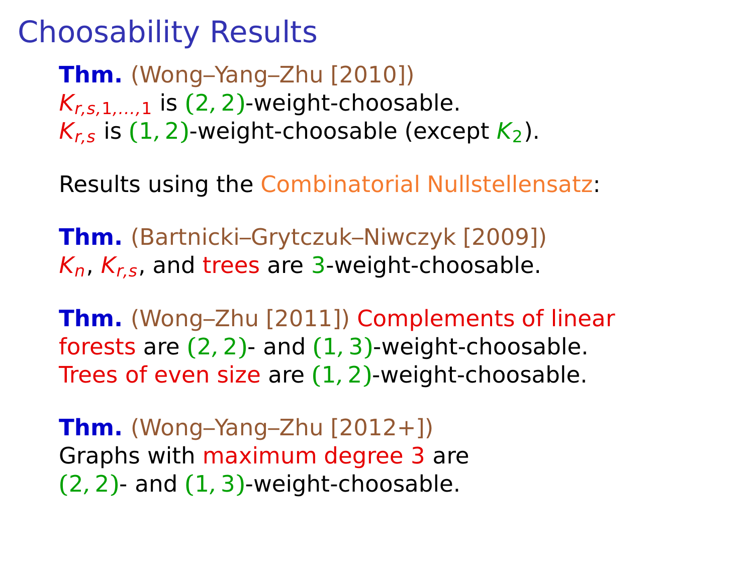# Choosability Results

**Thm.** (Wong–Yang–Zhu [2010])
$K_{r,s,1,\ldots,1}$ is $(2,2)$-weight-choosable.
$K_{r,s}$ is $(1,2)$-weight-choosable (except $K_2$).

Results using the Combinatorial Nullstellensatz:

**Thm.** (Bartnicki–Grytczuk–Niwczyk [2009])
$K_n$, $K_{r,s}$, and trees are 3-weight-choosable.

**Thm.** (Wong–Zhu [2011]) Complements of linear forests are $(2,2)$- and $(1,3)$-weight-choosable.
Trees of even size are $(1,2)$-weight-choosable.

**Thm.** (Wong–Yang–Zhu [2012+])
Graphs with maximum degree 3 are
$(2,2)$- and $(1,3)$-weight-choosable.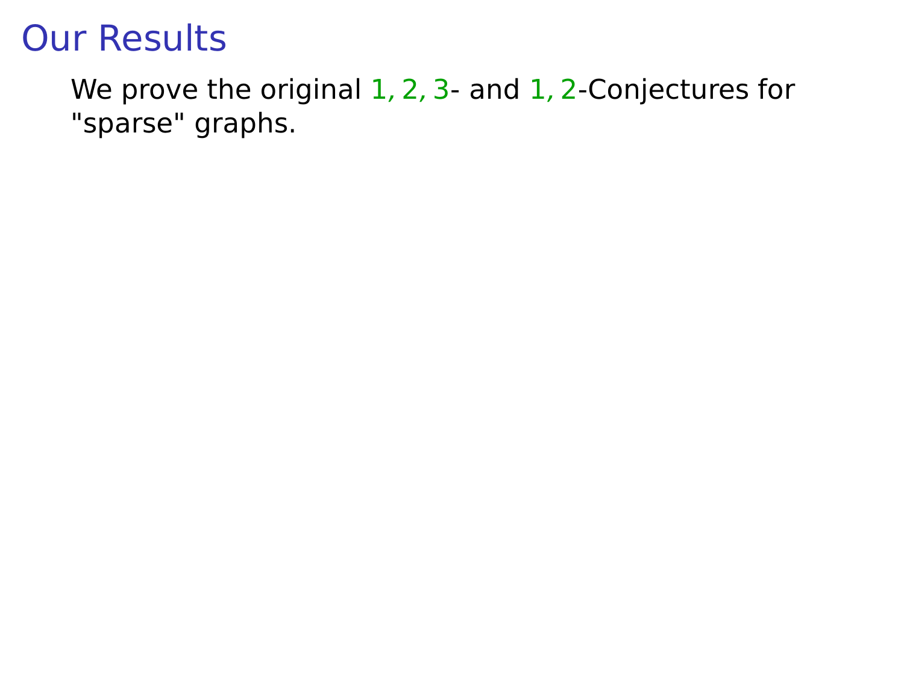# Our Results

We prove the original $1, 2, 3$- and $1, 2$-Conjectures for "sparse" graphs.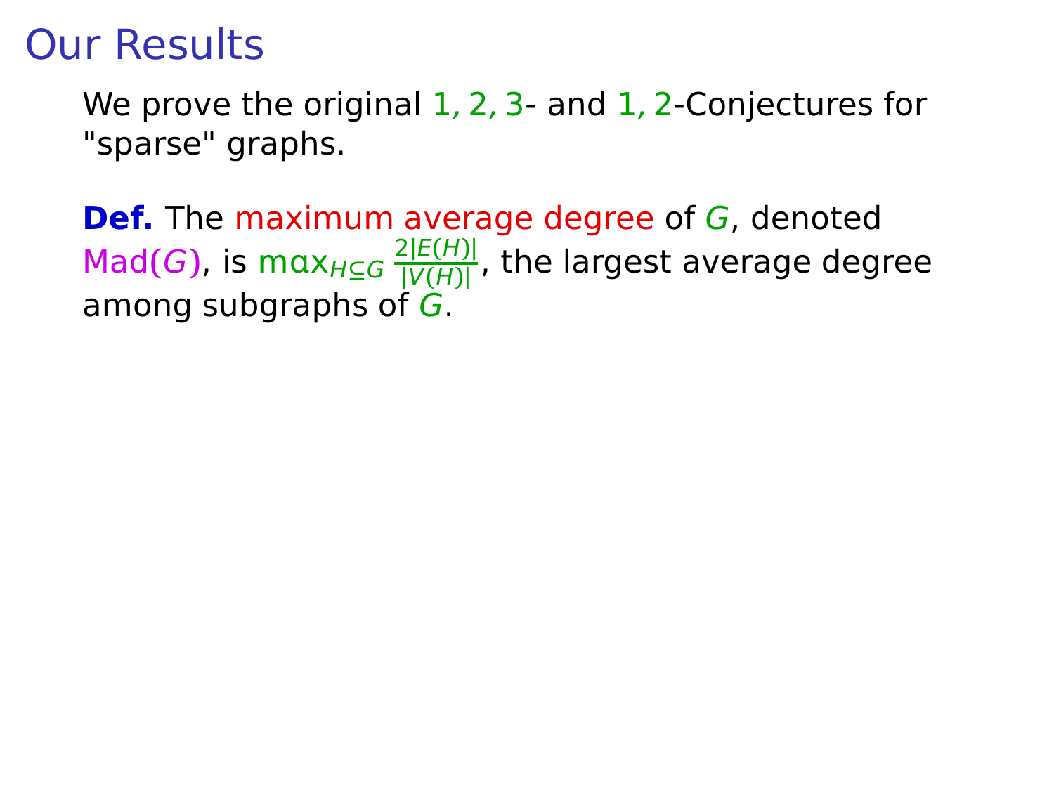# Our Results

We prove the original $1, 2, 3$- and $1, 2$-Conjectures for "sparse" graphs.

**Def.** The maximum average degree of $G$, denoted $\text{Mad}(G)$, is $\max_{H \subseteq G} \frac{2|E(H)|}{|V(H)|}$, the largest average degree among subgraphs of $G$.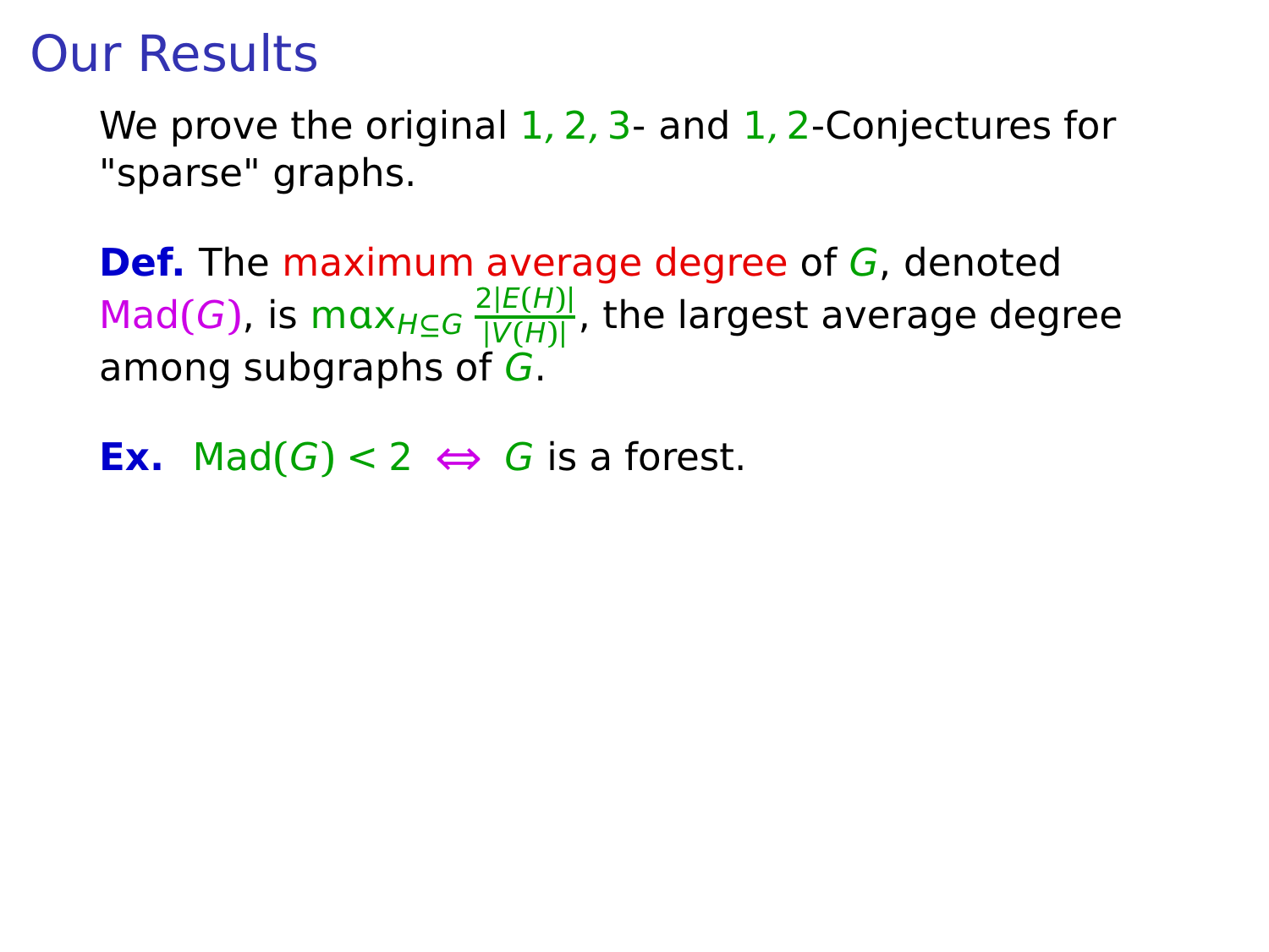# Our Results

We prove the original $1, 2, 3$- and $1, 2$-Conjectures for "sparse" graphs.

**Def.** The maximum average degree of $G$, denoted $\text{Mad}(G)$, is $\max_{H \subseteq G} \frac{2|E(H)|}{|V(H)|}$, the largest average degree among subgraphs of $G$.

**Ex.** $\text{Mad}(G) < 2 \iff G$ is a forest.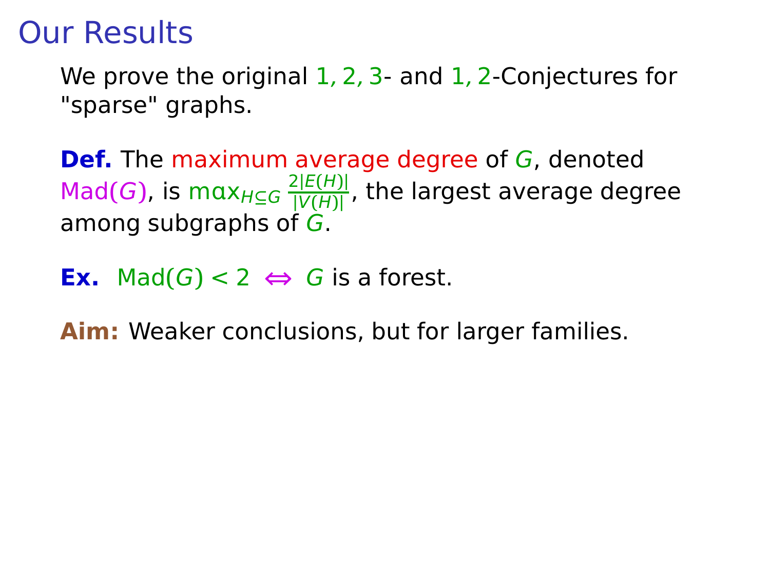# Our Results

We prove the original $1, 2, 3$- and $1, 2$-Conjectures for "sparse" graphs.

**Def.** The maximum average degree of $G$, denoted $\text{Mad}(G)$, is $\max_{H \subseteq G} \frac{2|E(H)|}{|V(H)|}$, the largest average degree among subgraphs of $G$.

**Ex.** $\text{Mad}(G) < 2 \iff G$ is a forest.

**Aim:** Weaker conclusions, but for larger families.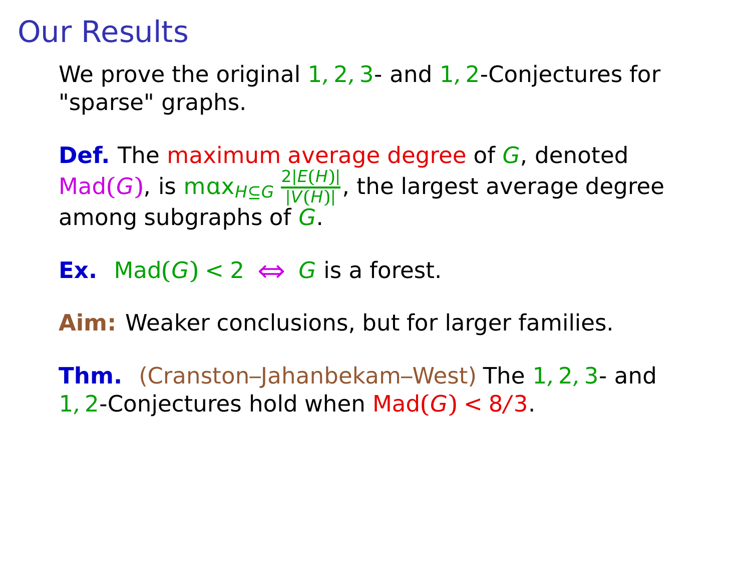# Our Results

We prove the original 1, 2, 3- and 1, 2-Conjectures for "sparse" graphs.

**Def.** The maximum average degree of $G$, denoted $\text{Mad}(G)$, is $\max_{H \subseteq G} \frac{2|E(H)|}{|V(H)|}$, the largest average degree among subgraphs of $G$.

**Ex.** $\text{Mad}(G) < 2 \iff G$ is a forest.

**Aim:** Weaker conclusions, but for larger families.

**Thm.** (Cranston–Jahanbekam–West) The 1, 2, 3- and 1, 2-Conjectures hold when $\text{Mad}(G) < 8/3$.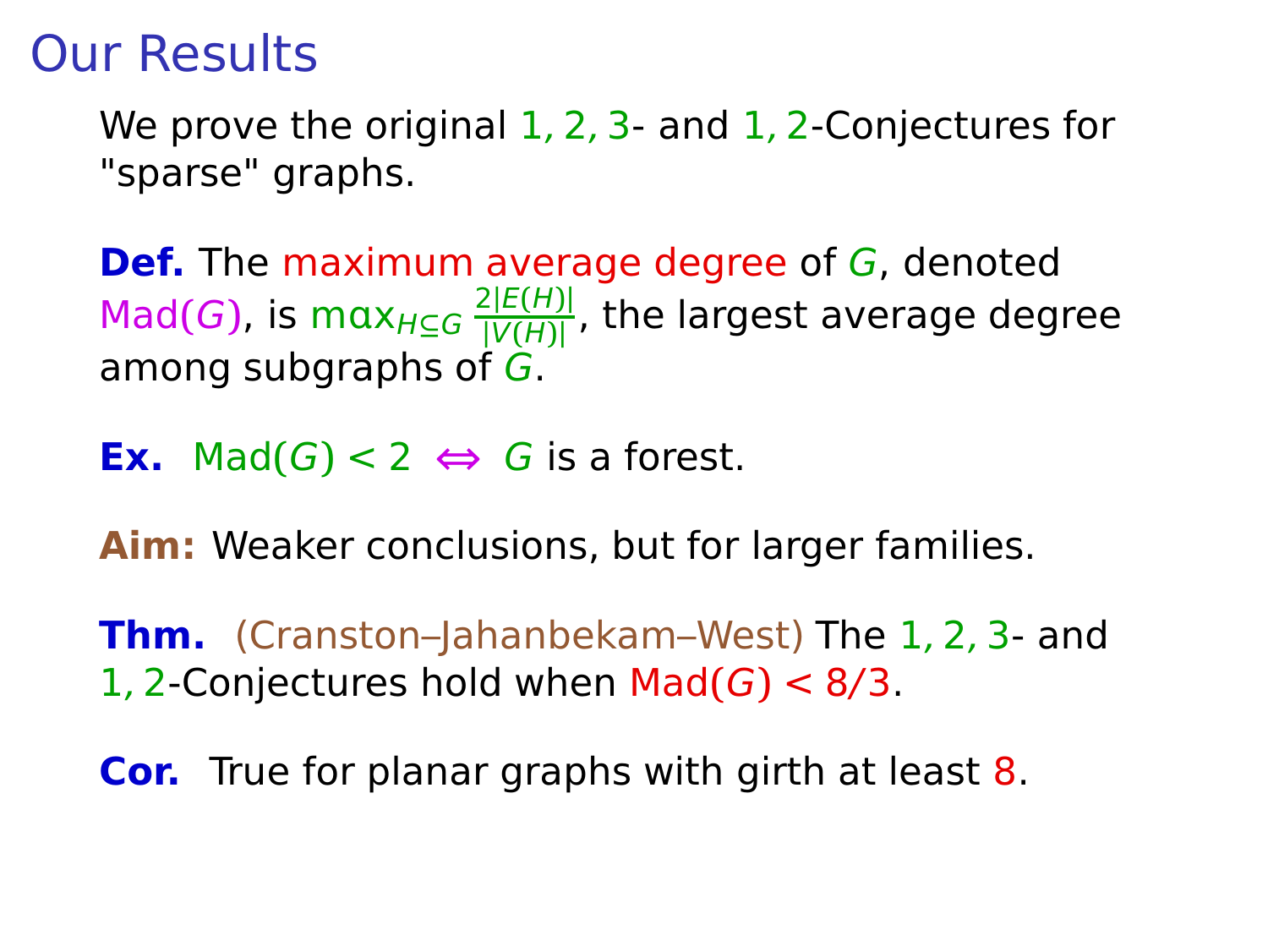# Our Results

We prove the original 1, 2, 3- and 1, 2-Conjectures for "sparse" graphs.

**Def.** The maximum average degree of $G$, denoted $\text{Mad}(G)$, is $\max_{H \subseteq G} \frac{2|E(H)|}{|V(H)|}$, the largest average degree among subgraphs of $G$.

**Ex.** $\text{Mad}(G) < 2 \iff G$ is a forest.

**Aim:** Weaker conclusions, but for larger families.

**Thm.** (Cranston–Jahanbekam–West) The 1, 2, 3- and 1, 2-Conjectures hold when $\text{Mad}(G) < 8/3$.

**Cor.** True for planar graphs with girth at least 8.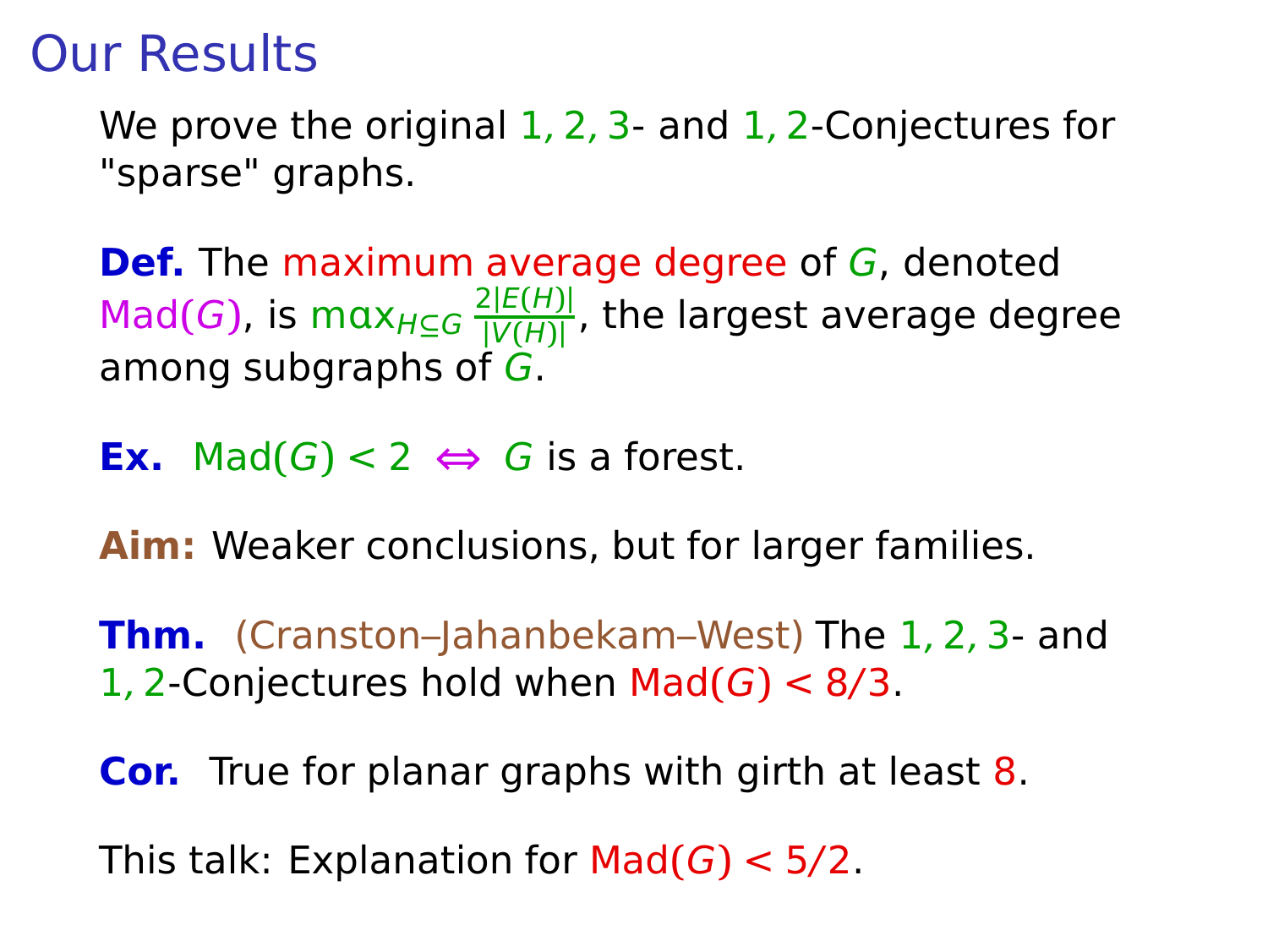# Our Results

We prove the original $1, 2, 3$- and $1, 2$-Conjectures for "sparse" graphs.

**Def.** The maximum average degree of $G$, denoted $\mathrm{Mad}(G)$, is $\max_{H \subseteq G} \frac{2|E(H)|}{|V(H)|}$, the largest average degree among subgraphs of $G$.

**Ex.** $\mathrm{Mad}(G) < 2 \iff G$ is a forest.

**Aim:** Weaker conclusions, but for larger families.

**Thm.** (Cranston–Jahanbekam–West) The $1, 2, 3$- and $1, 2$-Conjectures hold when $\mathrm{Mad}(G) < 8/3$.

**Cor.** True for planar graphs with girth at least $8$.

This talk: Explanation for $\mathrm{Mad}(G) < 5/2$.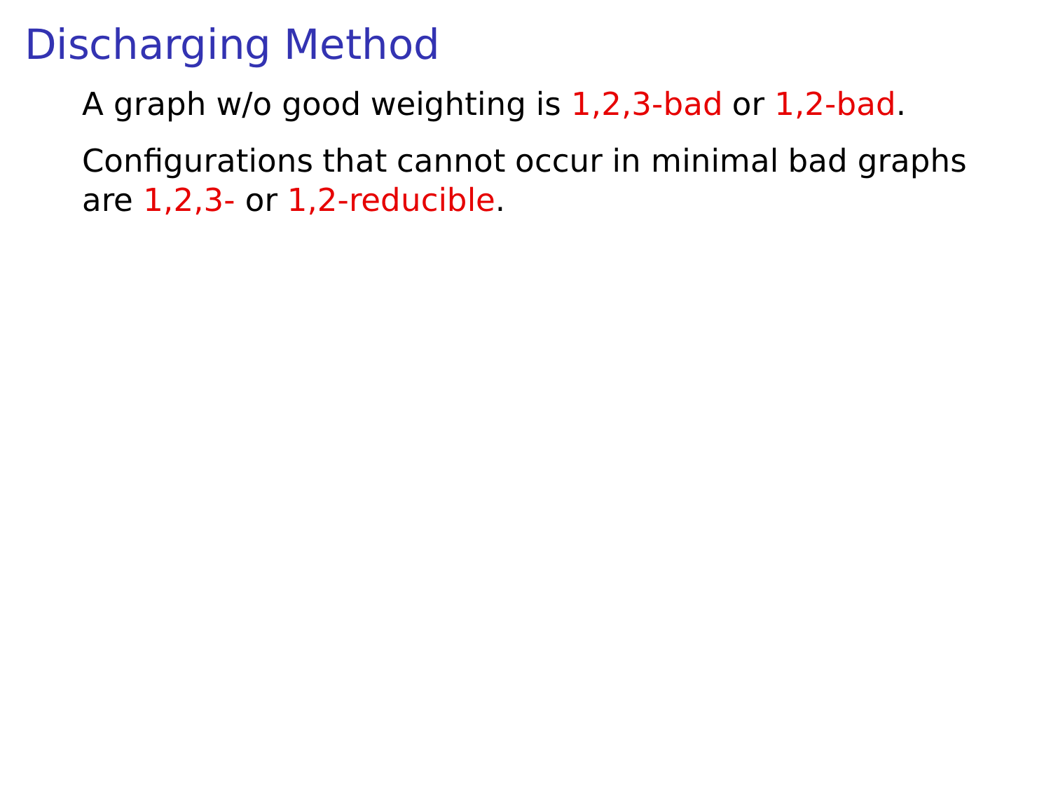# Discharging Method

A graph w/o good weighting is 1,2,3-bad or 1,2-bad.

Configurations that cannot occur in minimal bad graphs are 1,2,3- or 1,2-reducible.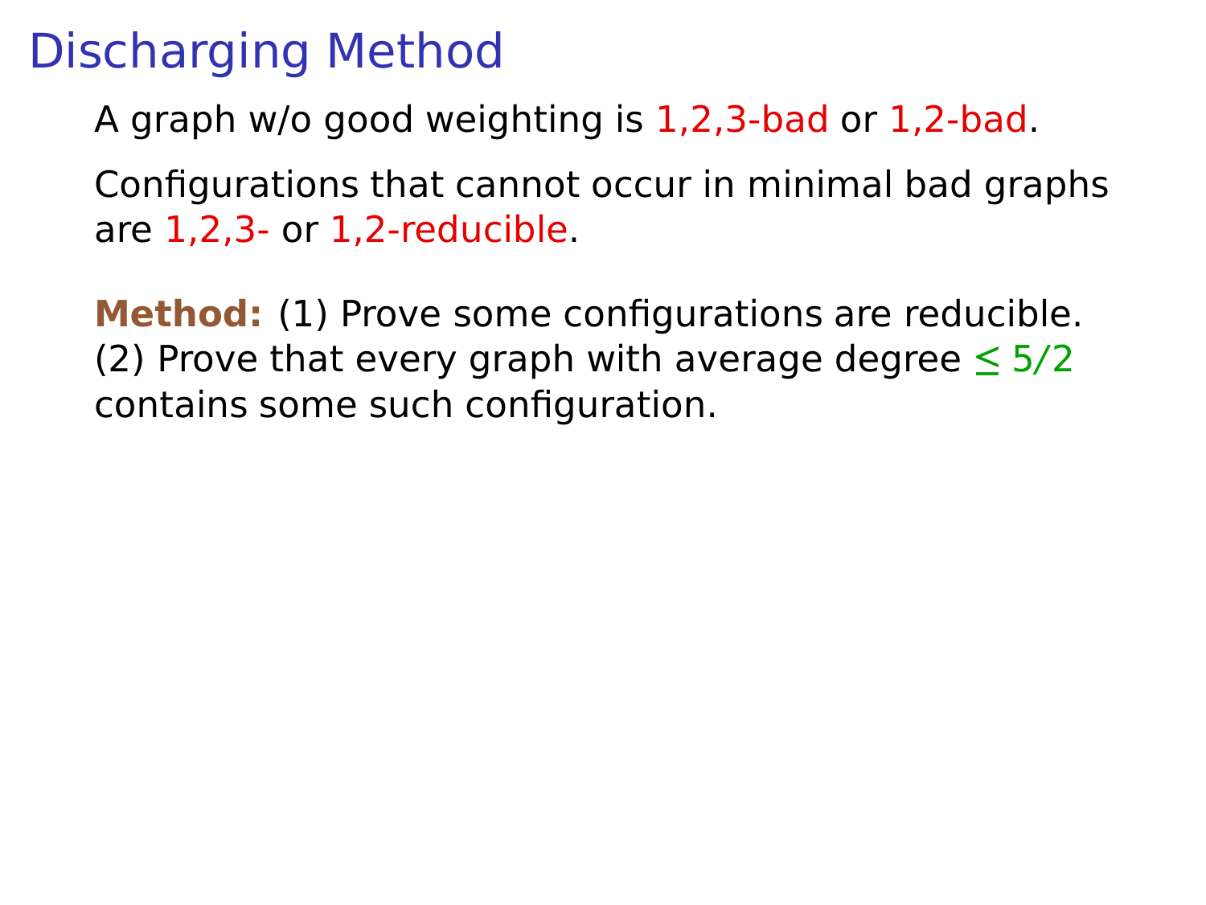# Discharging Method

A graph w/o good weighting is 1,2,3-bad or 1,2-bad.

Configurations that cannot occur in minimal bad graphs are 1,2,3- or 1,2-reducible.

**Method:** (1) Prove some configurations are reducible. (2) Prove that every graph with average degree $\leq 5/2$ contains some such configuration.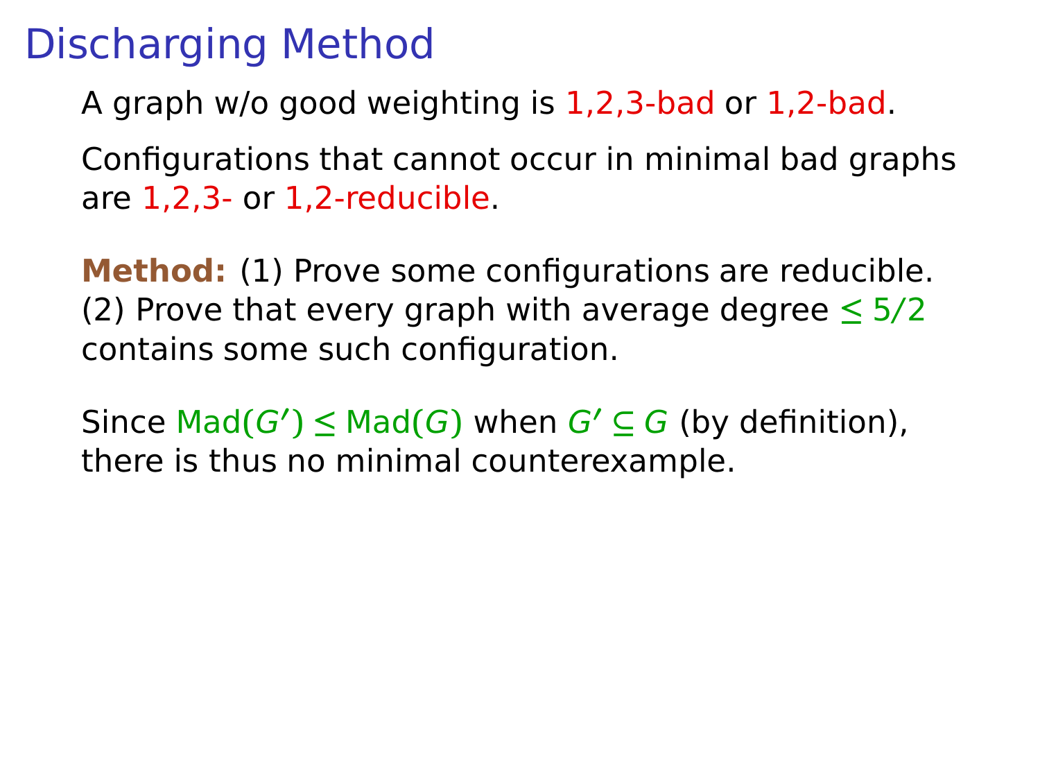# Discharging Method

A graph w/o good weighting is 1,2,3-bad or 1,2-bad.

Configurations that cannot occur in minimal bad graphs are 1,2,3- or 1,2-reducible.

**Method:** (1) Prove some configurations are reducible. (2) Prove that every graph with average degree $\le 5/2$ contains some such configuration.

Since $\text{Mad}(G') \le \text{Mad}(G)$ when $G' \subseteq G$ (by definition), there is thus no minimal counterexample.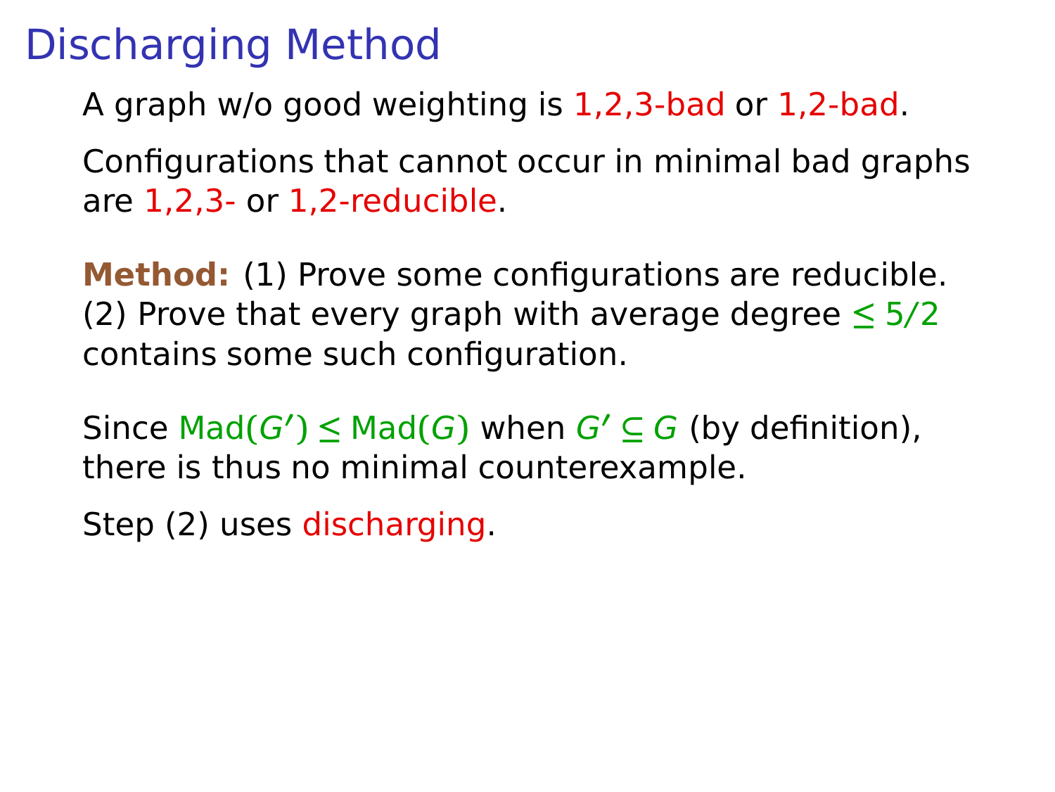# Discharging Method

A graph w/o good weighting is 1,2,3-bad or 1,2-bad.

Configurations that cannot occur in minimal bad graphs are 1,2,3- or 1,2-reducible.

**Method:** (1) Prove some configurations are reducible. (2) Prove that every graph with average degree $\leq 5/2$ contains some such configuration.

Since $\text{Mad}(G') \leq \text{Mad}(G)$ when $G' \subseteq G$ (by definition), there is thus no minimal counterexample.

Step (2) uses discharging.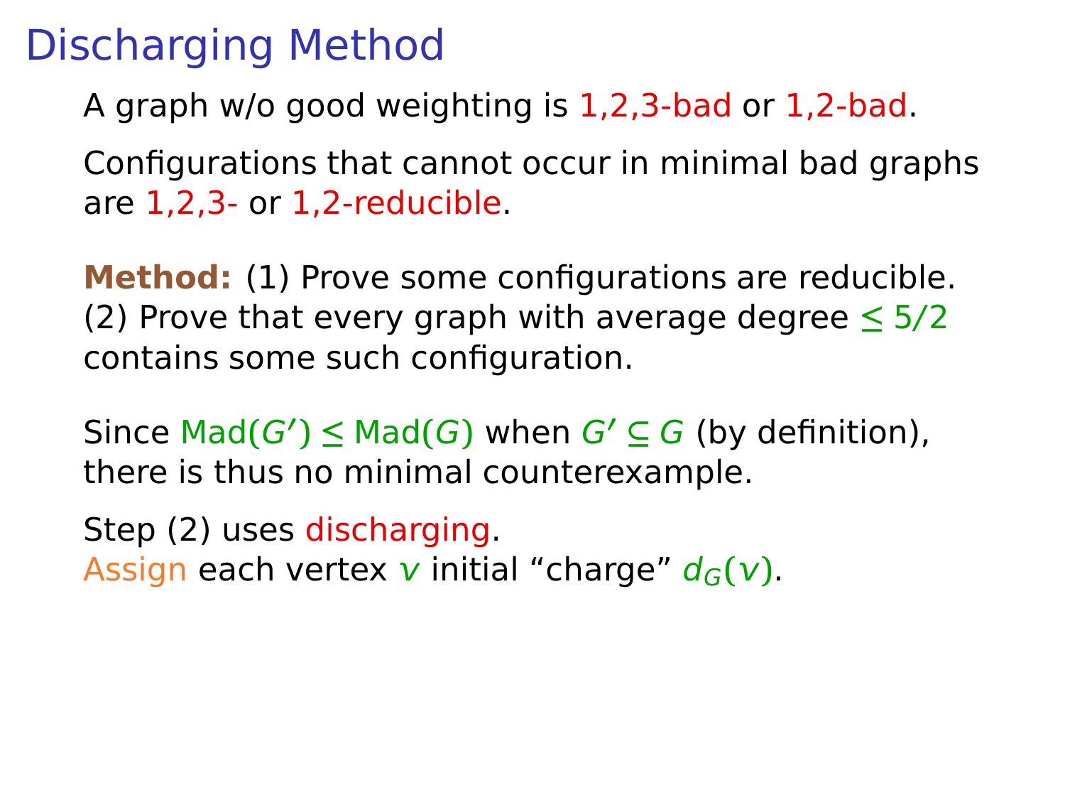# Discharging Method

A graph w/o good weighting is 1,2,3-bad or 1,2-bad.

Configurations that cannot occur in minimal bad graphs are 1,2,3- or 1,2-reducible.

**Method:** (1) Prove some configurations are reducible. (2) Prove that every graph with average degree $\leq 5/2$ contains some such configuration.

Since $\text{Mad}(G') \leq \text{Mad}(G)$ when $G' \subseteq G$ (by definition), there is thus no minimal counterexample.

Step (2) uses discharging.
Assign each vertex $v$ initial "charge" $d_G(v)$.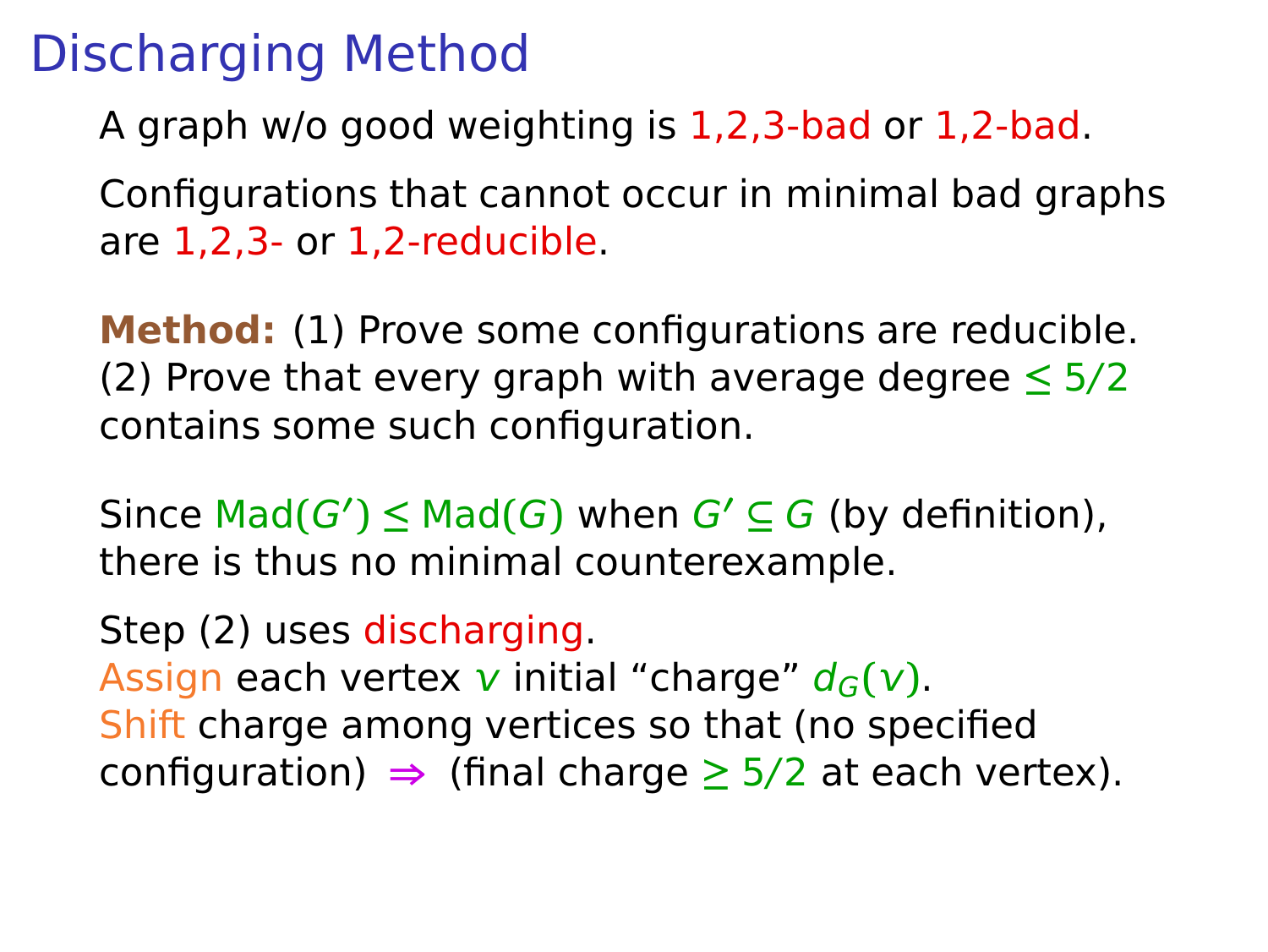# Discharging Method

A graph w/o good weighting is 1,2,3-bad or 1,2-bad.

Configurations that cannot occur in minimal bad graphs are 1,2,3- or 1,2-reducible.

**Method:** (1) Prove some configurations are reducible.
(2) Prove that every graph with average degree $\le 5/2$ contains some such configuration.

Since $\text{Mad}(G') \le \text{Mad}(G)$ when $G' \subseteq G$ (by definition), there is thus no minimal counterexample.

Step (2) uses discharging.
Assign each vertex $v$ initial "charge" $d_G(v)$.
Shift charge among vertices so that (no specified configuration) $\Rightarrow$ (final charge $\ge 5/2$ at each vertex).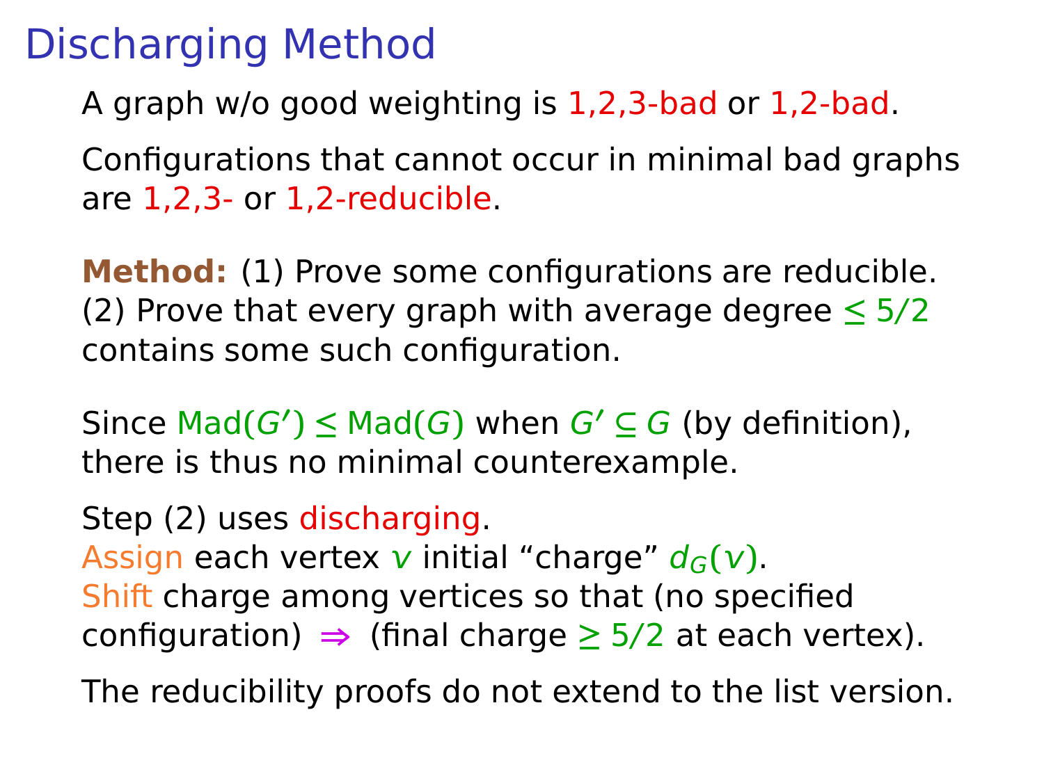# Discharging Method

A graph w/o good weighting is 1,2,3-bad or 1,2-bad.

Configurations that cannot occur in minimal bad graphs are 1,2,3- or 1,2-reducible.

**Method:** (1) Prove some configurations are reducible.
(2) Prove that every graph with average degree $\le 5/2$ contains some such configuration.

Since $\mathrm{Mad}(G') \le \mathrm{Mad}(G)$ when $G' \subseteq G$ (by definition), there is thus no minimal counterexample.

Step (2) uses discharging.
Assign each vertex $v$ initial "charge" $d_G(v)$.
Shift charge among vertices so that (no specified configuration) $\Rightarrow$ (final charge $\ge 5/2$ at each vertex).

The reducibility proofs do not extend to the list version.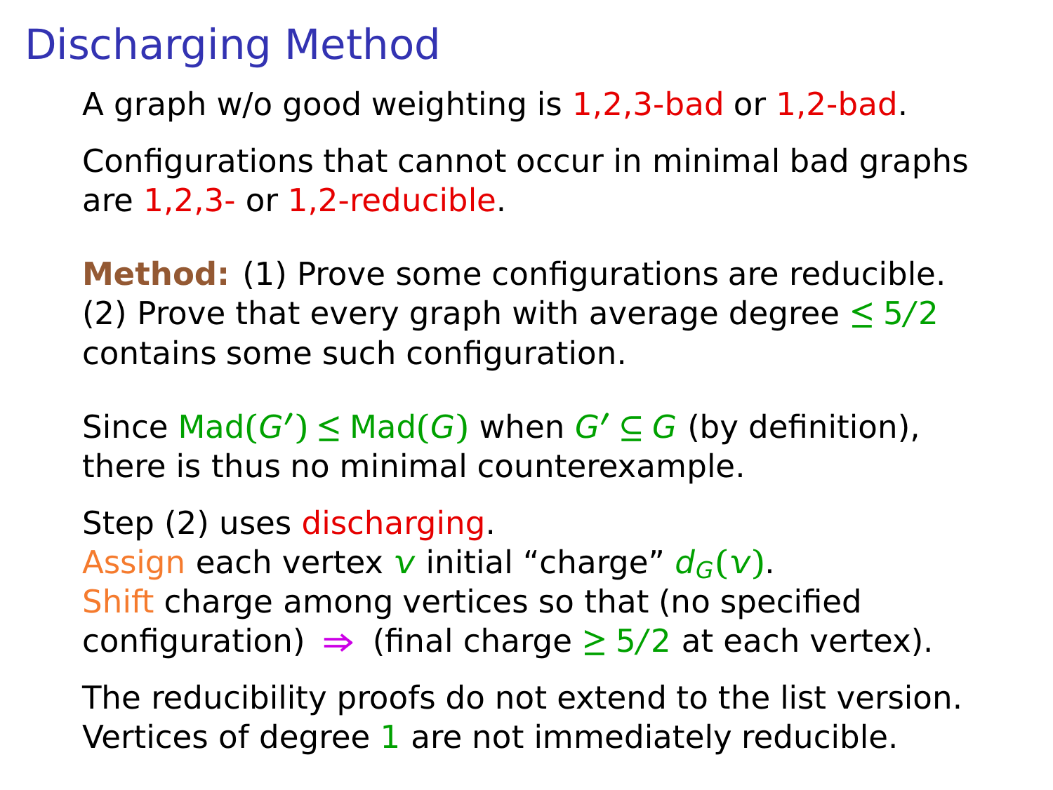# Discharging Method

A graph w/o good weighting is 1,2,3-bad or 1,2-bad.

Configurations that cannot occur in minimal bad graphs are 1,2,3- or 1,2-reducible.

**Method:** (1) Prove some configurations are reducible.
(2) Prove that every graph with average degree $\le 5/2$ contains some such configuration.

Since $\mathrm{Mad}(G') \le \mathrm{Mad}(G)$ when $G' \subseteq G$ (by definition), there is thus no minimal counterexample.

Step (2) uses discharging.
Assign each vertex $v$ initial "charge" $d_G(v)$.
Shift charge among vertices so that (no specified configuration) $\Rightarrow$ (final charge $\ge 5/2$ at each vertex).

The reducibility proofs do not extend to the list version.
Vertices of degree $1$ are not immediately reducible.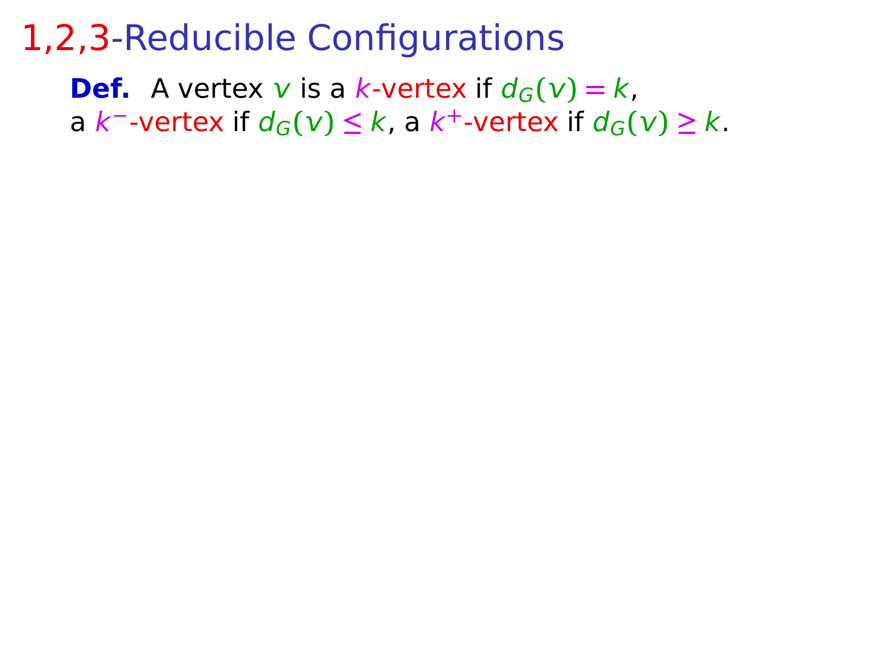# 1,2,3-Reducible Configurations

**Def.** A vertex $v$ is a $k$-vertex if $d_G(v) = k$, a $k^-$-vertex if $d_G(v) \leq k$, a $k^+$-vertex if $d_G(v) \geq k$.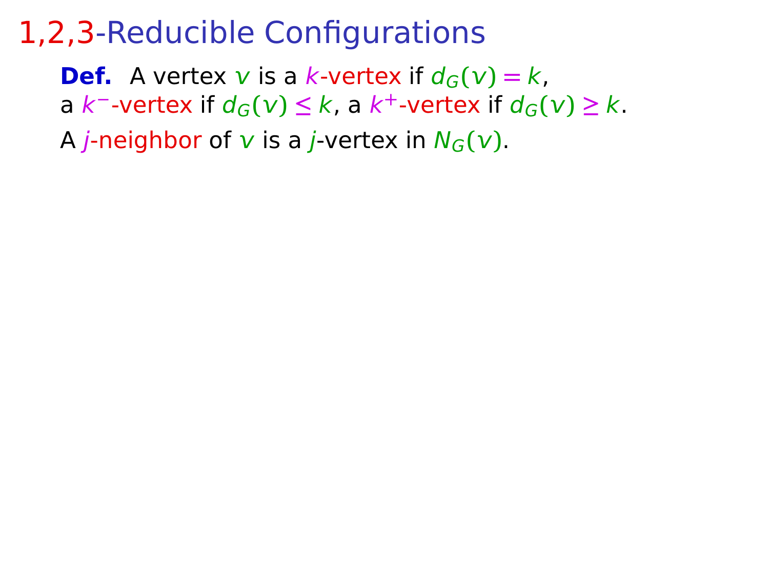# 1,2,3-Reducible Configurations

**Def.** A vertex $v$ is a $k$-vertex if $d_G(v) = k$, a $k^-$-vertex if $d_G(v) \leq k$, a $k^+$-vertex if $d_G(v) \geq k$.

A $j$-neighbor of $v$ is a $j$-vertex in $N_G(v)$.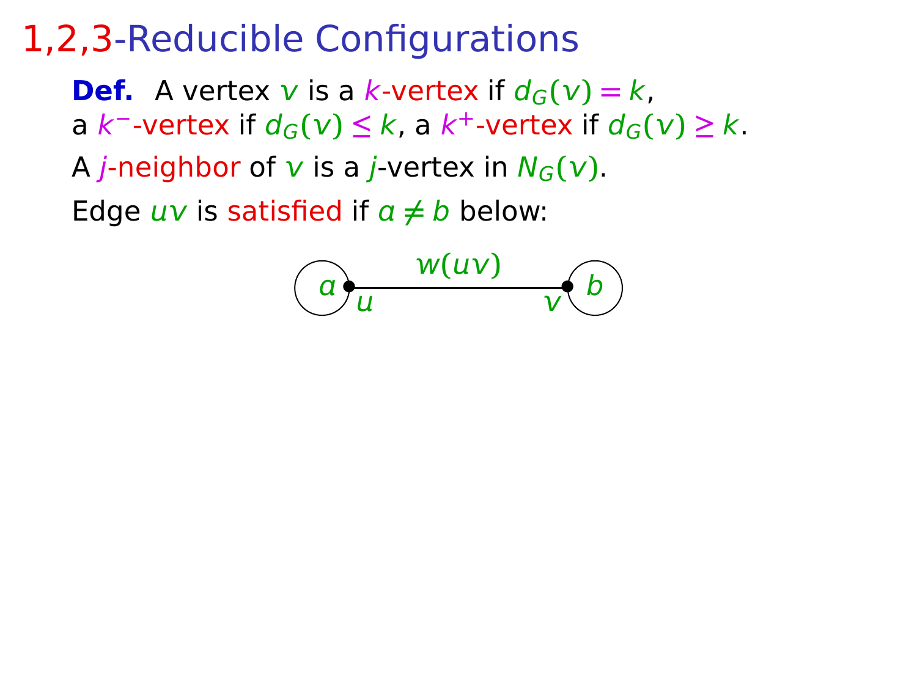# 1,2,3-Reducible Configurations

**Def.** A vertex $v$ is a $k$-vertex if $d_G(v) = k$, a $k^-$-vertex if $d_G(v) \leq k$, a $k^+$-vertex if $d_G(v) \geq k$.

A $j$-neighbor of $v$ is a $j$-vertex in $N_G(v)$.

Edge $uv$ is satisfied if $a \neq b$ below:

$a$ — $u$ —— $w(uv)$ —— $v$ — $b$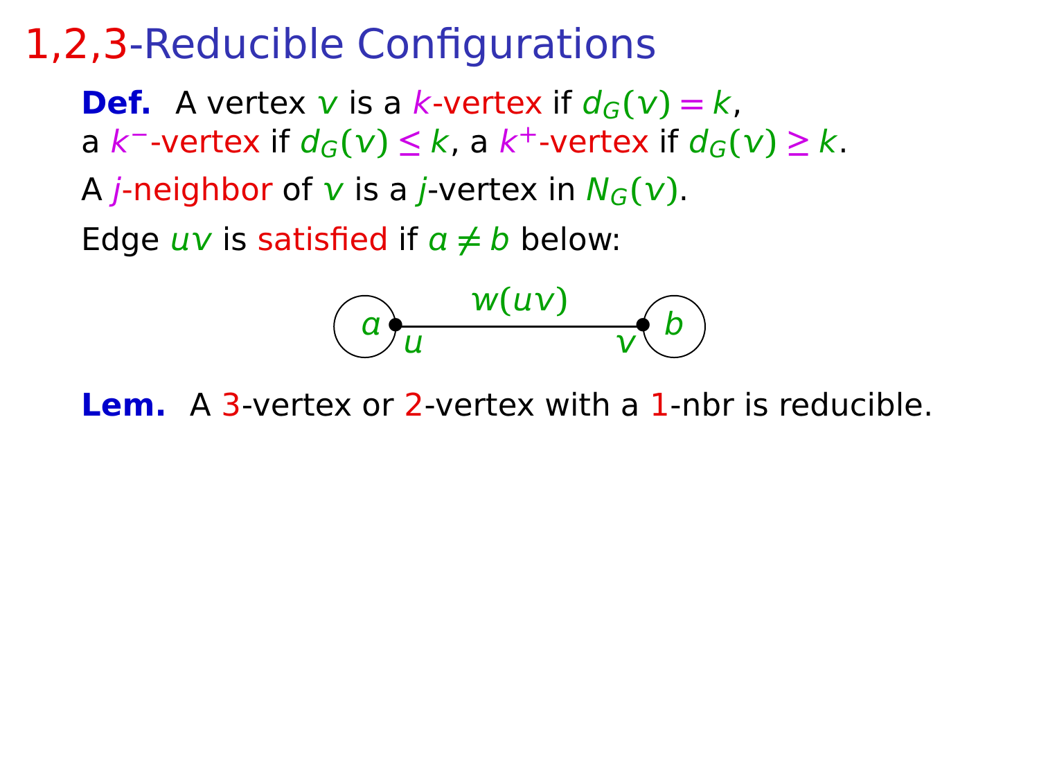# 1,2,3-Reducible Configurations

**Def.** A vertex $v$ is a $k$-vertex if $d_G(v) = k$, a $k^-$-vertex if $d_G(v) \leq k$, a $k^+$-vertex if $d_G(v) \geq k$.

A $j$-neighbor of $v$ is a $j$-vertex in $N_G(v)$.

Edge $uv$ is satisfied if $a \neq b$ below:

$$a \; u \xrightarrow{\quad w(uv) \quad} v \; b$$

**Lem.** A 3-vertex or 2-vertex with a 1-nbr is reducible.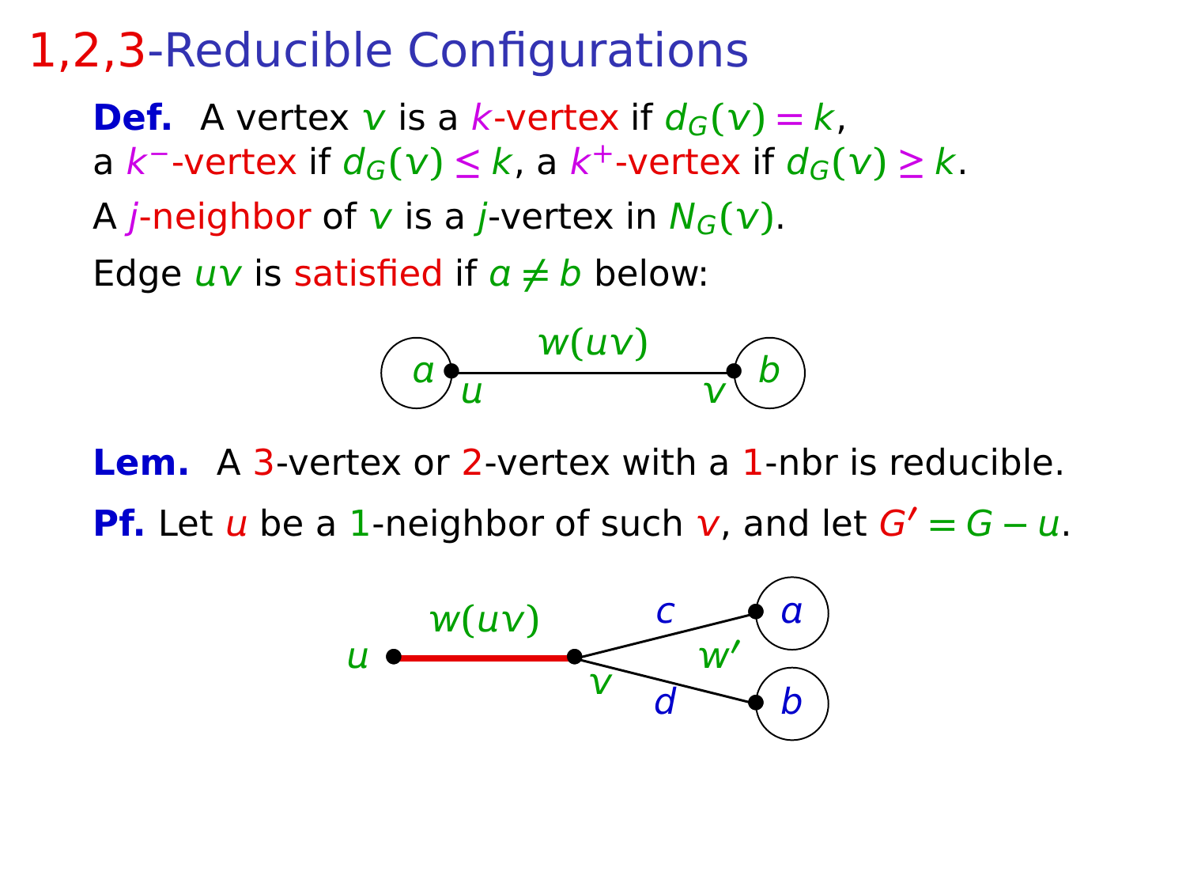# 1,2,3-Reducible Configurations

**Def.** A vertex $v$ is a $k$-vertex if $d_G(v) = k$, a $k^-$-vertex if $d_G(v) \leq k$, a $k^+$-vertex if $d_G(v) \geq k$.

A $j$-neighbor of $v$ is a $j$-vertex in $N_G(v)$.

Edge $uv$ is satisfied if $a \neq b$ below:

$a$ — $w(uv)$ — $b$ (with $a$ at $u$, $b$ at $v$)

**Lem.** A 3-vertex or 2-vertex with a 1-nbr is reducible.

**Pf.** Let $u$ be a 1-neighbor of such $v$, and let $G' = G - u$.

$u$ — $w(uv)$ — $v$; $v$ joined to $a$ by edge $c$ and to $b$ by edge $d$; $w'$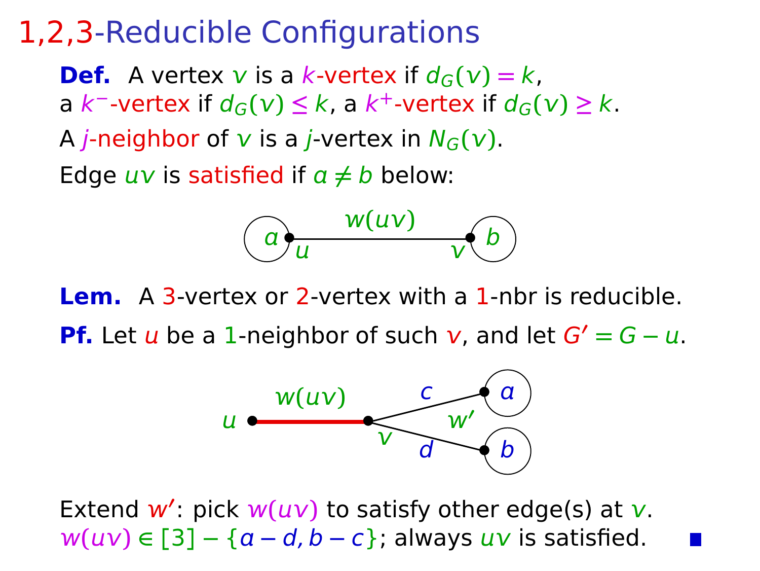# 1,2,3-Reducible Configurations

**Def.** A vertex $v$ is a $k$-vertex if $d_G(v) = k$, a $k^-$-vertex if $d_G(v) \le k$, a $k^+$-vertex if $d_G(v) \ge k$.

A $j$-neighbor of $v$ is a $j$-vertex in $N_G(v)$.

Edge $uv$ is satisfied if $a \ne b$ below:

$w(uv)$

$a$ $u$ — $v$ $b$

**Lem.** A 3-vertex or 2-vertex with a 1-nbr is reducible.

**Pf.** Let $u$ be a 1-neighbor of such $v$, and let $G' = G - u$.

$u$ —$w(uv)$— $v$; $c$ to $a$, $d$ to $b$; $w'$

Extend $w'$: pick $w(uv)$ to satisfy other edge(s) at $v$.
$w(uv) \in [3] - \{a - d, b - c\}$; always $uv$ is satisfied. ■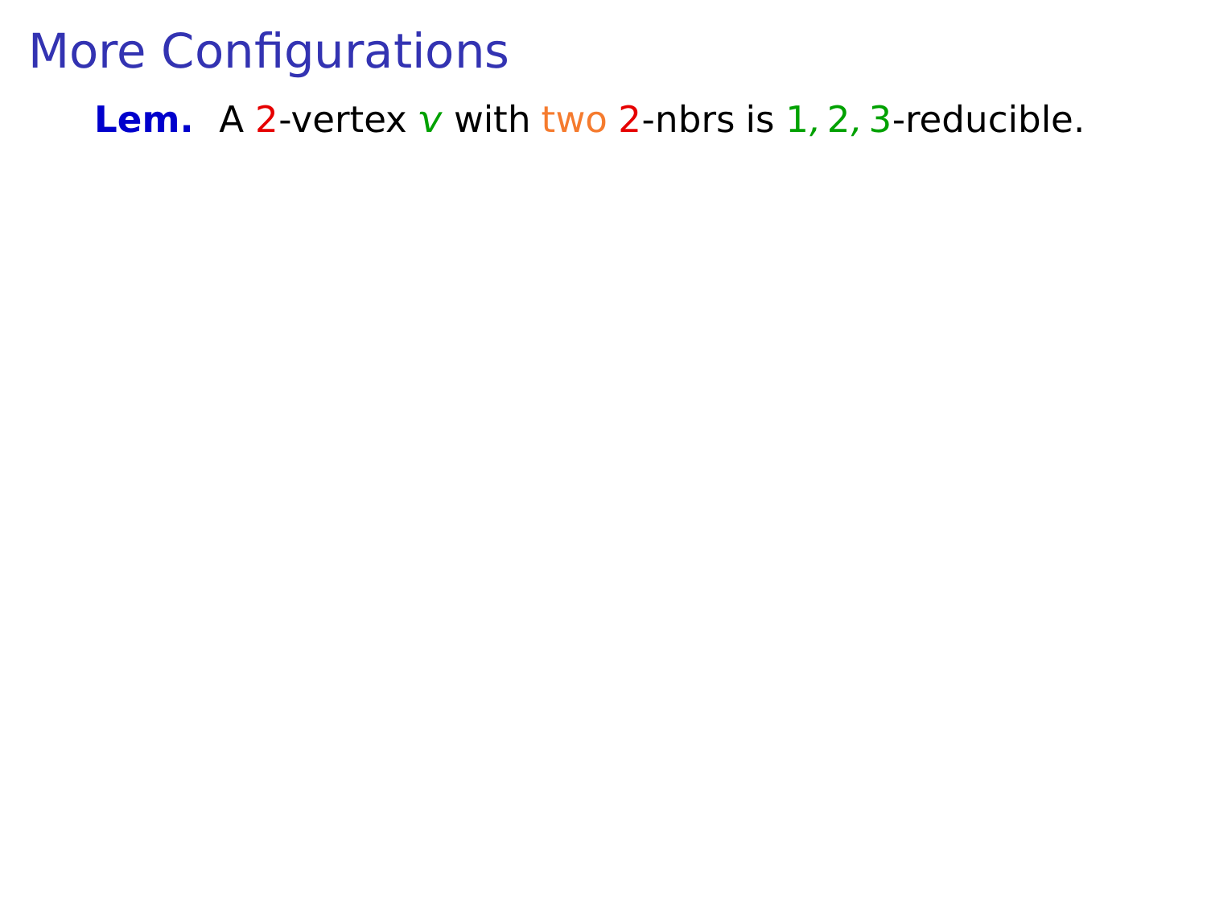# More Configurations

**Lem.** A 2-vertex $v$ with two 2-nbrs is $1, 2, 3$-reducible.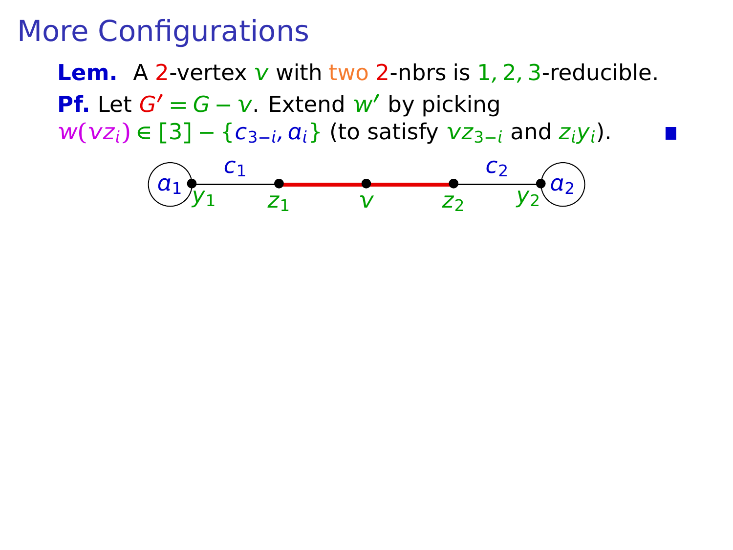# More Configurations

**Lem.** A 2-vertex $v$ with two 2-nbrs is $1, 2, 3$-reducible.

**Pf.** Let $G' = G - v$. Extend $w'$ by picking $w(vz_i) \in [3] - \{c_{3-i}, a_i\}$ (to satisfy $vz_{3-i}$ and $z_i y_i$). ∎

$a_1$ $y_1$ — $c_1$ — $z_1$ — $v$ — $z_2$ — $c_2$ — $y_2$ $a_2$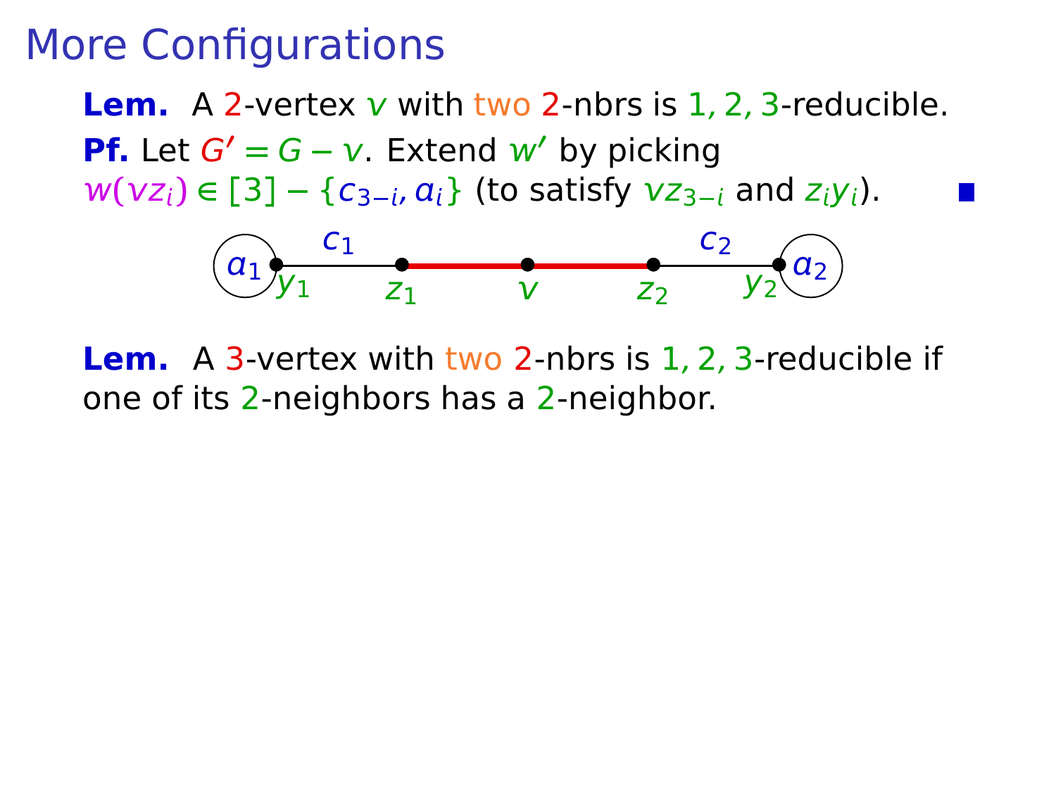# More Configurations

**Lem.** A 2-vertex $v$ with two 2-nbrs is $1,2,3$-reducible.

**Pf.** Let $G' = G - v$. Extend $w'$ by picking $w(vz_i) \in [3] - \{c_{3-i}, a_i\}$ (to satisfy $vz_{3-i}$ and $z_i y_i$). ■

**Lem.** A 3-vertex with two 2-nbrs is $1,2,3$-reducible if one of its 2-neighbors has a 2-neighbor.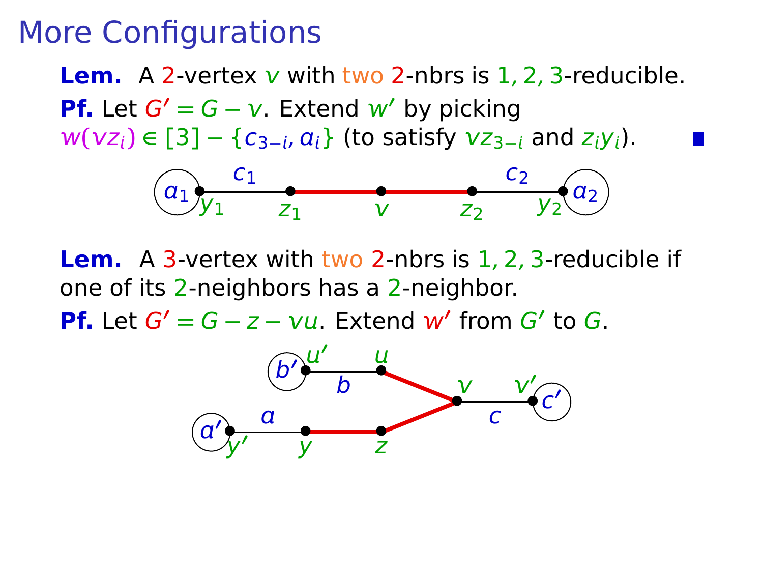# More Configurations

**Lem.** A 2-vertex $v$ with two 2-nbrs is $1,2,3$-reducible.

**Pf.** Let $G' = G - v$. Extend $w'$ by picking $w(vz_i) \in [3] - \{c_{3-i}, a_i\}$ (to satisfy $vz_{3-i}$ and $z_i y_i$). ∎

**Lem.** A 3-vertex with two 2-nbrs is $1,2,3$-reducible if one of its 2-neighbors has a 2-neighbor.

**Pf.** Let $G' = G - z - vu$. Extend $w'$ from $G'$ to $G$.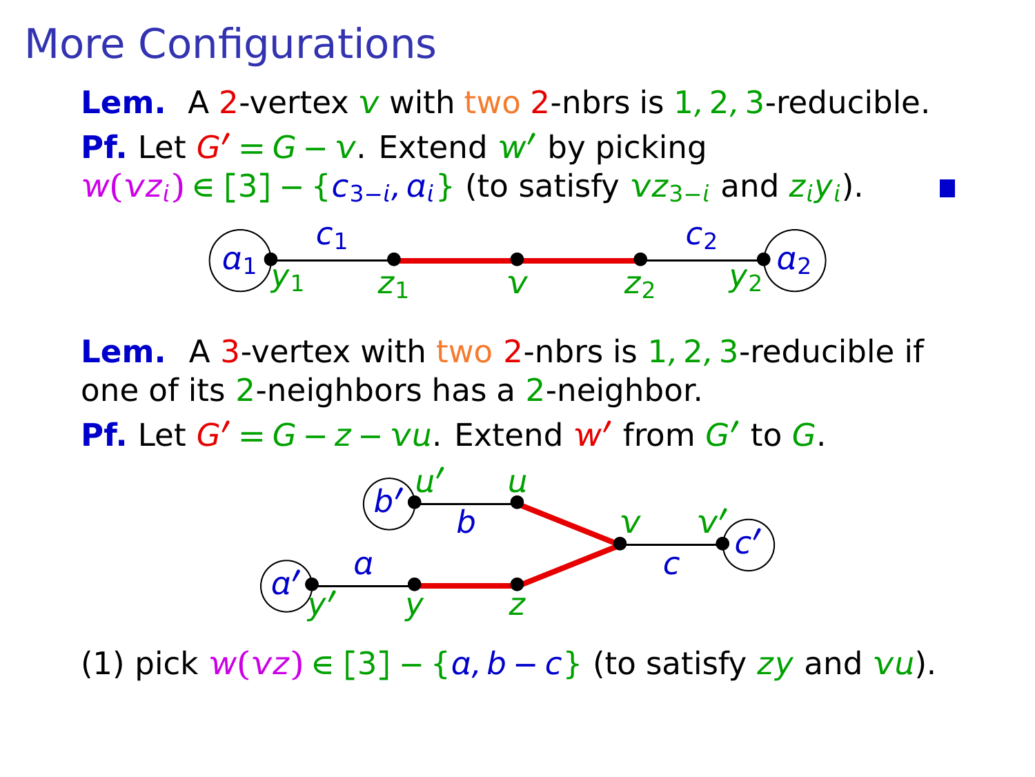# More Configurations

**Lem.** A 2-vertex $v$ with two 2-nbrs is 1, 2, 3-reducible.

**Pf.** Let $G' = G - v$. Extend $w'$ by picking $w(vz_i) \in [3] - \{c_{3-i}, a_i\}$ (to satisfy $vz_{3-i}$ and $z_i y_i$). ∎

**Lem.** A 3-vertex with two 2-nbrs is 1, 2, 3-reducible if one of its 2-neighbors has a 2-neighbor.

**Pf.** Let $G' = G - z - vu$. Extend $w'$ from $G'$ to $G$.

(1) pick $w(vz) \in [3] - \{a, b - c\}$ (to satisfy $zy$ and $vu$).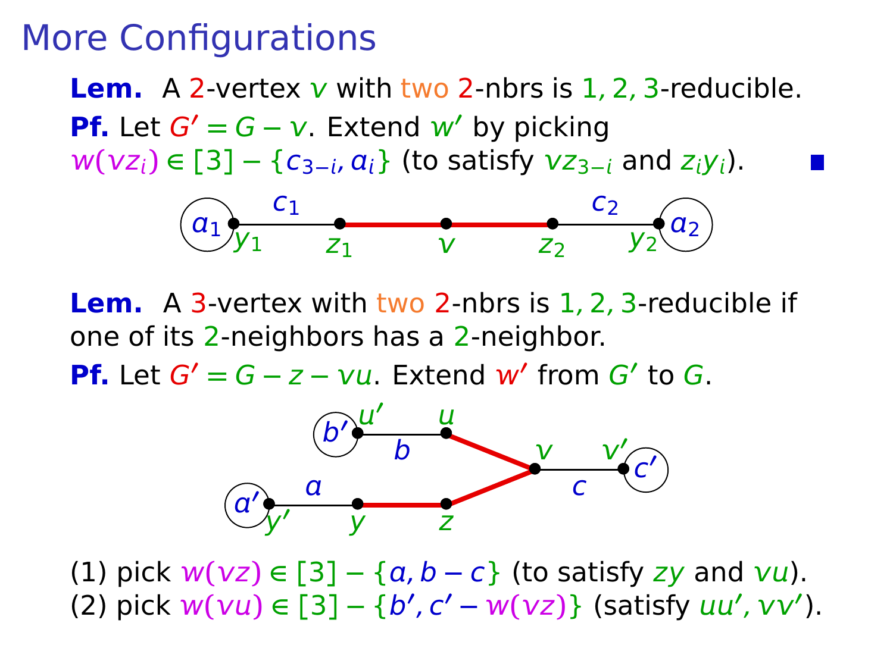# More Configurations

**Lem.** A 2-vertex $v$ with two 2-nbrs is $1, 2, 3$-reducible.

**Pf.** Let $G' = G - v$. Extend $w'$ by picking $w(vz_i) \in [3] - \{c_{3-i}, a_i\}$ (to satisfy $vz_{3-i}$ and $z_i y_i$). ■

**Lem.** A 3-vertex with two 2-nbrs is $1, 2, 3$-reducible if one of its 2-neighbors has a 2-neighbor.

**Pf.** Let $G' = G - z - vu$. Extend $w'$ from $G'$ to $G$.

(1) pick $w(vz) \in [3] - \{a, b - c\}$ (to satisfy $zy$ and $vu$).

(2) pick $w(vu) \in [3] - \{b', c' - w(vz)\}$ (satisfy $uu', vv'$).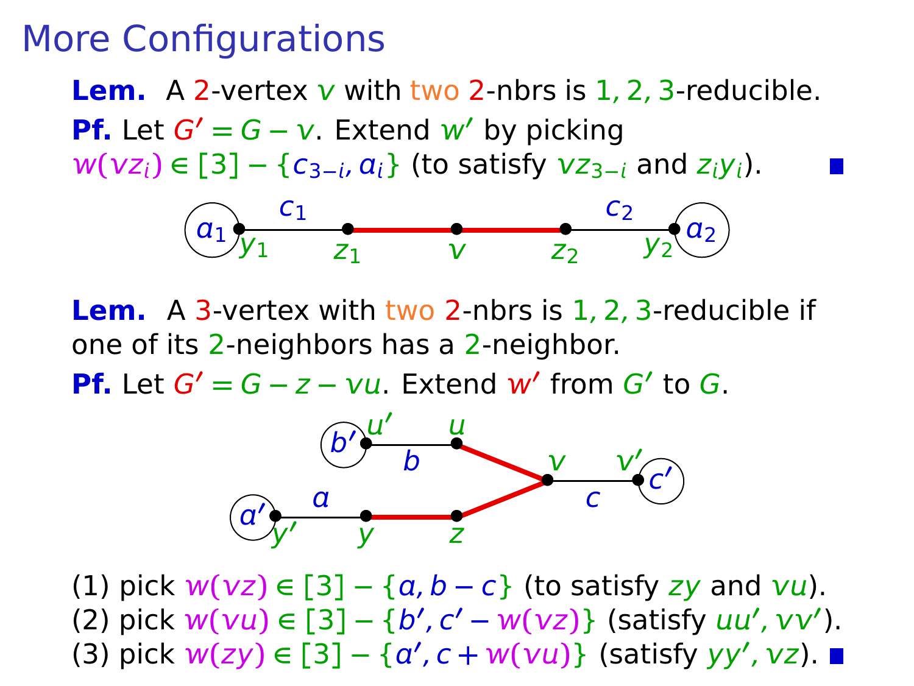# More Configurations

**Lem.** A 2-vertex $v$ with two 2-nbrs is 1, 2, 3-reducible.

**Pf.** Let $G' = G - v$. Extend $w'$ by picking $w(vz_i) \in [3] - \{c_{3-i}, a_i\}$ (to satisfy $vz_{3-i}$ and $z_i y_i$). ∎

**Lem.** A 3-vertex with two 2-nbrs is 1, 2, 3-reducible if one of its 2-neighbors has a 2-neighbor.

**Pf.** Let $G' = G - z - vu$. Extend $w'$ from $G'$ to $G$.

(1) pick $w(vz) \in [3] - \{a, b - c\}$ (to satisfy $zy$ and $vu$).
(2) pick $w(vu) \in [3] - \{b', c' - w(vz)\}$ (satisfy $uu', vv'$).
(3) pick $w(zy) \in [3] - \{a', c + w(vu)\}$ (satisfy $yy', vz$). ∎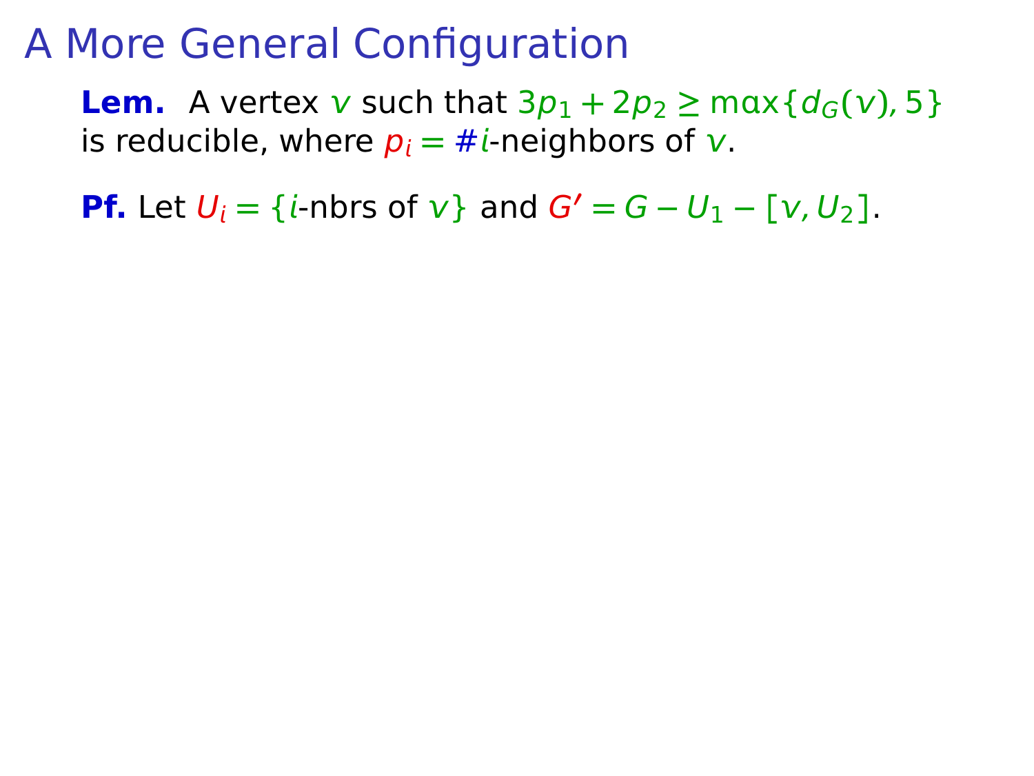# A More General Configuration

**Lem.** A vertex $v$ such that $3p_1 + 2p_2 \geq \max\{d_G(v), 5\}$ is reducible, where $p_i = \#i$-neighbors of $v$.

**Pf.** Let $U_i = \{i\text{-nbrs of } v\}$ and $G' = G - U_1 - [v, U_2]$.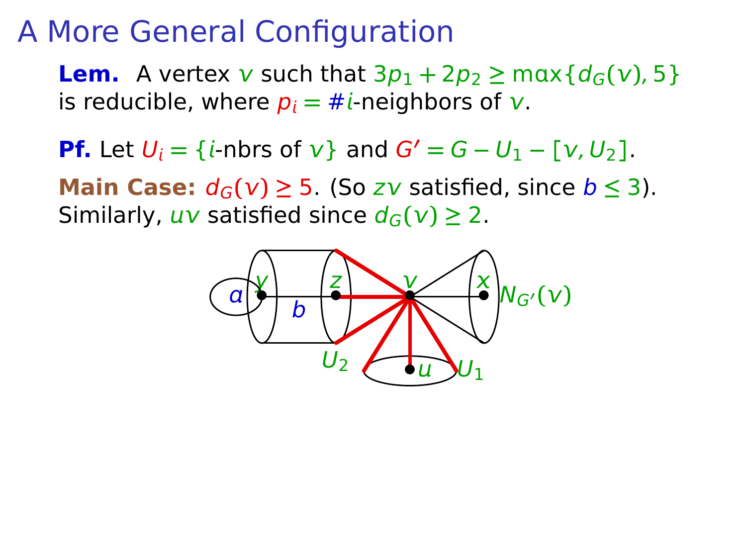# A More General Configuration

**Lem.** A vertex $v$ such that $3p_1 + 2p_2 \geq \max\{d_G(v), 5\}$ is reducible, where $p_i = \#i$-neighbors of $v$.

**Pf.** Let $U_i = \{i\text{-nbrs of } v\}$ and $G' = G - U_1 - [v, U_2]$.

**Main Case:** $d_G(v) \geq 5$. (So $zv$ satisfied, since $b \leq 3$). Similarly, $uv$ satisfied since $d_G(v) \geq 2$.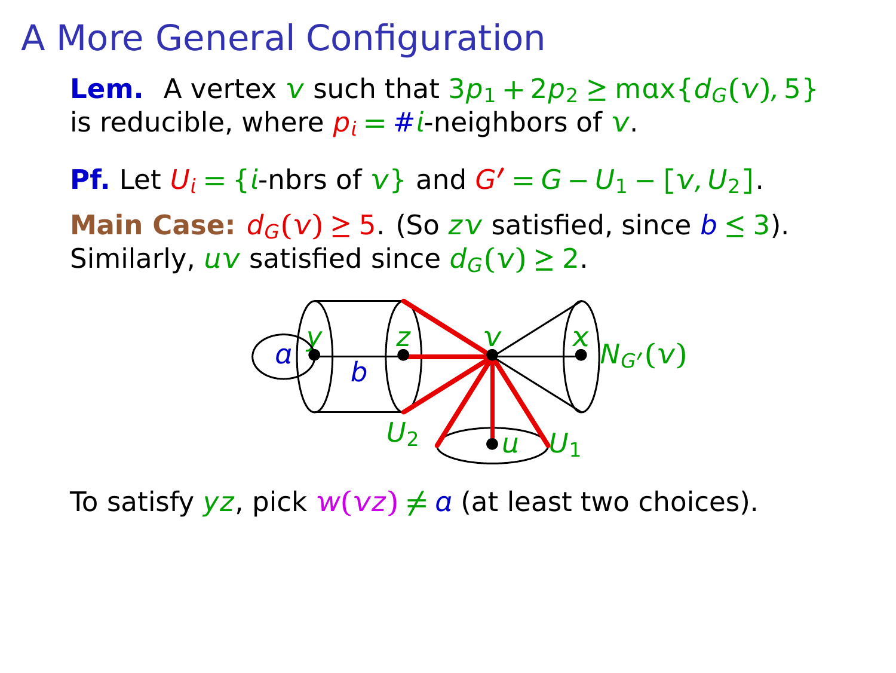# A More General Configuration

**Lem.** A vertex $v$ such that $3p_1 + 2p_2 \geq \max\{d_G(v), 5\}$ is reducible, where $p_i = \#i$-neighbors of $v$.

**Pf.** Let $U_i = \{i\text{-nbrs of } v\}$ and $G' = G - U_1 - [v, U_2]$.

**Main Case:** $d_G(v) \geq 5$. (So $zv$ satisfied, since $b \leq 3$). Similarly, $uv$ satisfied since $d_G(v) \geq 2$.

To satisfy $yz$, pick $w(vz) \neq a$ (at least two choices).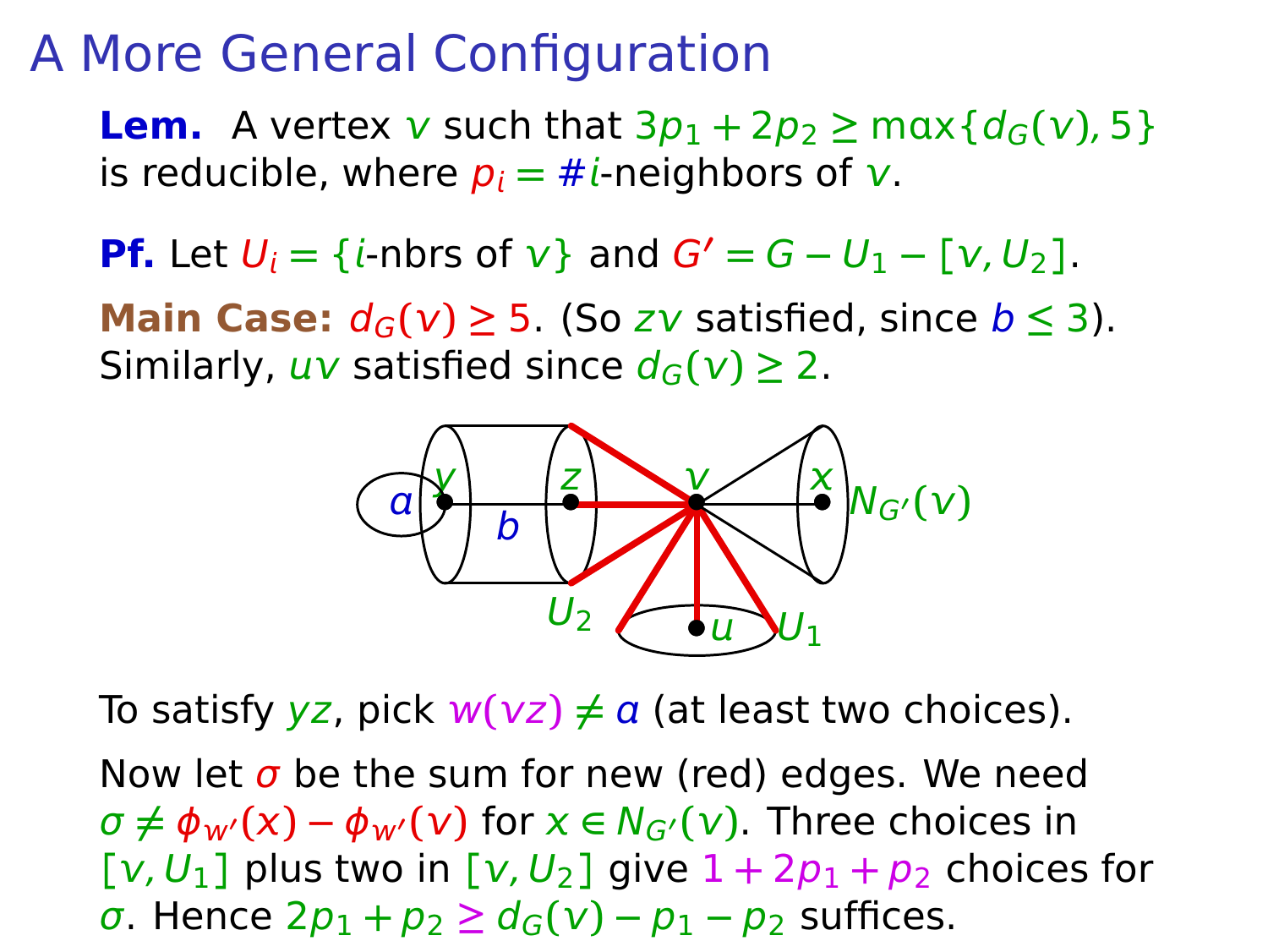# A More General Configuration

**Lem.** A vertex $v$ such that $3p_1 + 2p_2 \geq \max\{d_G(v), 5\}$ is reducible, where $p_i = \#i$-neighbors of $v$.

**Pf.** Let $U_i = \{i\text{-nbrs of } v\}$ and $G' = G - U_1 - [v, U_2]$.

**Main Case:** $d_G(v) \geq 5$. (So $zv$ satisfied, since $b \leq 3$). Similarly, $uv$ satisfied since $d_G(v) \geq 2$.

To satisfy $yz$, pick $w(vz) \neq a$ (at least two choices).

Now let $\sigma$ be the sum for new (red) edges. We need $\sigma \neq \phi_{w'}(x) - \phi_{w'}(v)$ for $x \in N_{G'}(v)$. Three choices in $[v, U_1]$ plus two in $[v, U_2]$ give $1 + 2p_1 + p_2$ choices for $\sigma$. Hence $2p_1 + p_2 \geq d_G(v) - p_1 - p_2$ suffices.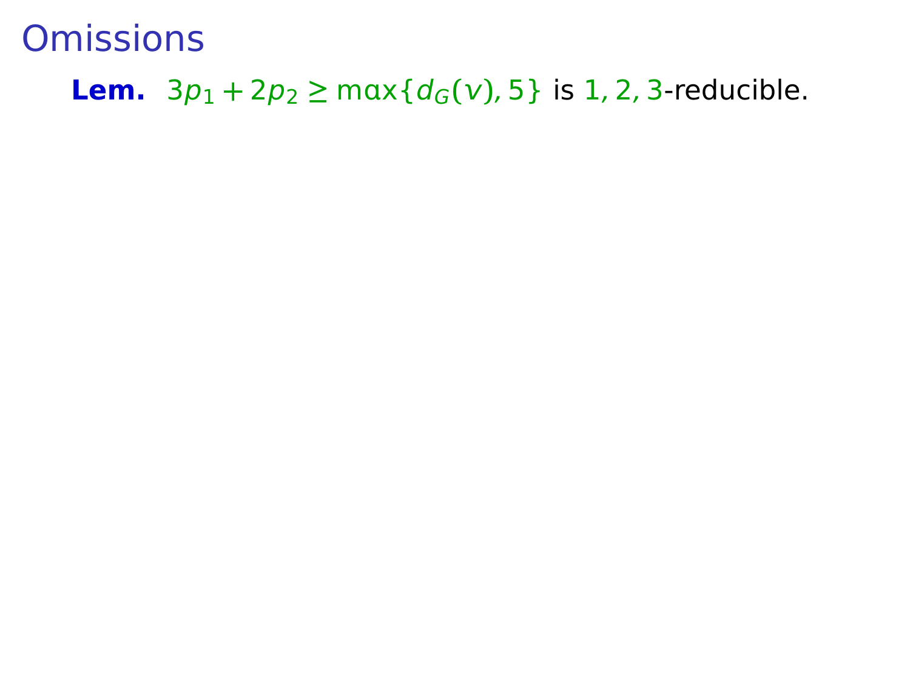# Omissions

**Lem.** $3p_1 + 2p_2 \geq \max\{d_G(v), 5\}$ is $1, 2, 3$-reducible.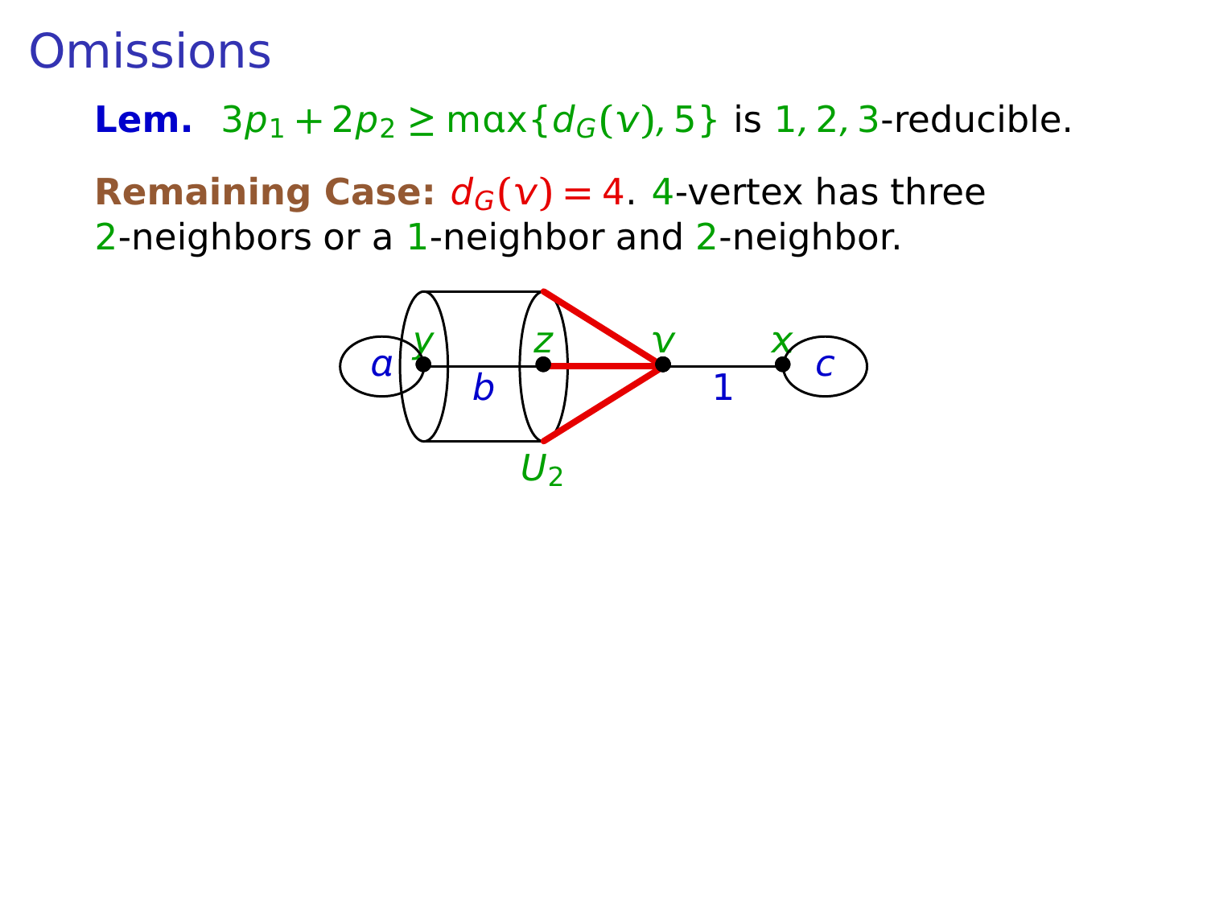# Omissions

**Lem.** $3p_1 + 2p_2 \geq \max\{d_G(v), 5\}$ is $1, 2, 3$-reducible.

**Remaining Case:** $d_G(v) = 4$. $4$-vertex has three $2$-neighbors or a $1$-neighbor and $2$-neighbor.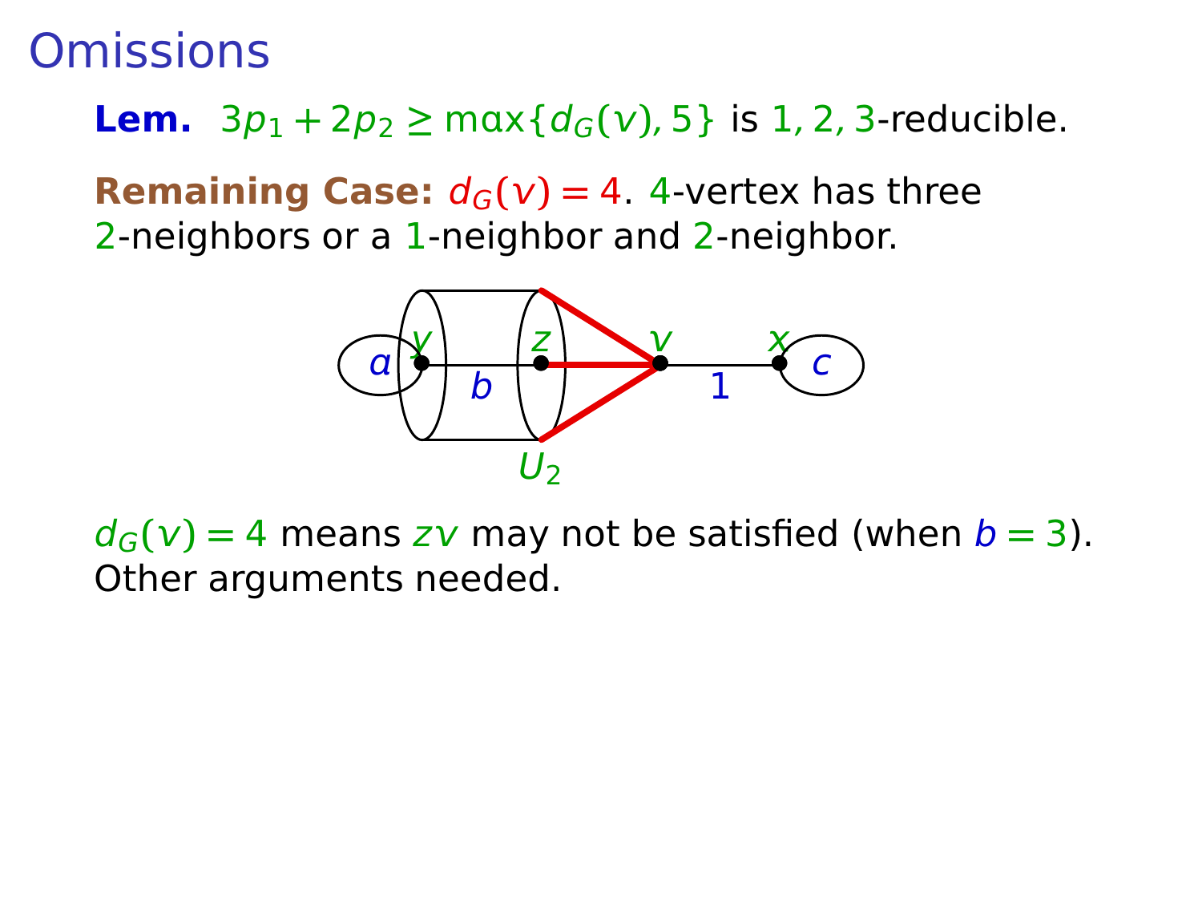# Omissions

**Lem.** $3p_1 + 2p_2 \geq \max\{d_G(v), 5\}$ is $1, 2, 3$-reducible.

**Remaining Case:** $d_G(v) = 4$. $4$-vertex has three $2$-neighbors or a $1$-neighbor and $2$-neighbor.

$d_G(v) = 4$ means $zv$ may not be satisfied (when $b = 3$). Other arguments needed.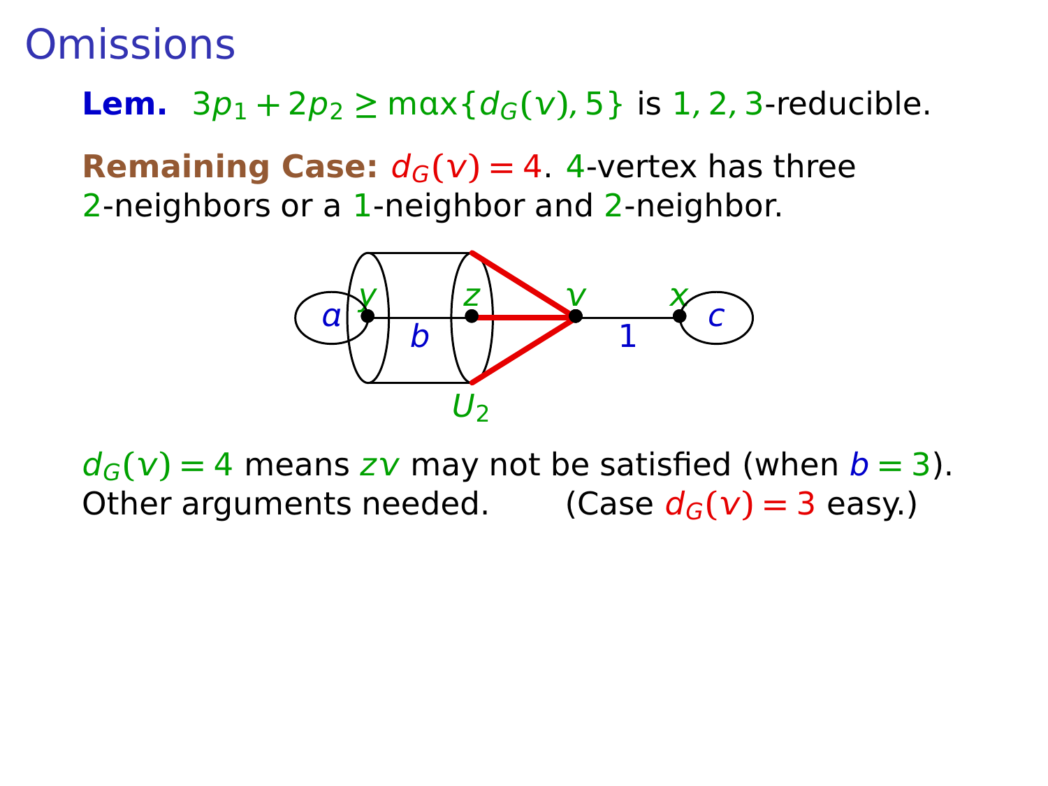# Omissions

**Lem.** $3p_1 + 2p_2 \geq \max\{d_G(v), 5\}$ is $1, 2, 3$-reducible.

**Remaining Case:** $d_G(v) = 4$. $4$-vertex has three $2$-neighbors or a $1$-neighbor and $2$-neighbor.

$d_G(v) = 4$ means $zv$ may not be satisfied (when $b = 3$). Other arguments needed. (Case $d_G(v) = 3$ easy.)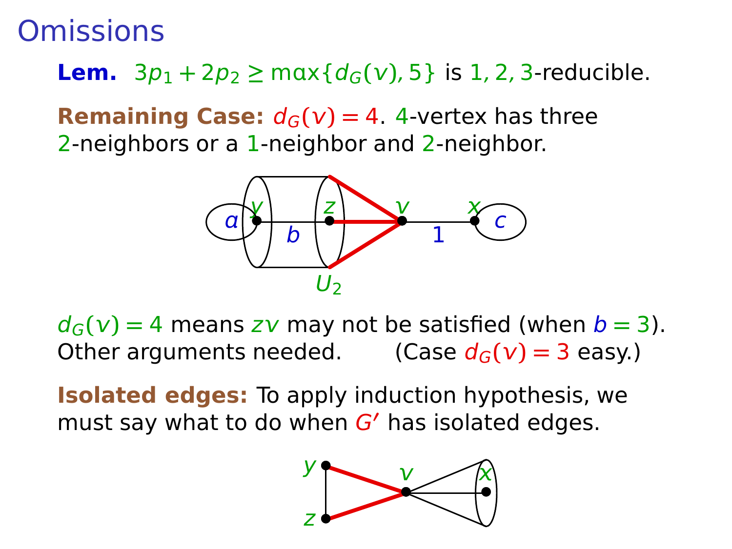# Omissions

**Lem.** $3p_1 + 2p_2 \geq \max\{d_G(v), 5\}$ is $1, 2, 3$-reducible.

**Remaining Case:** $d_G(v) = 4$. $4$-vertex has three $2$-neighbors or a $1$-neighbor and $2$-neighbor.

$d_G(v) = 4$ means $zv$ may not be satisfied (when $b = 3$). Other arguments needed. (Case $d_G(v) = 3$ easy.)

**Isolated edges:** To apply induction hypothesis, we must say what to do when $G'$ has isolated edges.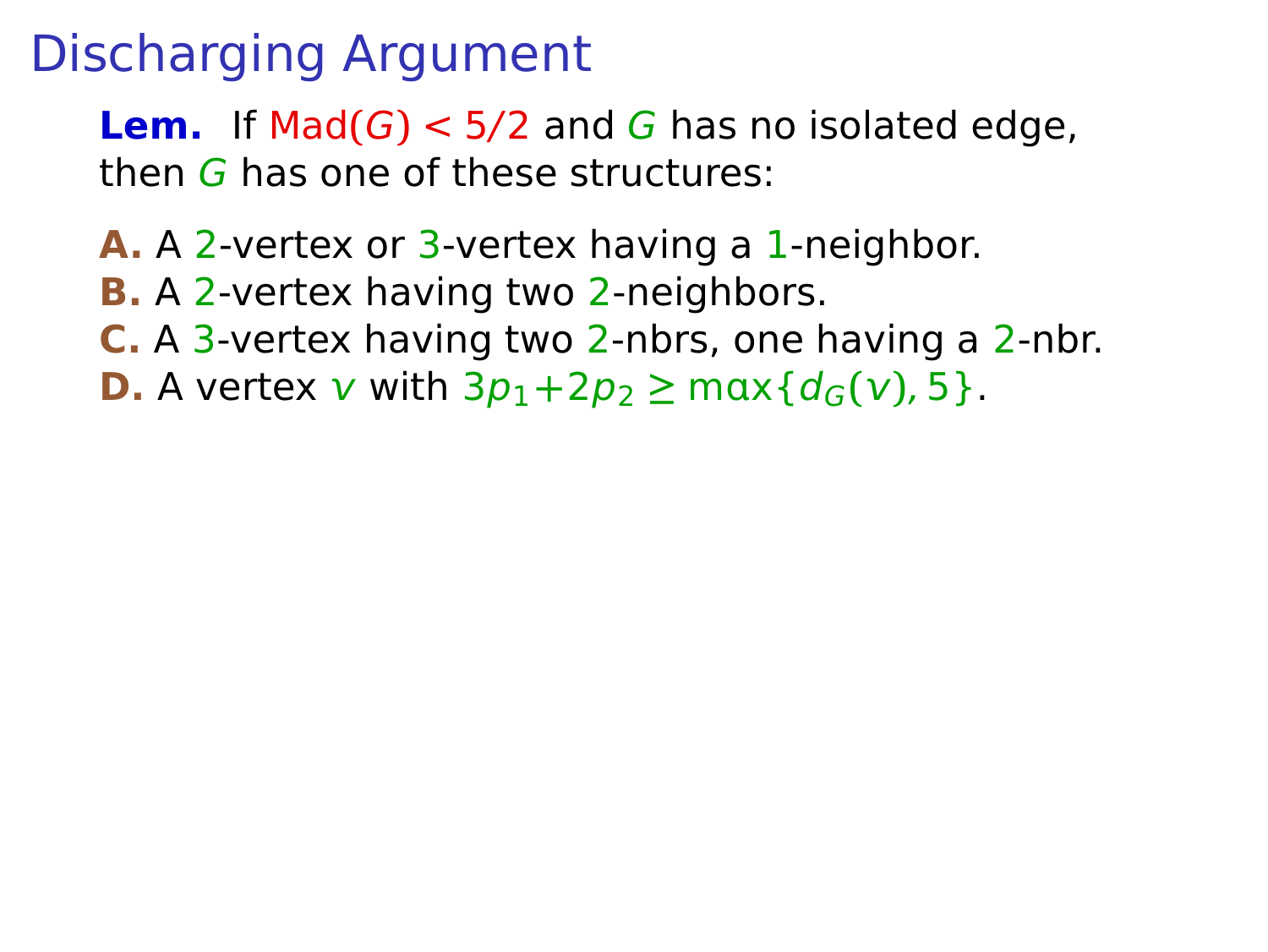# Discharging Argument

**Lem.** If $\mathrm{Mad}(G) < 5/2$ and $G$ has no isolated edge, then $G$ has one of these structures:

**A.** A 2-vertex or 3-vertex having a 1-neighbor.
**B.** A 2-vertex having two 2-neighbors.
**C.** A 3-vertex having two 2-nbrs, one having a 2-nbr.
**D.** A vertex $v$ with $3p_1 + 2p_2 \geq \max\{d_G(v), 5\}$.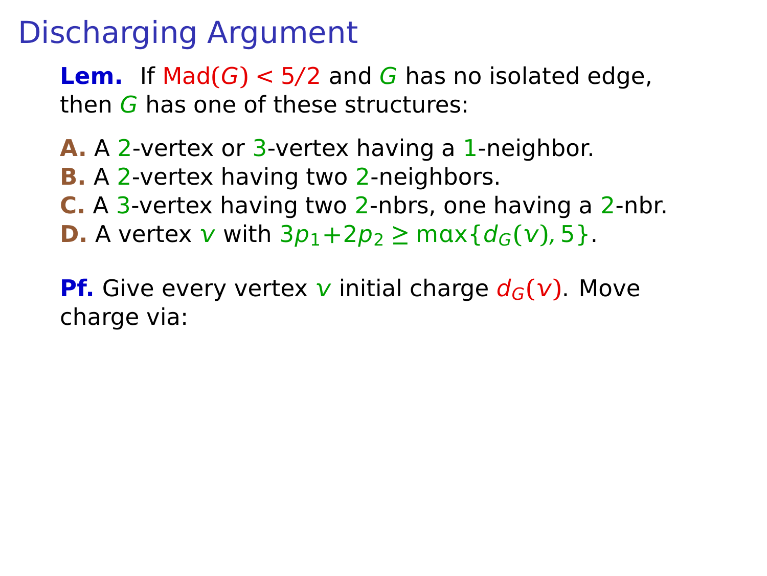# Discharging Argument

**Lem.** If $\text{Mad}(G) < 5/2$ and $G$ has no isolated edge, then $G$ has one of these structures:

**A.** A 2-vertex or 3-vertex having a 1-neighbor.
**B.** A 2-vertex having two 2-neighbors.
**C.** A 3-vertex having two 2-nbrs, one having a 2-nbr.
**D.** A vertex $v$ with $3p_1 + 2p_2 \geq \max\{d_G(v), 5\}$.

**Pf.** Give every vertex $v$ initial charge $d_G(v)$. Move charge via: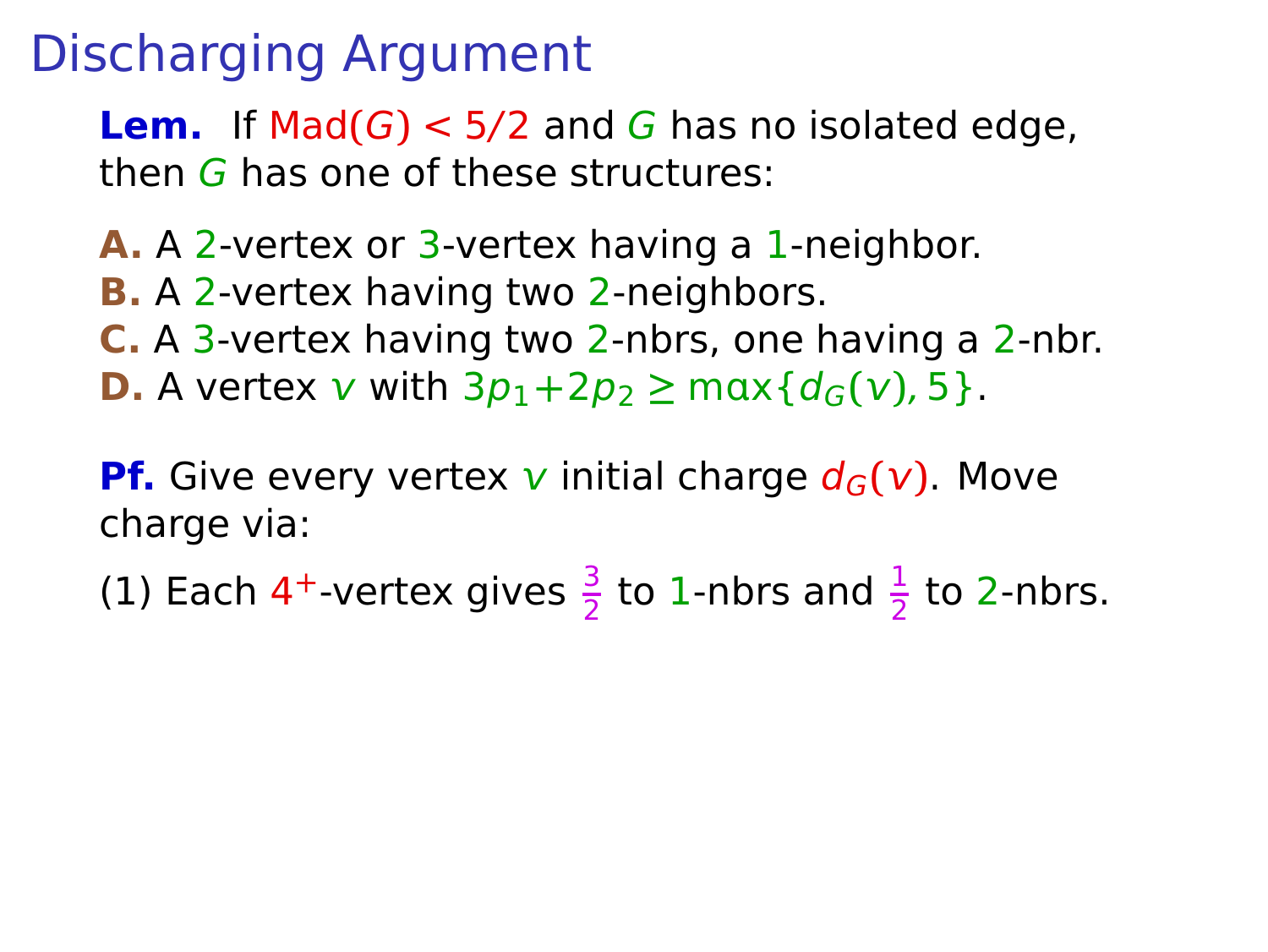# Discharging Argument

**Lem.** If $\mathrm{Mad}(G) < 5/2$ and $G$ has no isolated edge, then $G$ has one of these structures:

**A.** A $2$-vertex or $3$-vertex having a $1$-neighbor.
**B.** A $2$-vertex having two $2$-neighbors.
**C.** A $3$-vertex having two $2$-nbrs, one having a $2$-nbr.
**D.** A vertex $v$ with $3p_1 + 2p_2 \geq \max\{d_G(v), 5\}$.

**Pf.** Give every vertex $v$ initial charge $d_G(v)$. Move charge via:

(1) Each $4^+$-vertex gives $\frac{3}{2}$ to $1$-nbrs and $\frac{1}{2}$ to $2$-nbrs.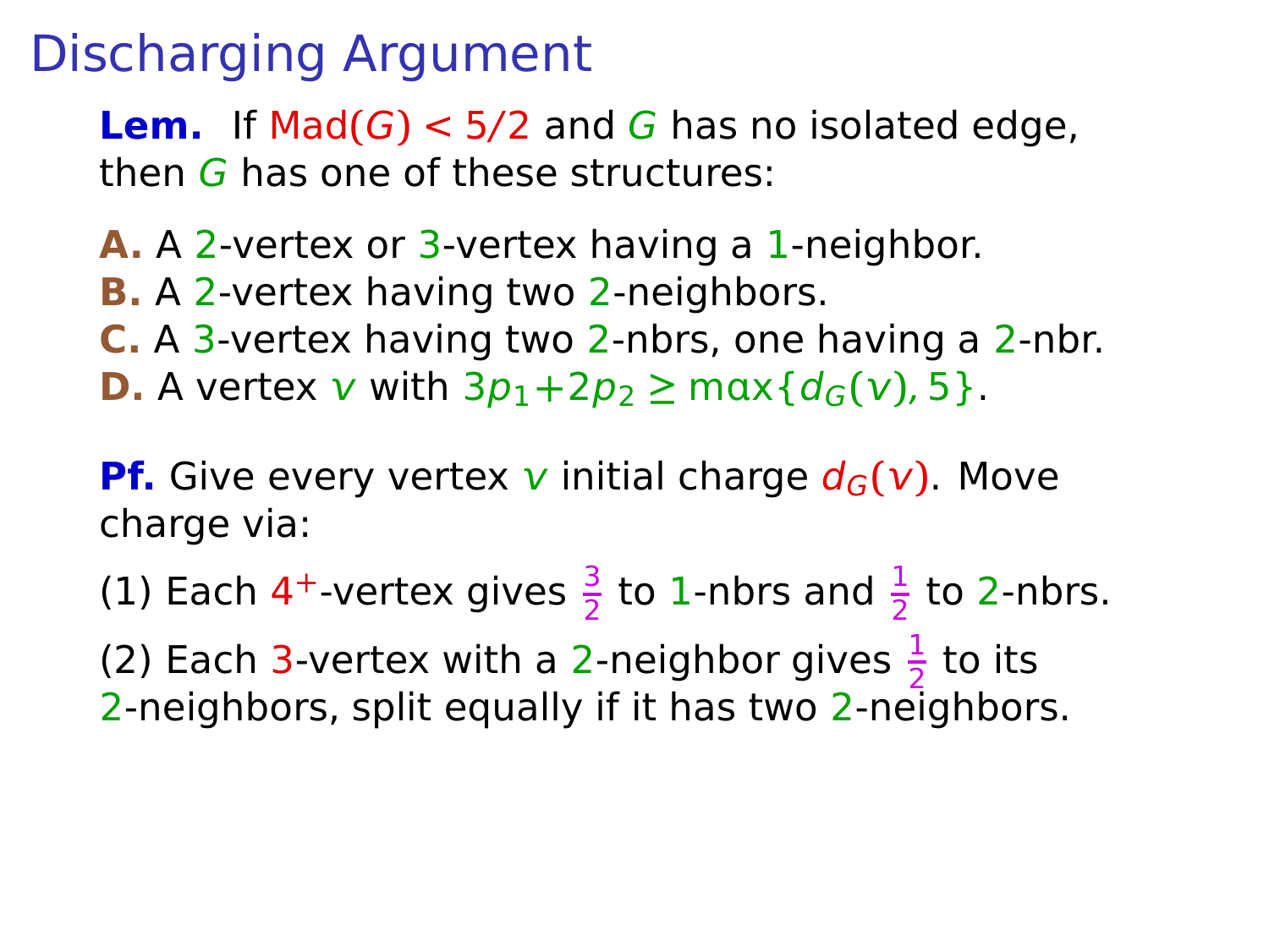# Discharging Argument

**Lem.** If $\text{Mad}(G) < 5/2$ and $G$ has no isolated edge, then $G$ has one of these structures:

**A.** A 2-vertex or 3-vertex having a 1-neighbor.
**B.** A 2-vertex having two 2-neighbors.
**C.** A 3-vertex having two 2-nbrs, one having a 2-nbr.
**D.** A vertex $v$ with $3p_1 + 2p_2 \geq \max\{d_G(v), 5\}$.

**Pf.** Give every vertex $v$ initial charge $d_G(v)$. Move charge via:

(1) Each $4^+$-vertex gives $\frac{3}{2}$ to 1-nbrs and $\frac{1}{2}$ to 2-nbrs.

(2) Each 3-vertex with a 2-neighbor gives $\frac{1}{2}$ to its 2-neighbors, split equally if it has two 2-neighbors.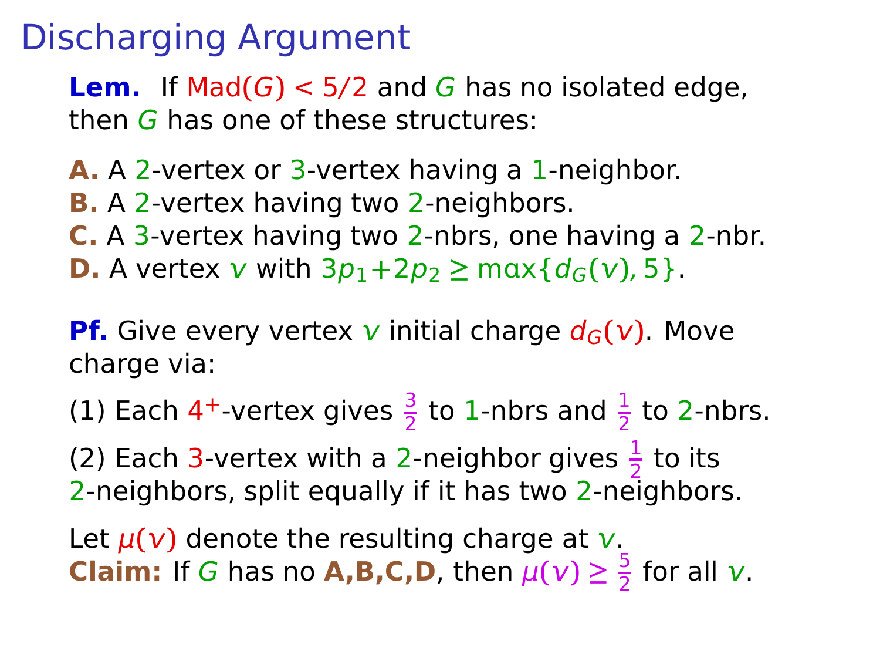# Discharging Argument

**Lem.** If $\text{Mad}(G) < 5/2$ and $G$ has no isolated edge, then $G$ has one of these structures:

**A.** A 2-vertex or 3-vertex having a 1-neighbor.
**B.** A 2-vertex having two 2-neighbors.
**C.** A 3-vertex having two 2-nbrs, one having a 2-nbr.
**D.** A vertex $v$ with $3p_1 + 2p_2 \geq \max\{d_G(v), 5\}$.

**Pf.** Give every vertex $v$ initial charge $d_G(v)$. Move charge via:

(1) Each $4^+$-vertex gives $\frac{3}{2}$ to 1-nbrs and $\frac{1}{2}$ to 2-nbrs.

(2) Each 3-vertex with a 2-neighbor gives $\frac{1}{2}$ to its 2-neighbors, split equally if it has two 2-neighbors.

Let $\mu(v)$ denote the resulting charge at $v$.
**Claim:** If $G$ has no **A,B,C,D**, then $\mu(v) \geq \frac{5}{2}$ for all $v$.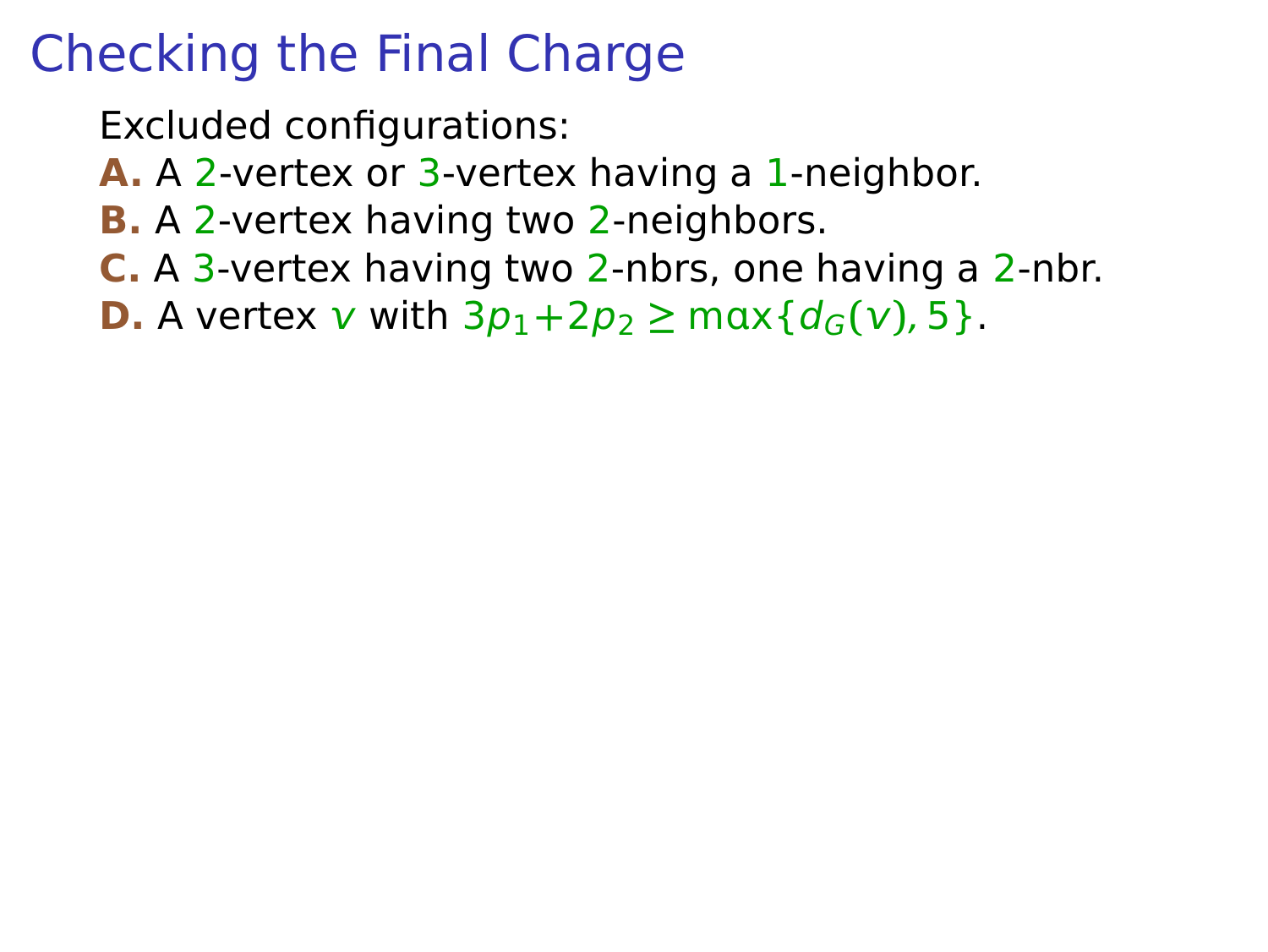# Checking the Final Charge

Excluded configurations:

**A.** A $2$-vertex or $3$-vertex having a $1$-neighbor.

**B.** A $2$-vertex having two $2$-neighbors.

**C.** A $3$-vertex having two $2$-nbrs, one having a $2$-nbr.

**D.** A vertex $v$ with $3p_1+2p_2 \geq \max\{d_G(v), 5\}$.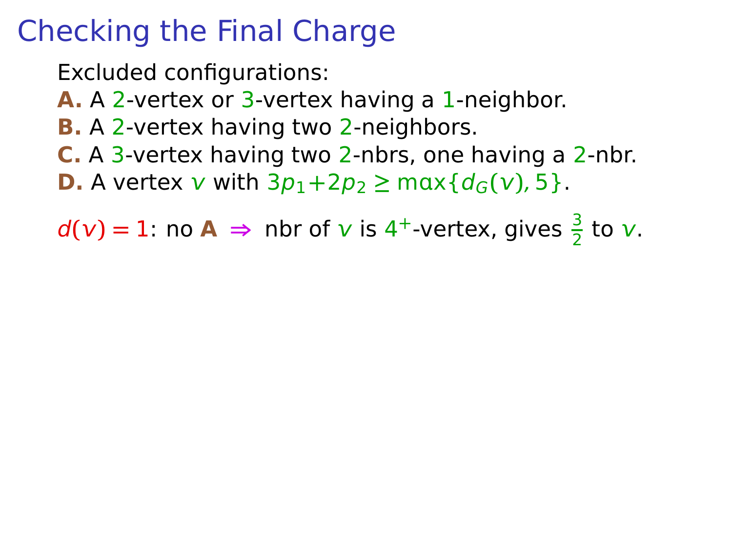# Checking the Final Charge

Excluded configurations:

**A.** A $2$-vertex or $3$-vertex having a $1$-neighbor.

**B.** A $2$-vertex having two $2$-neighbors.

**C.** A $3$-vertex having two $2$-nbrs, one having a $2$-nbr.

**D.** A vertex $v$ with $3p_1 + 2p_2 \geq \max\{d_G(v), 5\}$.

$d(v) = 1$: no **A** $\Rightarrow$ nbr of $v$ is $4^+$-vertex, gives $\frac{3}{2}$ to $v$.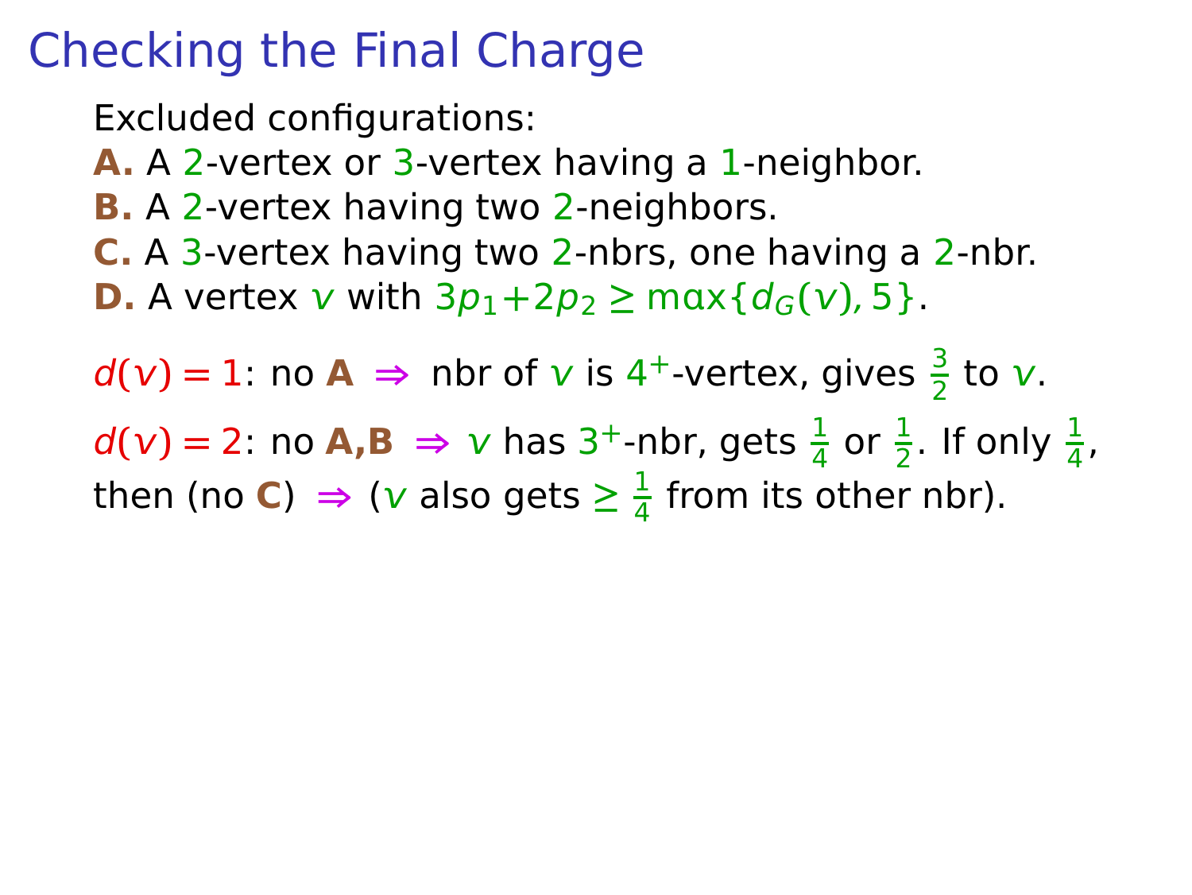# Checking the Final Charge

Excluded configurations:

**A.** A $2$-vertex or $3$-vertex having a $1$-neighbor.
**B.** A $2$-vertex having two $2$-neighbors.
**C.** A $3$-vertex having two $2$-nbrs, one having a $2$-nbr.
**D.** A vertex $v$ with $3p_1+2p_2 \geq \max\{d_G(v), 5\}$.

$d(v)=1$: no **A** $\Rightarrow$ nbr of $v$ is $4^+$-vertex, gives $\frac{3}{2}$ to $v$.

$d(v)=2$: no **A,B** $\Rightarrow$ $v$ has $3^+$-nbr, gets $\frac{1}{4}$ or $\frac{1}{2}$. If only $\frac{1}{4}$, then (no **C**) $\Rightarrow$ ($v$ also gets $\geq \frac{1}{4}$ from its other nbr).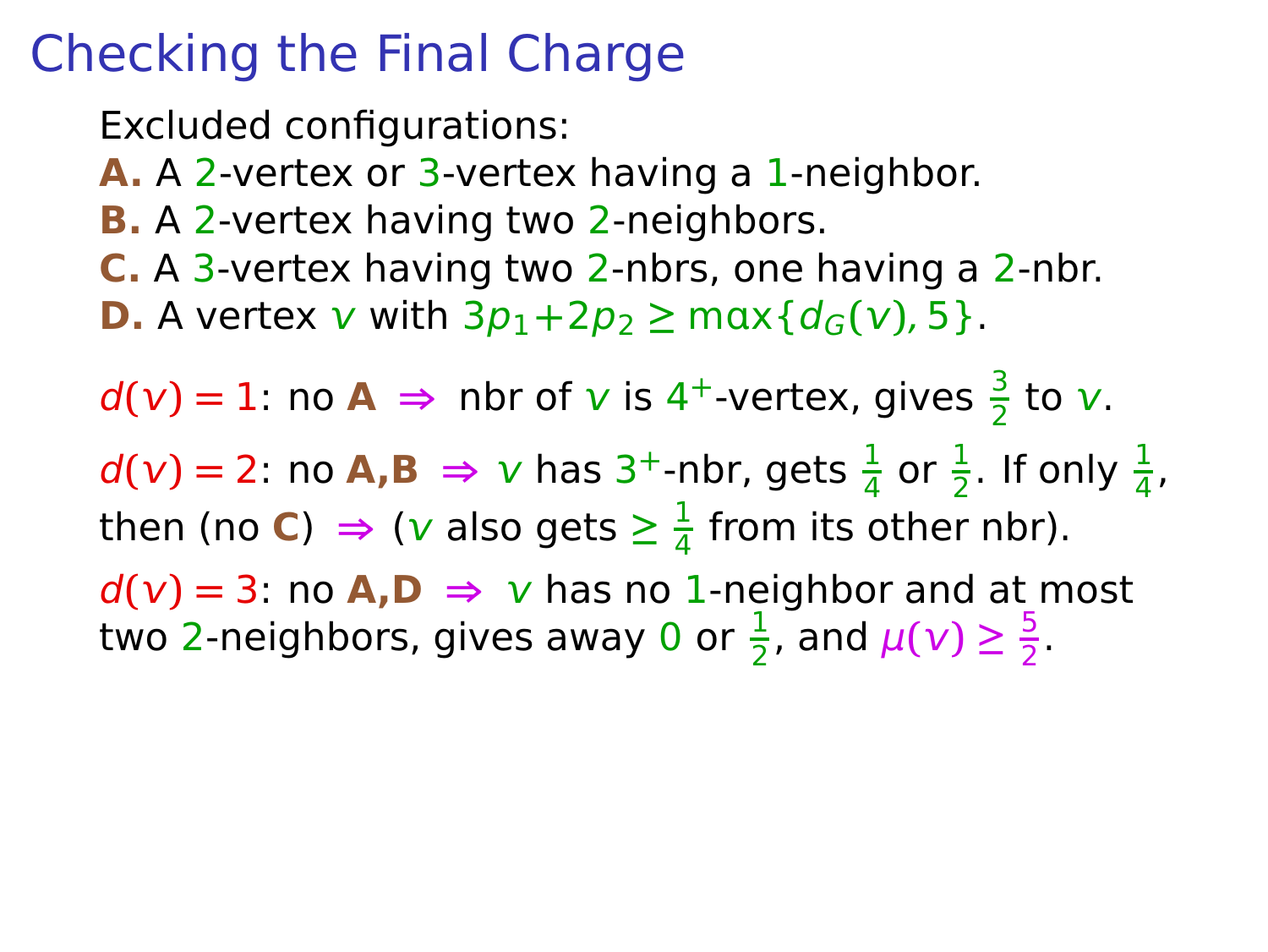# Checking the Final Charge

Excluded configurations:

**A.** A $2$-vertex or $3$-vertex having a $1$-neighbor.
**B.** A $2$-vertex having two $2$-neighbors.
**C.** A $3$-vertex having two $2$-nbrs, one having a $2$-nbr.
**D.** A vertex $v$ with $3p_1+2p_2 \ge \max\{d_G(v), 5\}$.

$d(v)=1$: no **A** $\Rightarrow$ nbr of $v$ is $4^+$-vertex, gives $\frac{3}{2}$ to $v$.

$d(v)=2$: no **A,B** $\Rightarrow$ $v$ has $3^+$-nbr, gets $\frac{1}{4}$ or $\frac{1}{2}$. If only $\frac{1}{4}$, then (no **C**) $\Rightarrow$ ($v$ also gets $\ge \frac{1}{4}$ from its other nbr).

$d(v)=3$: no **A,D** $\Rightarrow$ $v$ has no $1$-neighbor and at most two $2$-neighbors, gives away $0$ or $\frac{1}{2}$, and $\mu(v) \ge \frac{5}{2}$.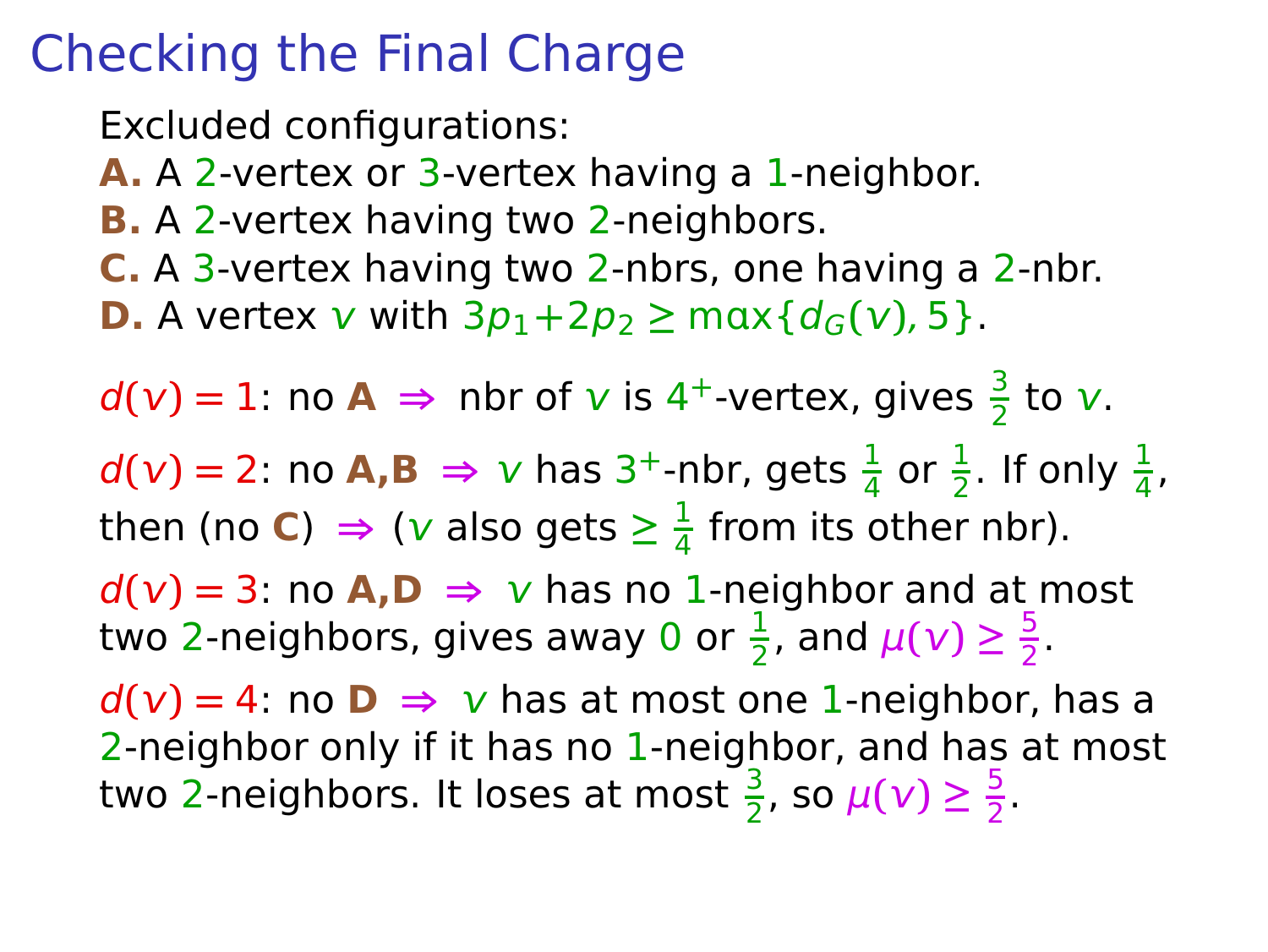# Checking the Final Charge

Excluded configurations:

**A.** A 2-vertex or 3-vertex having a 1-neighbor.
**B.** A 2-vertex having two 2-neighbors.
**C.** A 3-vertex having two 2-nbrs, one having a 2-nbr.
**D.** A vertex $v$ with $3p_1+2p_2 \geq \max\{d_G(v), 5\}$.

$d(v)=1$: no **A** $\Rightarrow$ nbr of $v$ is $4^+$-vertex, gives $\frac{3}{2}$ to $v$.

$d(v)=2$: no **A,B** $\Rightarrow$ $v$ has $3^+$-nbr, gets $\frac{1}{4}$ or $\frac{1}{2}$. If only $\frac{1}{4}$, then (no **C**) $\Rightarrow$ ($v$ also gets $\geq \frac{1}{4}$ from its other nbr).

$d(v)=3$: no **A,D** $\Rightarrow$ $v$ has no 1-neighbor and at most two 2-neighbors, gives away 0 or $\frac{1}{2}$, and $\mu(v) \geq \frac{5}{2}$.

$d(v)=4$: no **D** $\Rightarrow$ $v$ has at most one 1-neighbor, has a 2-neighbor only if it has no 1-neighbor, and has at most two 2-neighbors. It loses at most $\frac{3}{2}$, so $\mu(v) \geq \frac{5}{2}$.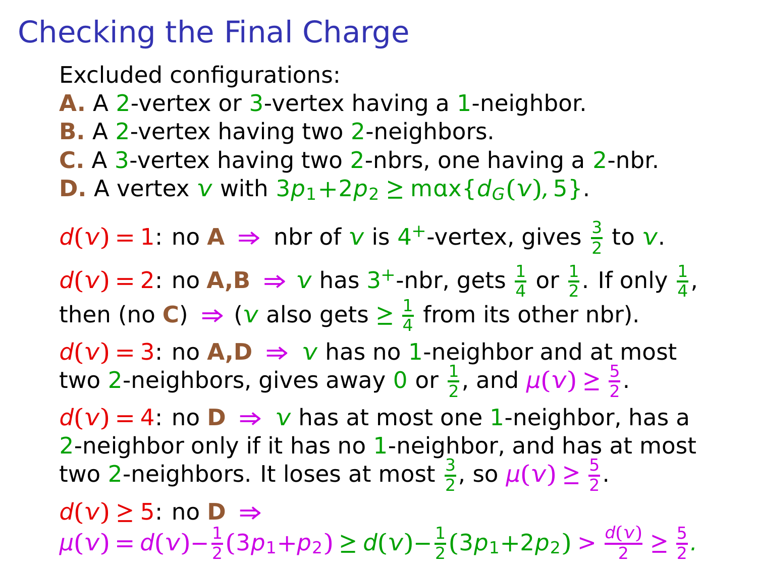# Checking the Final Charge

Excluded configurations:

**A.** A 2-vertex or 3-vertex having a 1-neighbor.
**B.** A 2-vertex having two 2-neighbors.
**C.** A 3-vertex having two 2-nbrs, one having a 2-nbr.
**D.** A vertex $v$ with $3p_1+2p_2 \ge \max\{d_G(v), 5\}$.

$d(v)=1$: no **A** $\Rightarrow$ nbr of $v$ is $4^+$-vertex, gives $\frac{3}{2}$ to $v$.

$d(v)=2$: no **A,B** $\Rightarrow$ $v$ has $3^+$-nbr, gets $\frac{1}{4}$ or $\frac{1}{2}$. If only $\frac{1}{4}$, then (no **C**) $\Rightarrow$ ($v$ also gets $\ge \frac{1}{4}$ from its other nbr).

$d(v)=3$: no **A,D** $\Rightarrow$ $v$ has no 1-neighbor and at most two 2-neighbors, gives away 0 or $\frac{1}{2}$, and $\mu(v) \ge \frac{5}{2}$.

$d(v)=4$: no **D** $\Rightarrow$ $v$ has at most one 1-neighbor, has a 2-neighbor only if it has no 1-neighbor, and has at most two 2-neighbors. It loses at most $\frac{3}{2}$, so $\mu(v) \ge \frac{5}{2}$.

$d(v)\ge 5$: no **D** $\Rightarrow$
$\mu(v) = d(v) - \frac{1}{2}(3p_1+p_2) \ge d(v) - \frac{1}{2}(3p_1+2p_2) > \frac{d(v)}{2} \ge \frac{5}{2}$.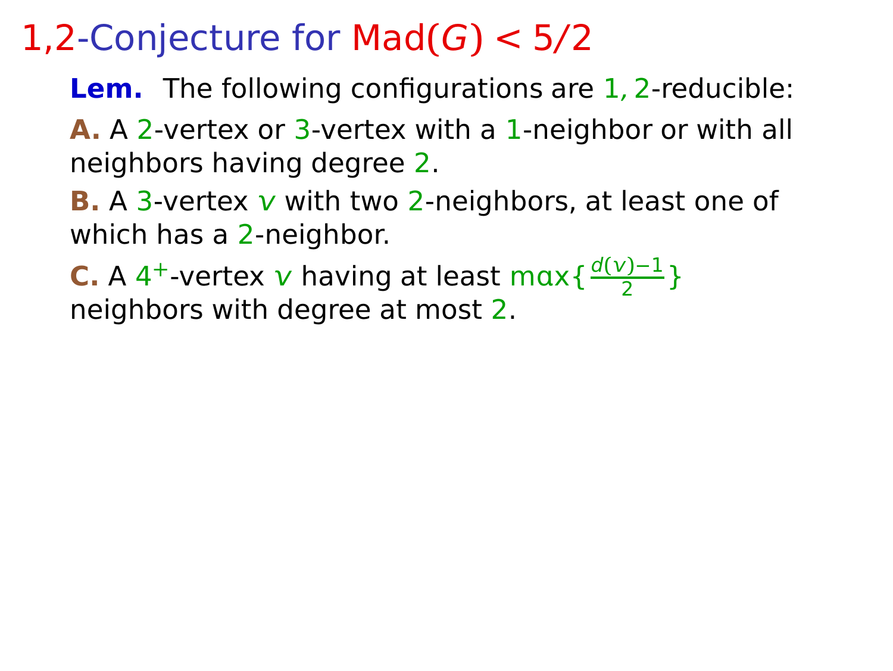# 1,2-Conjecture for $\text{Mad}(G) < 5/2$

**Lem.** The following configurations are $1, 2$-reducible:

**A.** A $2$-vertex or $3$-vertex with a $1$-neighbor or with all neighbors having degree $2$.

**B.** A $3$-vertex $v$ with two $2$-neighbors, at least one of which has a $2$-neighbor.

**C.** A $4^+$-vertex $v$ having at least $\max\{\frac{d(v)-1}{2}\}$ neighbors with degree at most $2$.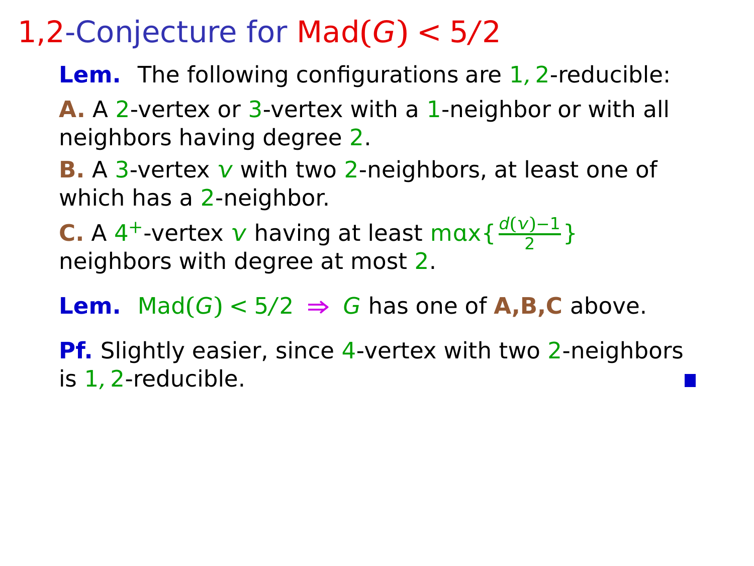# 1,2-Conjecture for Mad($G$) < 5/2

**Lem.** The following configurations are $1, 2$-reducible:

**A.** A $2$-vertex or $3$-vertex with a $1$-neighbor or with all neighbors having degree $2$.

**B.** A $3$-vertex $v$ with two $2$-neighbors, at least one of which has a $2$-neighbor.

**C.** A $4^+$-vertex $v$ having at least $\max\{\frac{d(v)-1}{2}\}$ neighbors with degree at most $2$.

**Lem.** $\text{Mad}(G) < 5/2 \Rightarrow G$ has one of **A,B,C** above.

**Pf.** Slightly easier, since $4$-vertex with two $2$-neighbors is $1, 2$-reducible. ∎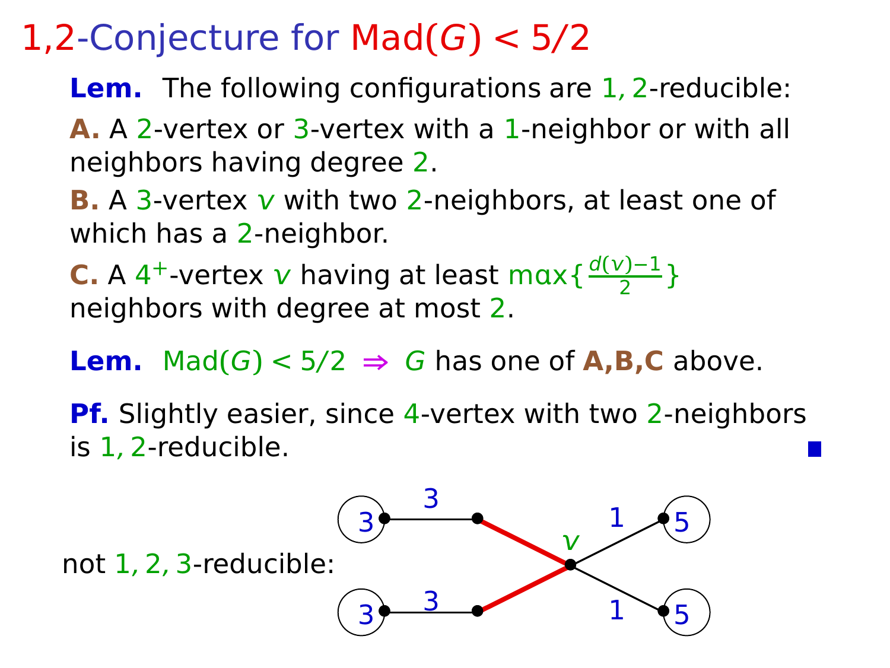# 1,2-Conjecture for Mad($G$) < 5/2

**Lem.** The following configurations are 1, 2-reducible:

**A.** A 2-vertex or 3-vertex with a 1-neighbor or with all neighbors having degree 2.

**B.** A 3-vertex $v$ with two 2-neighbors, at least one of which has a 2-neighbor.

**C.** A $4^+$-vertex $v$ having at least $\max\{\frac{d(v)-1}{2}\}$ neighbors with degree at most 2.

**Lem.** Mad($G$) < 5/2 $\Rightarrow$ $G$ has one of **A,B,C** above.

**Pf.** Slightly easier, since 4-vertex with two 2-neighbors is 1, 2-reducible. ∎

not 1, 2, 3-reducible: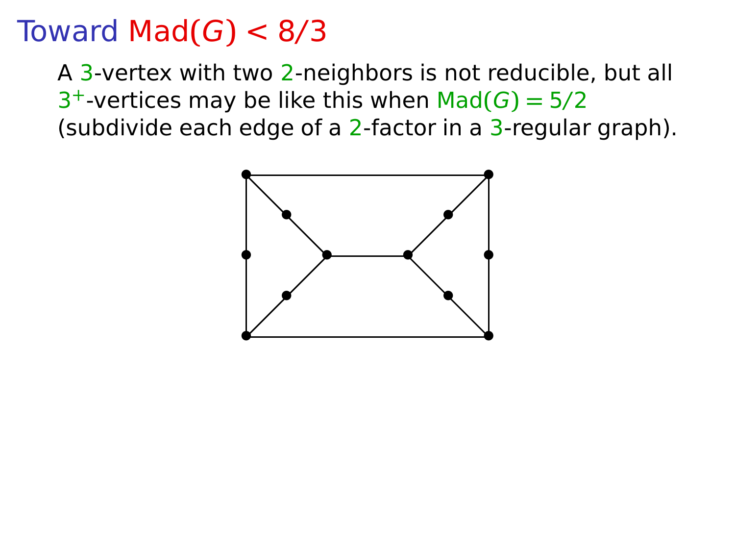# Toward $\mathrm{Mad}(G) < 8/3$

A 3-vertex with two 2-neighbors is not reducible, but all $3^+$-vertices may be like this when $\mathrm{Mad}(G) = 5/2$ (subdivide each edge of a 2-factor in a 3-regular graph).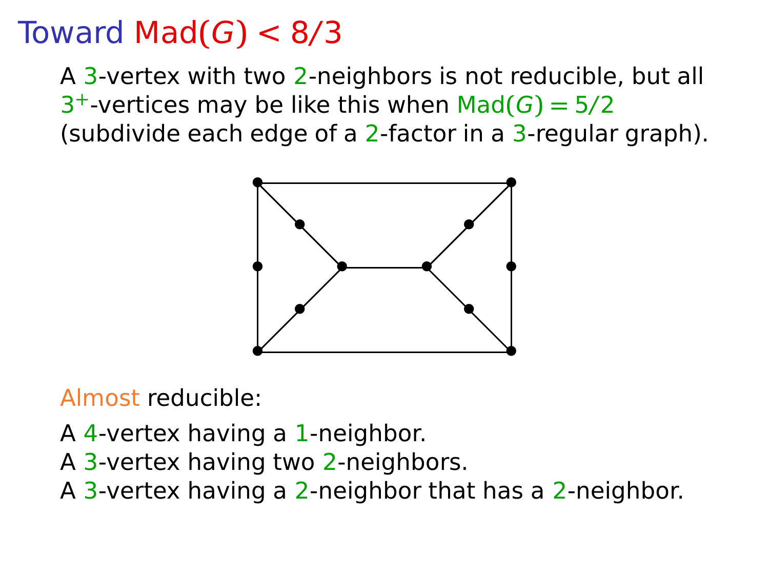# Toward $\mathrm{Mad}(G) < 8/3$

A 3-vertex with two 2-neighbors is not reducible, but all $3^+$-vertices may be like this when $\mathrm{Mad}(G) = 5/2$ (subdivide each edge of a 2-factor in a 3-regular graph).

Almost reducible:

A 4-vertex having a 1-neighbor.
A 3-vertex having two 2-neighbors.
A 3-vertex having a 2-neighbor that has a 2-neighbor.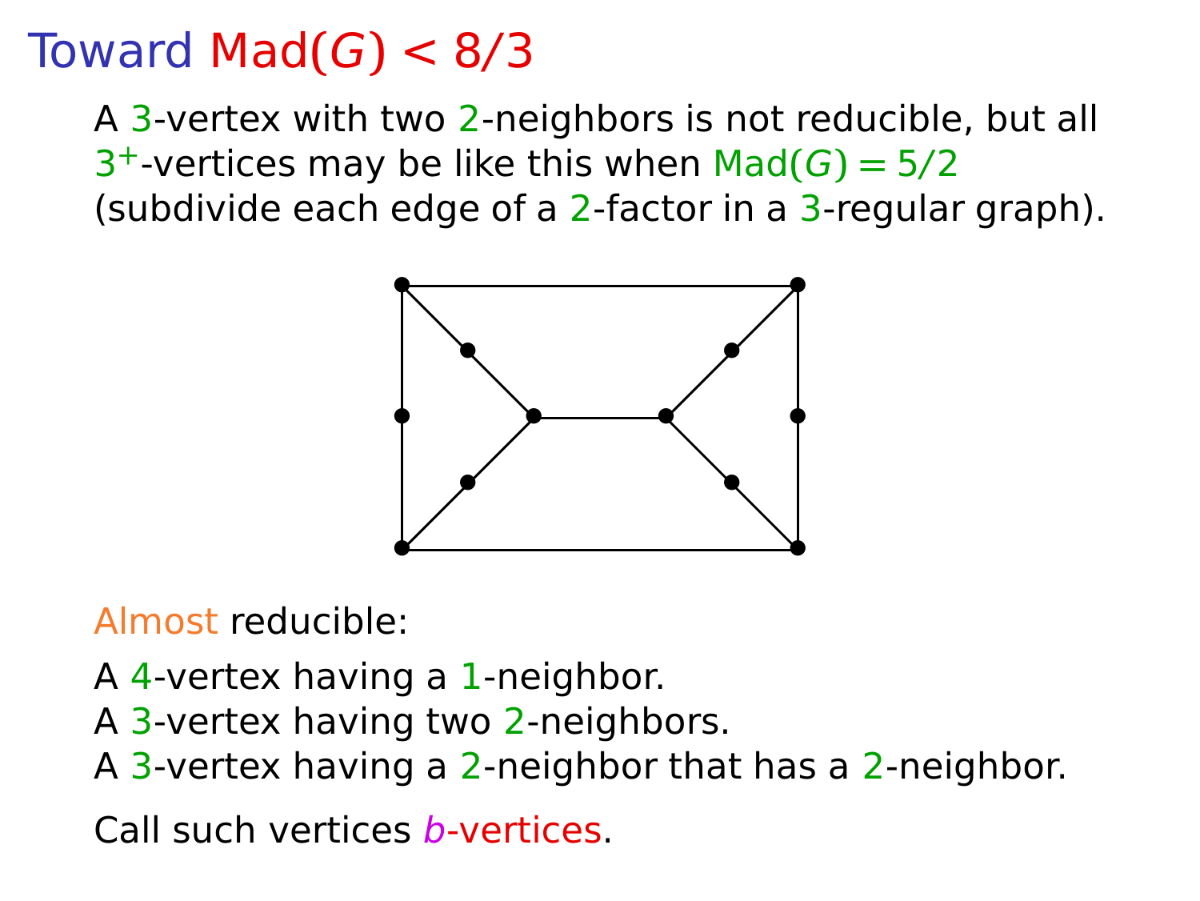# Toward $\text{Mad}(G) < 8/3$

A 3-vertex with two 2-neighbors is not reducible, but all $3^+$-vertices may be like this when $\text{Mad}(G) = 5/2$ (subdivide each edge of a 2-factor in a 3-regular graph).

**Almost** reducible:

A 4-vertex having a 1-neighbor.
A 3-vertex having two 2-neighbors.
A 3-vertex having a 2-neighbor that has a 2-neighbor.

Call such vertices *b*-vertices.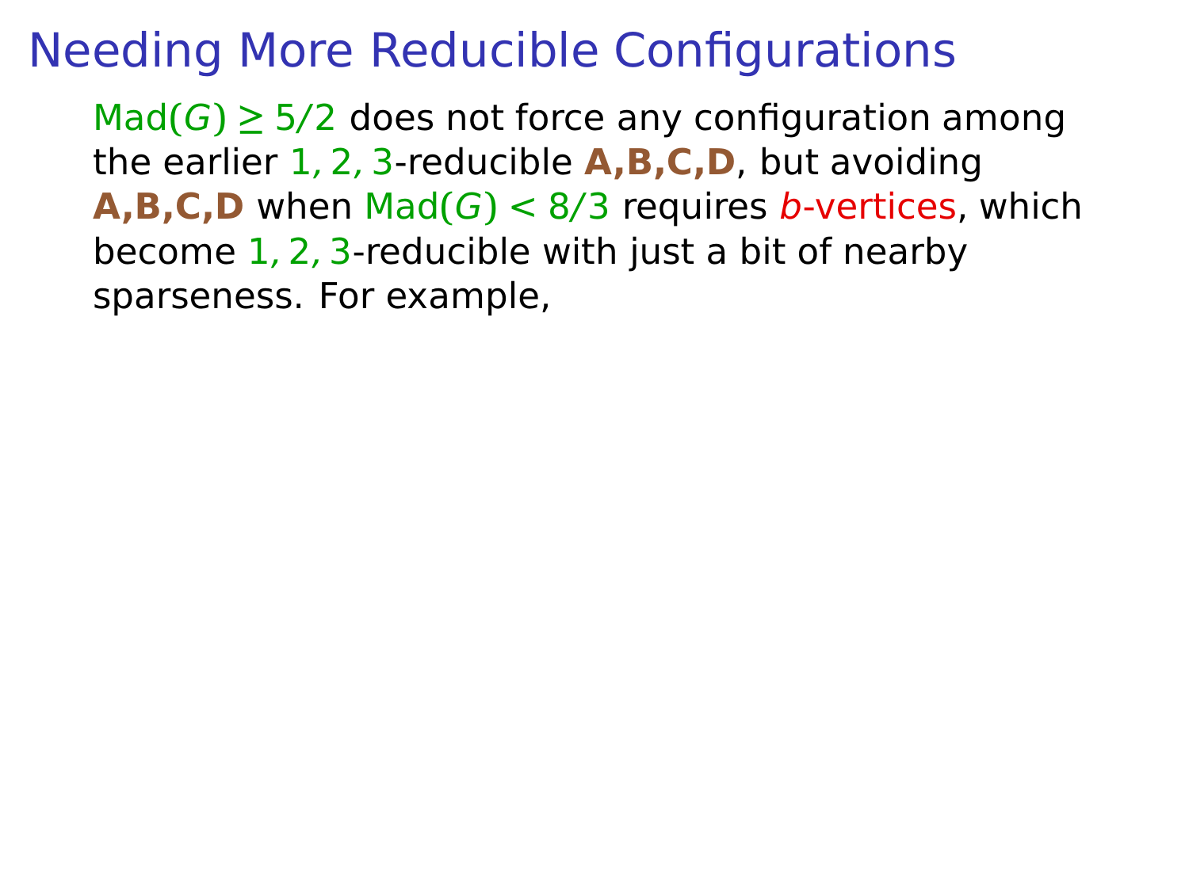# Needing More Reducible Configurations

$\text{Mad}(G) \ge 5/2$ does not force any configuration among the earlier $1, 2, 3$-reducible **A,B,C,D**, but avoiding **A,B,C,D** when $\text{Mad}(G) < 8/3$ requires *b*-vertices, which become $1, 2, 3$-reducible with just a bit of nearby sparseness. For example,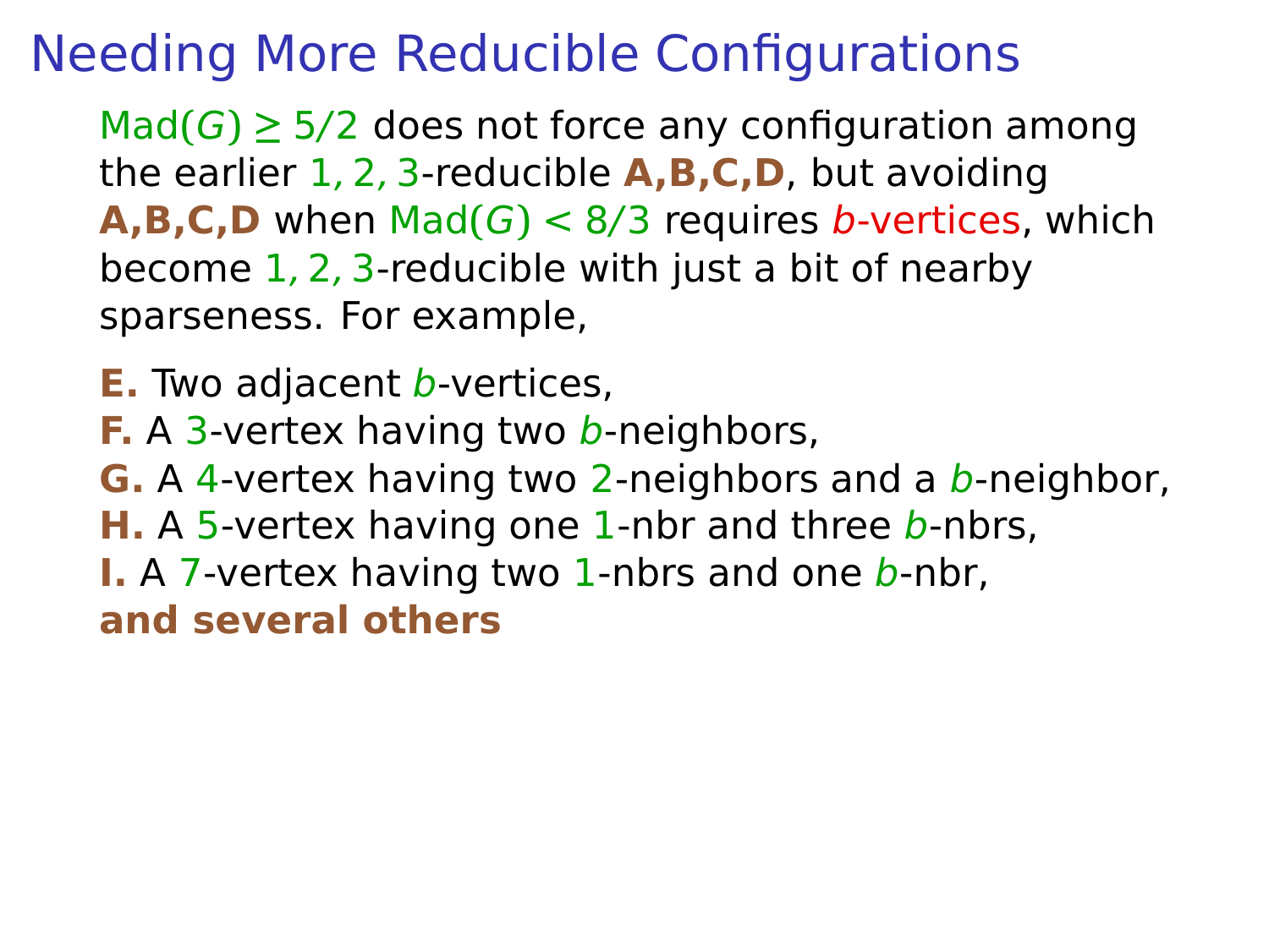# Needing More Reducible Configurations

$\mathrm{Mad}(G) \geq 5/2$ does not force any configuration among the earlier $1, 2, 3$-reducible **A,B,C,D**, but avoiding **A,B,C,D** when $\mathrm{Mad}(G) < 8/3$ requires *b*-vertices, which become $1, 2, 3$-reducible with just a bit of nearby sparseness. For example,

**E.** Two adjacent $b$-vertices,
**F.** A $3$-vertex having two $b$-neighbors,
**G.** A $4$-vertex having two $2$-neighbors and a $b$-neighbor,
**H.** A $5$-vertex having one $1$-nbr and three $b$-nbrs,
**I.** A $7$-vertex having two $1$-nbrs and one $b$-nbr,
**and several others**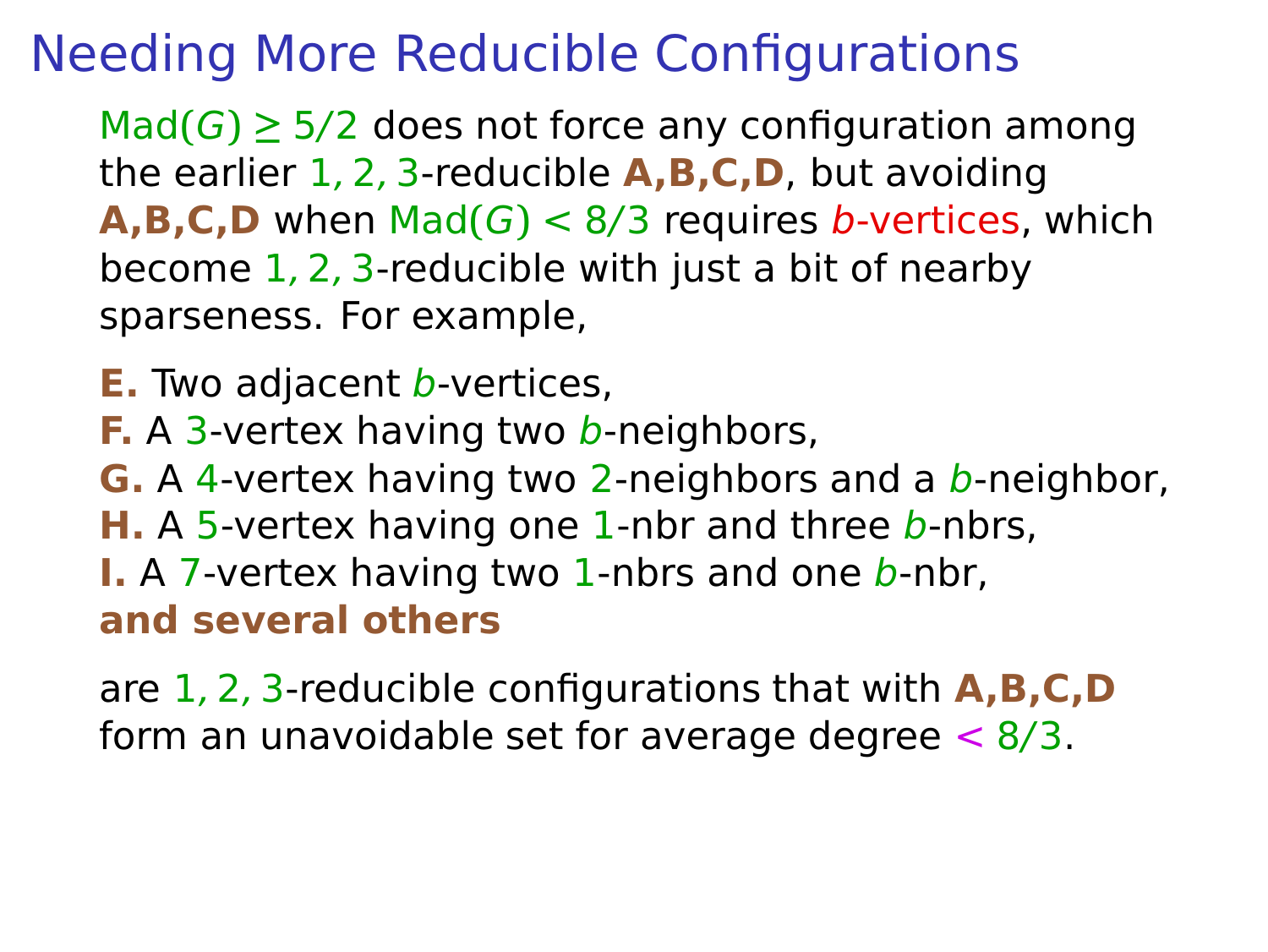# Needing More Reducible Configurations

$\mathrm{Mad}(G) \geq 5/2$ does not force any configuration among the earlier $1, 2, 3$-reducible **A,B,C,D**, but avoiding **A,B,C,D** when $\mathrm{Mad}(G) < 8/3$ requires *b*-vertices, which become $1, 2, 3$-reducible with just a bit of nearby sparseness. For example,

**E.** Two adjacent $b$-vertices,
**F.** A $3$-vertex having two $b$-neighbors,
**G.** A $4$-vertex having two $2$-neighbors and a $b$-neighbor,
**H.** A $5$-vertex having one $1$-nbr and three $b$-nbrs,
**I.** A $7$-vertex having two $1$-nbrs and one $b$-nbr,
**and several others**

are $1, 2, 3$-reducible configurations that with **A,B,C,D** form an unavoidable set for average degree $< 8/3$.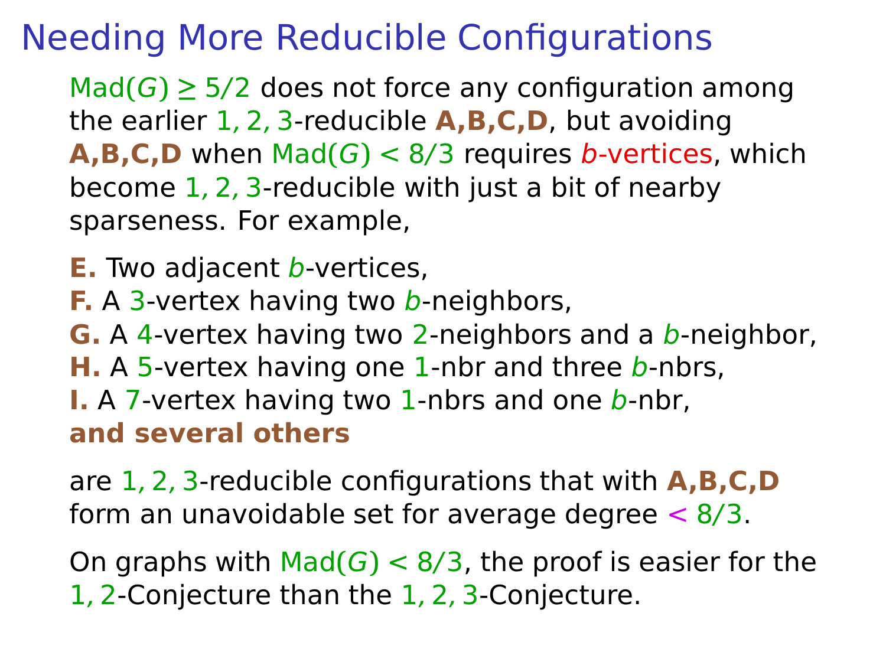# Needing More Reducible Configurations

$\text{Mad}(G) \geq 5/2$ does not force any configuration among the earlier $1, 2, 3$-reducible **A,B,C,D**, but avoiding **A,B,C,D** when $\text{Mad}(G) < 8/3$ requires *b*-vertices, which become $1, 2, 3$-reducible with just a bit of nearby sparseness. For example,

**E.** Two adjacent $b$-vertices,
**F.** A $3$-vertex having two $b$-neighbors,
**G.** A $4$-vertex having two $2$-neighbors and a $b$-neighbor,
**H.** A $5$-vertex having one $1$-nbr and three $b$-nbrs,
**I.** A $7$-vertex having two $1$-nbrs and one $b$-nbr,
**and several others**

are $1, 2, 3$-reducible configurations that with **A,B,C,D** form an unavoidable set for average degree $< 8/3$.

On graphs with $\text{Mad}(G) < 8/3$, the proof is easier for the $1, 2$-Conjecture than the $1, 2, 3$-Conjecture.